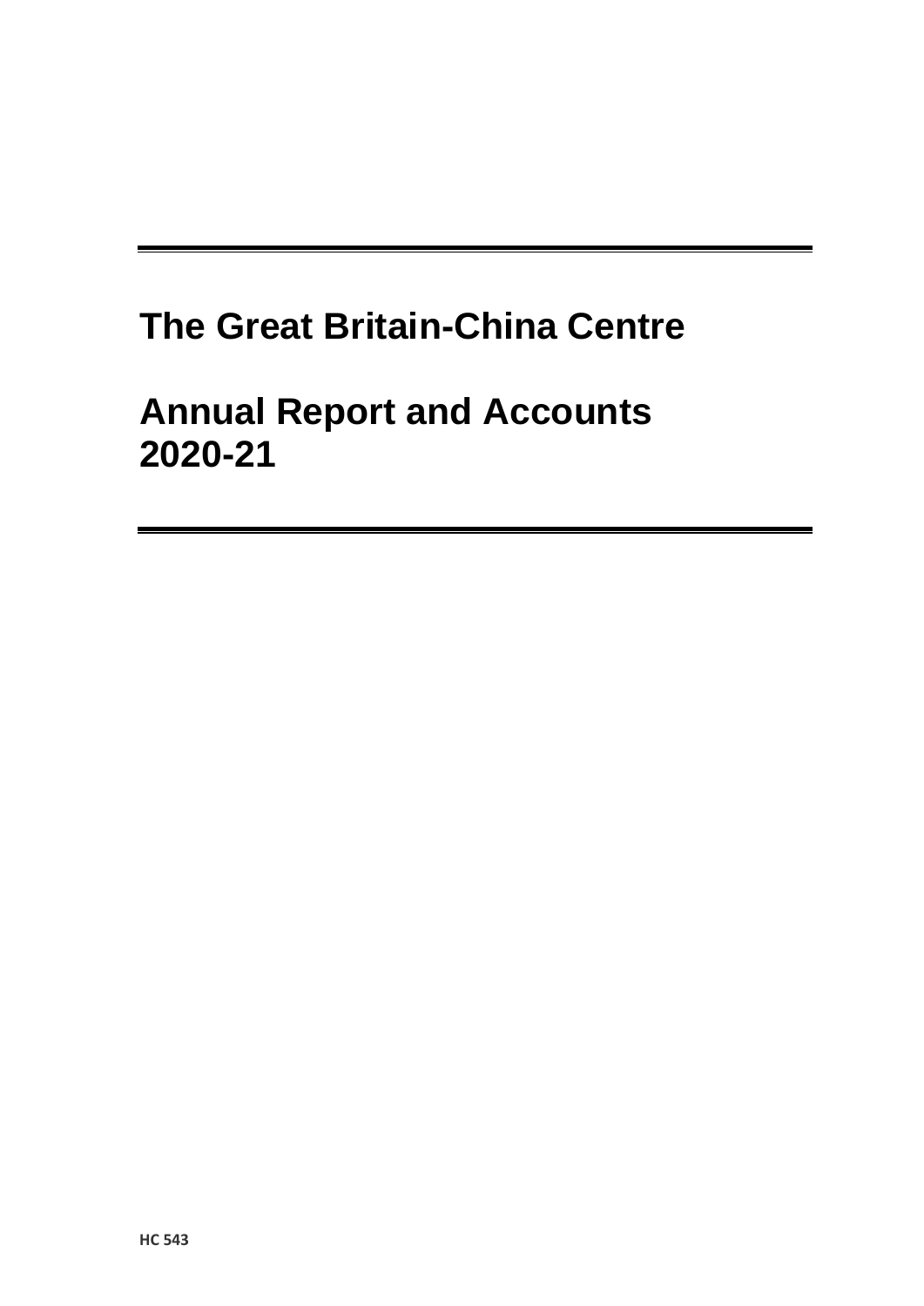# The Great Britain-China Centre

# Annual Report and Accounts 2020-21

HC 543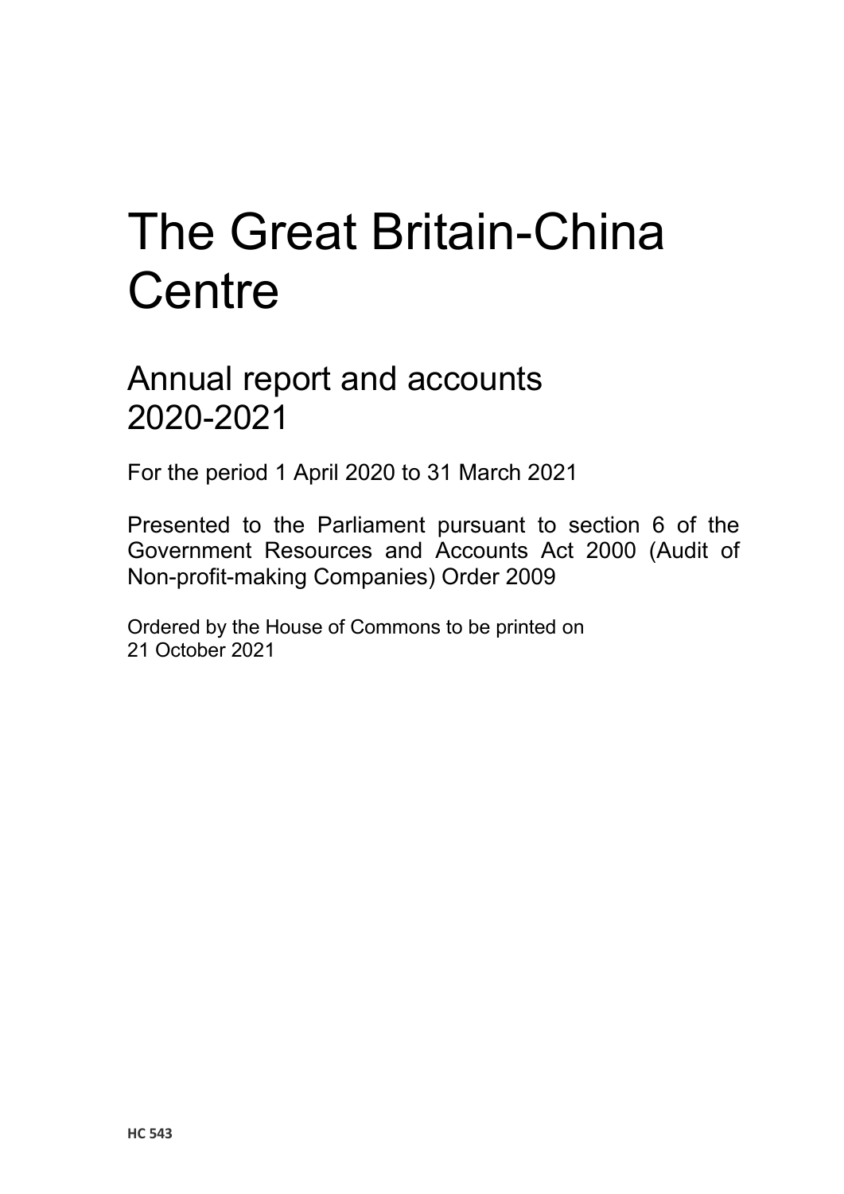# The Great Britain-China Centre

## Annual report and accounts 2020-2021

For the period 1 April 2020 to 31 March 2021

Presented to the Parliament pursuant to section 6 of the Government Resources and Accounts Act 2000 (Audit of Non-profit-making Companies) Order 2009

Ordered by the House of Commons to be printed on 21 October 2021

**HC 543**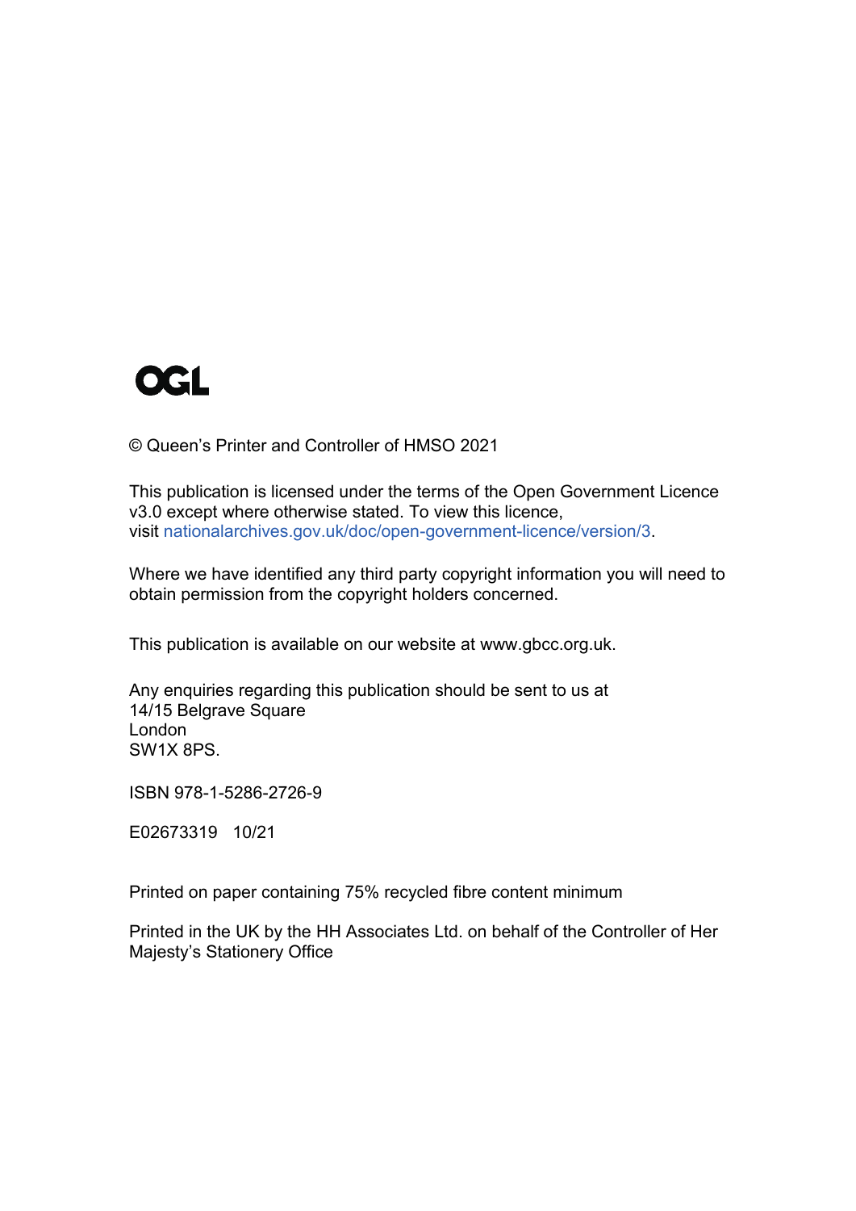OGL

© Queen's Printer and Controller of HMSO 2021

This publication is licensed under the terms of the Open Government Licence v3.0 except where otherwise stated. To view this licence, visit nationalarchives.gov.uk/doc/open-government-licence/version/3.

Where we have identified any third party copyright information you will need to obtain permission from the copyright holders concerned.

This publication is available on our website at www.gbcc.org.uk.

Any enquiries regarding this publication should be sent to us at
14/15 Belgrave Square
London
SW1X 8PS.

ISBN 978-1-5286-2726-9

E02673319 10/21

Printed on paper containing 75% recycled fibre content minimum

Printed in the UK by the HH Associates Ltd. on behalf of the Controller of Her Majesty's Stationery Office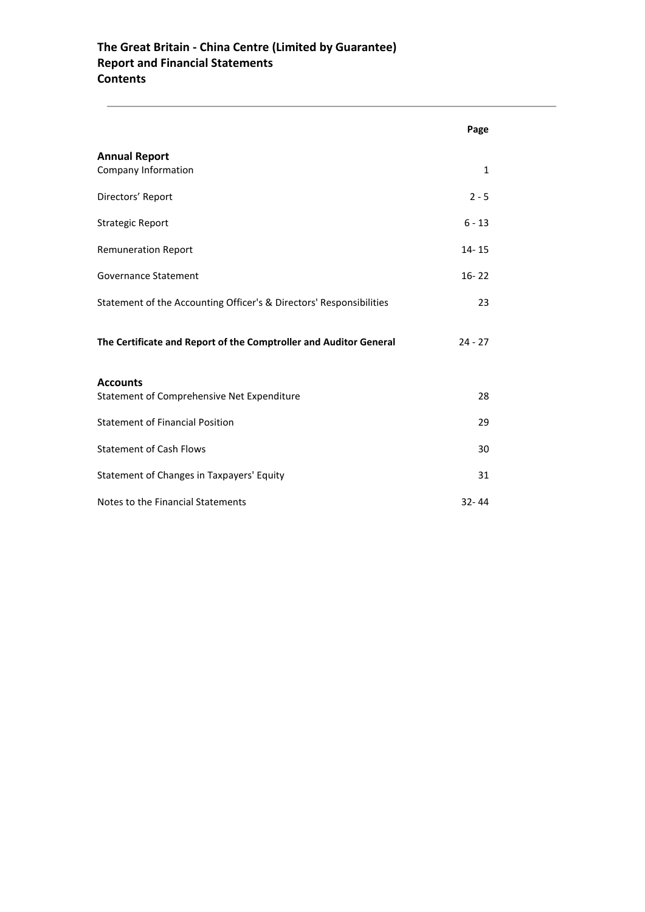# The Great Britain - China Centre (Limited by Guarantee)
## Report and Financial Statements
## Contents

| | Page |
|---|---|
| **Annual Report** | |
| Company Information | 1 |
| Directors' Report | 2 - 5 |
| Strategic Report | 6 - 13 |
| Remuneration Report | 14- 15 |
| Governance Statement | 16- 22 |
| Statement of the Accounting Officer's & Directors' Responsibilities | 23 |
| **The Certificate and Report of the Comptroller and Auditor General** | 24 - 27 |
| **Accounts** | |
| Statement of Comprehensive Net Expenditure | 28 |
| Statement of Financial Position | 29 |
| Statement of Cash Flows | 30 |
| Statement of Changes in Taxpayers' Equity | 31 |
| Notes to the Financial Statements | 32- 44 |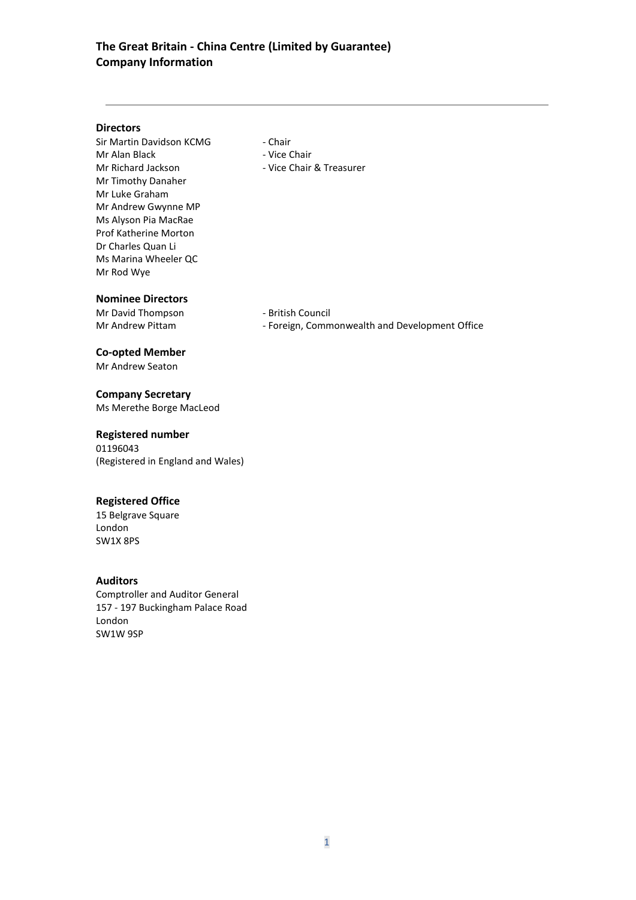# The Great Britain - China Centre (Limited by Guarantee)
## Company Information

---

### Directors

Sir Martin Davidson KCMG - Chair
Mr Alan Black - Vice Chair
Mr Richard Jackson - Vice Chair & Treasurer
Mr Timothy Danaher
Mr Luke Graham
Mr Andrew Gwynne MP
Ms Alyson Pia MacRae
Prof Katherine Morton
Dr Charles Quan Li
Ms Marina Wheeler QC
Mr Rod Wye

### Nominee Directors

Mr David Thompson - British Council
Mr Andrew Pittam - Foreign, Commonwealth and Development Office

### Co-opted Member

Mr Andrew Seaton

### Company Secretary

Ms Merethe Borge MacLeod

### Registered number

01196043
(Registered in England and Wales)

### Registered Office

15 Belgrave Square
London
SW1X 8PS

### Auditors

Comptroller and Auditor General
157 - 197 Buckingham Palace Road
London
SW1W 9SP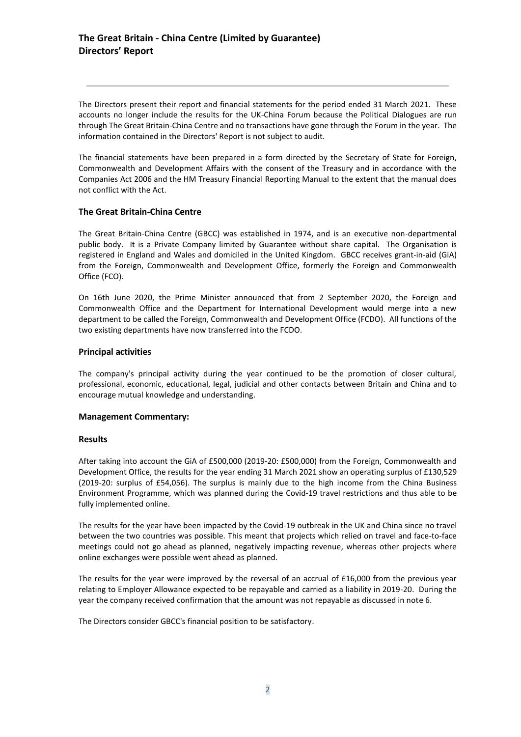# The Great Britain - China Centre (Limited by Guarantee)
## Directors' Report

---

The Directors present their report and financial statements for the period ended 31 March 2021. These accounts no longer include the results for the UK-China Forum because the Political Dialogues are run through The Great Britain-China Centre and no transactions have gone through the Forum in the year. The information contained in the Directors' Report is not subject to audit.

The financial statements have been prepared in a form directed by the Secretary of State for Foreign, Commonwealth and Development Affairs with the consent of the Treasury and in accordance with the Companies Act 2006 and the HM Treasury Financial Reporting Manual to the extent that the manual does not conflict with the Act.

### The Great Britain-China Centre

The Great Britain-China Centre (GBCC) was established in 1974, and is an executive non-departmental public body. It is a Private Company limited by Guarantee without share capital. The Organisation is registered in England and Wales and domiciled in the United Kingdom. GBCC receives grant-in-aid (GiA) from the Foreign, Commonwealth and Development Office, formerly the Foreign and Commonwealth Office (FCO).

On 16th June 2020, the Prime Minister announced that from 2 September 2020, the Foreign and Commonwealth Office and the Department for International Development would merge into a new department to be called the Foreign, Commonwealth and Development Office (FCDO). All functions of the two existing departments have now transferred into the FCDO.

### Principal activities

The company's principal activity during the year continued to be the promotion of closer cultural, professional, economic, educational, legal, judicial and other contacts between Britain and China and to encourage mutual knowledge and understanding.

### Management Commentary:

### Results

After taking into account the GiA of £500,000 (2019-20: £500,000) from the Foreign, Commonwealth and Development Office, the results for the year ending 31 March 2021 show an operating surplus of £130,529 (2019-20: surplus of £54,056). The surplus is mainly due to the high income from the China Business Environment Programme, which was planned during the Covid-19 travel restrictions and thus able to be fully implemented online.

The results for the year have been impacted by the Covid-19 outbreak in the UK and China since no travel between the two countries was possible. This meant that projects which relied on travel and face-to-face meetings could not go ahead as planned, negatively impacting revenue, whereas other projects where online exchanges were possible went ahead as planned.

The results for the year were improved by the reversal of an accrual of £16,000 from the previous year relating to Employer Allowance expected to be repayable and carried as a liability in 2019-20. During the year the company received confirmation that the amount was not repayable as discussed in note 6.

The Directors consider GBCC's financial position to be satisfactory.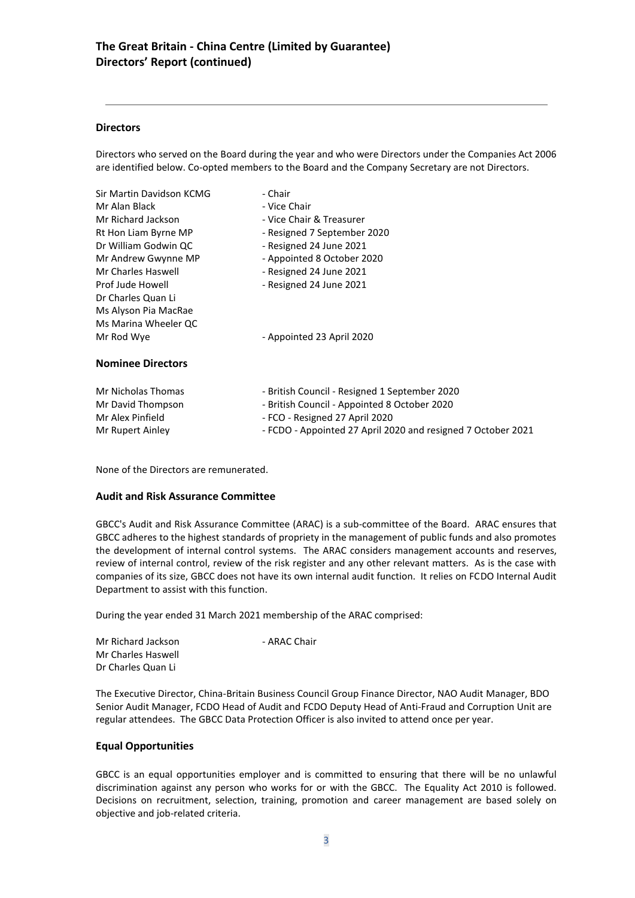## Directors

Directors who served on the Board during the year and who were Directors under the Companies Act 2006 are identified below. Co-opted members to the Board and the Company Secretary are not Directors.

| | |
|---|---|
| Sir Martin Davidson KCMG | - Chair |
| Mr Alan Black | - Vice Chair |
| Mr Richard Jackson | - Vice Chair & Treasurer |
| Rt Hon Liam Byrne MP | - Resigned 7 September 2020 |
| Dr William Godwin QC | - Resigned 24 June 2021 |
| Mr Andrew Gwynne MP | - Appointed 8 October 2020 |
| Mr Charles Haswell | - Resigned 24 June 2021 |
| Prof Jude Howell | - Resigned 24 June 2021 |
| Dr Charles Quan Li | |
| Ms Alyson Pia MacRae | |
| Ms Marina Wheeler QC | |
| Mr Rod Wye | - Appointed 23 April 2020 |

## Nominee Directors

| | |
|---|---|
| Mr Nicholas Thomas | - British Council - Resigned 1 September 2020 |
| Mr David Thompson | - British Council - Appointed 8 October 2020 |
| Mr Alex Pinfield | - FCO - Resigned 27 April 2020 |
| Mr Rupert Ainley | - FCDO - Appointed 27 April 2020 and resigned 7 October 2021 |

None of the Directors are remunerated.

## Audit and Risk Assurance Committee

GBCC's Audit and Risk Assurance Committee (ARAC) is a sub-committee of the Board. ARAC ensures that GBCC adheres to the highest standards of propriety in the management of public funds and also promotes the development of internal control systems. The ARAC considers management accounts and reserves, review of internal control, review of the risk register and any other relevant matters. As is the case with companies of its size, GBCC does not have its own internal audit function. It relies on FCDO Internal Audit Department to assist with this function.

During the year ended 31 March 2021 membership of the ARAC comprised:

| | |
|---|---|
| Mr Richard Jackson | - ARAC Chair |
| Mr Charles Haswell | |
| Dr Charles Quan Li | |

The Executive Director, China-Britain Business Council Group Finance Director, NAO Audit Manager, BDO Senior Audit Manager, FCDO Head of Audit and FCDO Deputy Head of Anti-Fraud and Corruption Unit are regular attendees. The GBCC Data Protection Officer is also invited to attend once per year.

## Equal Opportunities

GBCC is an equal opportunities employer and is committed to ensuring that there will be no unlawful discrimination against any person who works for or with the GBCC. The Equality Act 2010 is followed. Decisions on recruitment, selection, training, promotion and career management are based solely on objective and job-related criteria.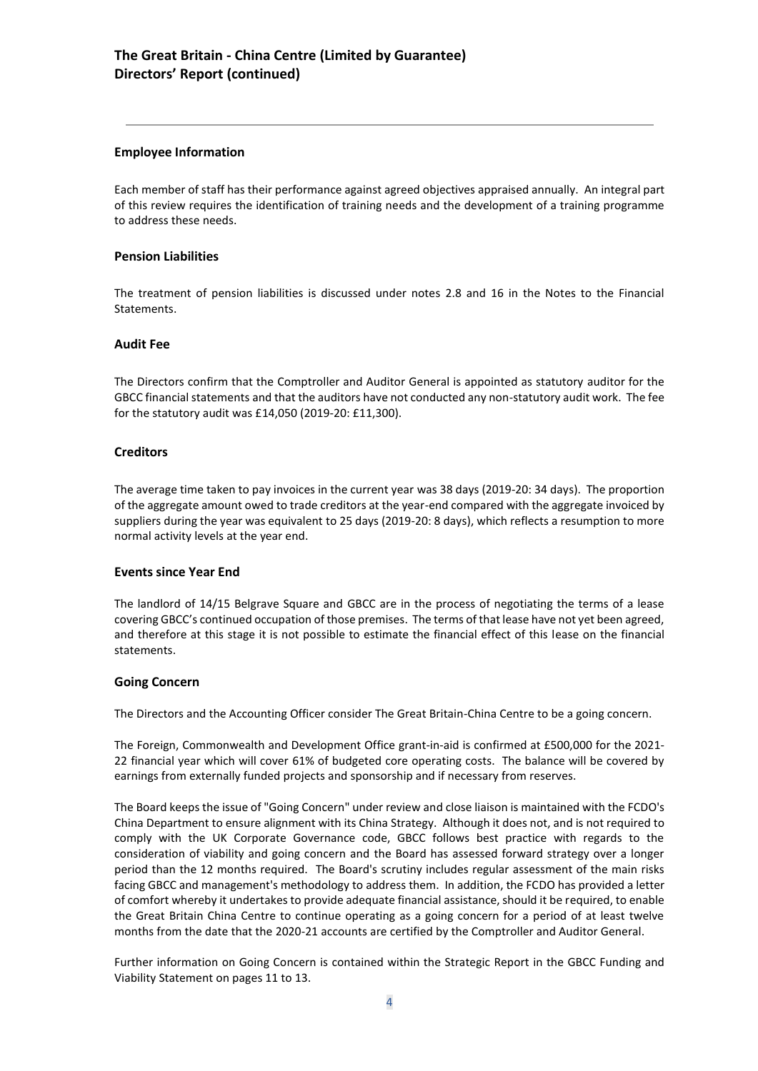# The Great Britain - China Centre (Limited by Guarantee)
# Directors' Report (continued)

## Employee Information

Each member of staff has their performance against agreed objectives appraised annually. An integral part of this review requires the identification of training needs and the development of a training programme to address these needs.

## Pension Liabilities

The treatment of pension liabilities is discussed under notes 2.8 and 16 in the Notes to the Financial Statements.

## Audit Fee

The Directors confirm that the Comptroller and Auditor General is appointed as statutory auditor for the GBCC financial statements and that the auditors have not conducted any non-statutory audit work. The fee for the statutory audit was £14,050 (2019-20: £11,300).

## Creditors

The average time taken to pay invoices in the current year was 38 days (2019-20: 34 days). The proportion of the aggregate amount owed to trade creditors at the year-end compared with the aggregate invoiced by suppliers during the year was equivalent to 25 days (2019-20: 8 days), which reflects a resumption to more normal activity levels at the year end.

## Events since Year End

The landlord of 14/15 Belgrave Square and GBCC are in the process of negotiating the terms of a lease covering GBCC's continued occupation of those premises. The terms of that lease have not yet been agreed, and therefore at this stage it is not possible to estimate the financial effect of this lease on the financial statements.

## Going Concern

The Directors and the Accounting Officer consider The Great Britain-China Centre to be a going concern.

The Foreign, Commonwealth and Development Office grant-in-aid is confirmed at £500,000 for the 2021-22 financial year which will cover 61% of budgeted core operating costs. The balance will be covered by earnings from externally funded projects and sponsorship and if necessary from reserves.

The Board keeps the issue of "Going Concern" under review and close liaison is maintained with the FCDO's China Department to ensure alignment with its China Strategy. Although it does not, and is not required to comply with the UK Corporate Governance code, GBCC follows best practice with regards to the consideration of viability and going concern and the Board has assessed forward strategy over a longer period than the 12 months required. The Board's scrutiny includes regular assessment of the main risks facing GBCC and management's methodology to address them. In addition, the FCDO has provided a letter of comfort whereby it undertakes to provide adequate financial assistance, should it be required, to enable the Great Britain China Centre to continue operating as a going concern for a period of at least twelve months from the date that the 2020-21 accounts are certified by the Comptroller and Auditor General.

Further information on Going Concern is contained within the Strategic Report in the GBCC Funding and Viability Statement on pages 11 to 13.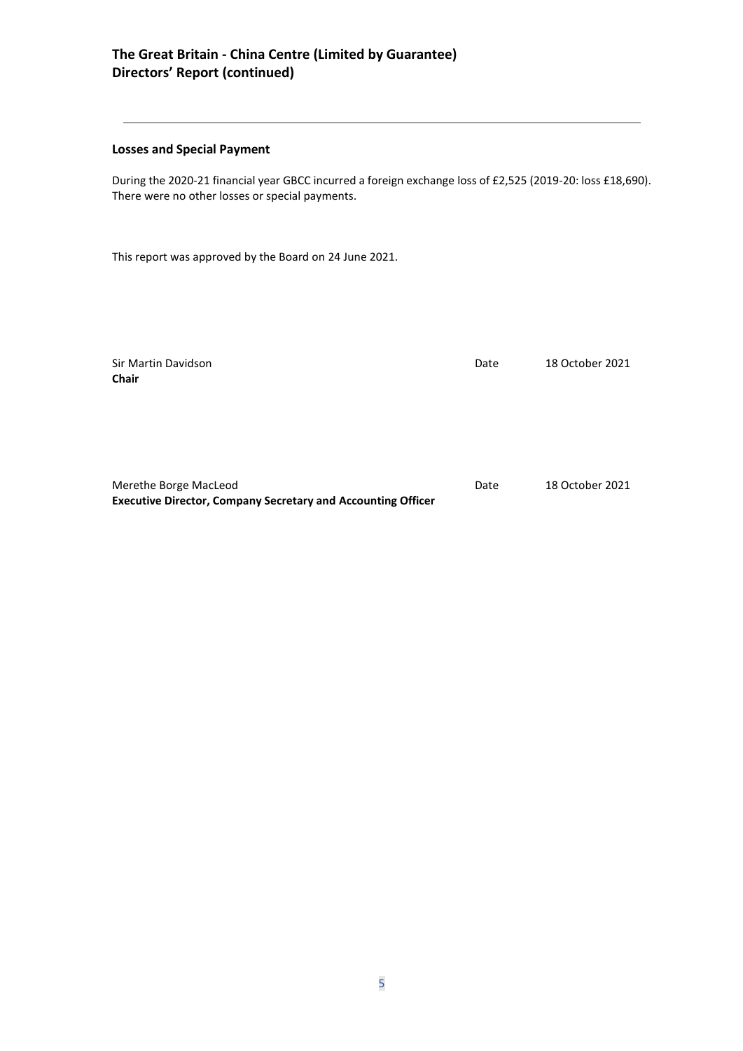# The Great Britain - China Centre (Limited by Guarantee)
# Directors' Report (continued)

---

### Losses and Special Payment

During the 2020-21 financial year GBCC incurred a foreign exchange loss of £2,525 (2019-20: loss £18,690). There were no other losses or special payments.

This report was approved by the Board on 24 June 2021.

Sir Martin Davidson Date 18 October 2021
**Chair**

Merethe Borge MacLeod Date 18 October 2021
**Executive Director, Company Secretary and Accounting Officer**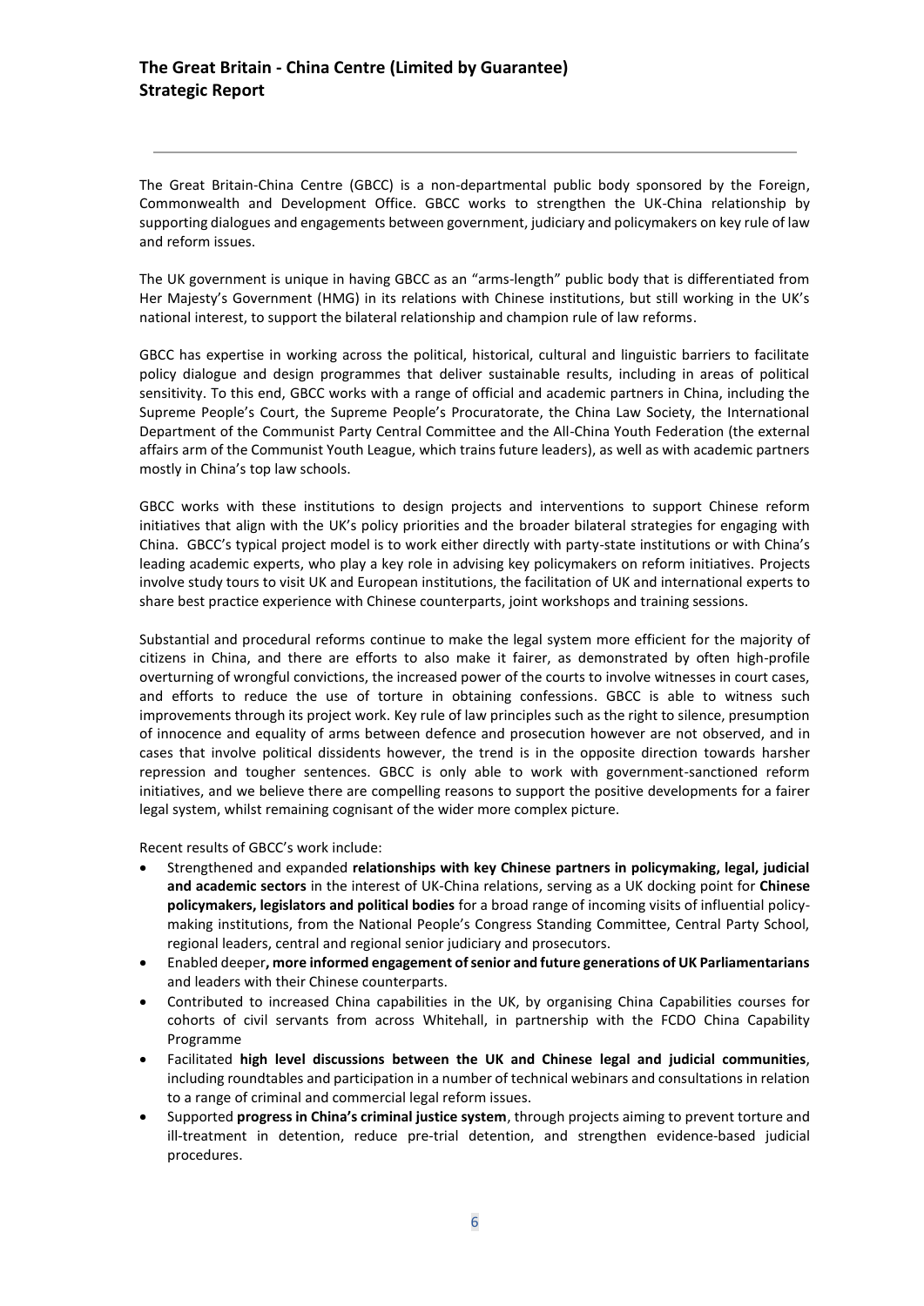# The Great Britain - China Centre (Limited by Guarantee)
## Strategic Report

The Great Britain-China Centre (GBCC) is a non-departmental public body sponsored by the Foreign, Commonwealth and Development Office. GBCC works to strengthen the UK-China relationship by supporting dialogues and engagements between government, judiciary and policymakers on key rule of law and reform issues.

The UK government is unique in having GBCC as an "arms-length" public body that is differentiated from Her Majesty's Government (HMG) in its relations with Chinese institutions, but still working in the UK's national interest, to support the bilateral relationship and champion rule of law reforms.

GBCC has expertise in working across the political, historical, cultural and linguistic barriers to facilitate policy dialogue and design programmes that deliver sustainable results, including in areas of political sensitivity. To this end, GBCC works with a range of official and academic partners in China, including the Supreme People's Court, the Supreme People's Procuratorate, the China Law Society, the International Department of the Communist Party Central Committee and the All-China Youth Federation (the external affairs arm of the Communist Youth League, which trains future leaders), as well as with academic partners mostly in China's top law schools.

GBCC works with these institutions to design projects and interventions to support Chinese reform initiatives that align with the UK's policy priorities and the broader bilateral strategies for engaging with China. GBCC's typical project model is to work either directly with party-state institutions or with China's leading academic experts, who play a key role in advising key policymakers on reform initiatives. Projects involve study tours to visit UK and European institutions, the facilitation of UK and international experts to share best practice experience with Chinese counterparts, joint workshops and training sessions.

Substantial and procedural reforms continue to make the legal system more efficient for the majority of citizens in China, and there are efforts to also make it fairer, as demonstrated by often high-profile overturning of wrongful convictions, the increased power of the courts to involve witnesses in court cases, and efforts to reduce the use of torture in obtaining confessions. GBCC is able to witness such improvements through its project work. Key rule of law principles such as the right to silence, presumption of innocence and equality of arms between defence and prosecution however are not observed, and in cases that involve political dissidents however, the trend is in the opposite direction towards harsher repression and tougher sentences. GBCC is only able to work with government-sanctioned reform initiatives, and we believe there are compelling reasons to support the positive developments for a fairer legal system, whilst remaining cognisant of the wider more complex picture.

Recent results of GBCC's work include:

- Strengthened and expanded **relationships with key Chinese partners in policymaking, legal, judicial and academic sectors** in the interest of UK-China relations, serving as a UK docking point for **Chinese policymakers, legislators and political bodies** for a broad range of incoming visits of influential policy-making institutions, from the National People's Congress Standing Committee, Central Party School, regional leaders, central and regional senior judiciary and prosecutors.
- Enabled deeper**, more informed engagement of senior and future generations of UK Parliamentarians** and leaders with their Chinese counterparts.
- Contributed to increased China capabilities in the UK, by organising China Capabilities courses for cohorts of civil servants from across Whitehall, in partnership with the FCDO China Capability Programme
- Facilitated **high level discussions between the UK and Chinese legal and judicial communities**, including roundtables and participation in a number of technical webinars and consultations in relation to a range of criminal and commercial legal reform issues.
- Supported **progress in China's criminal justice system**, through projects aiming to prevent torture and ill-treatment in detention, reduce pre-trial detention, and strengthen evidence-based judicial procedures.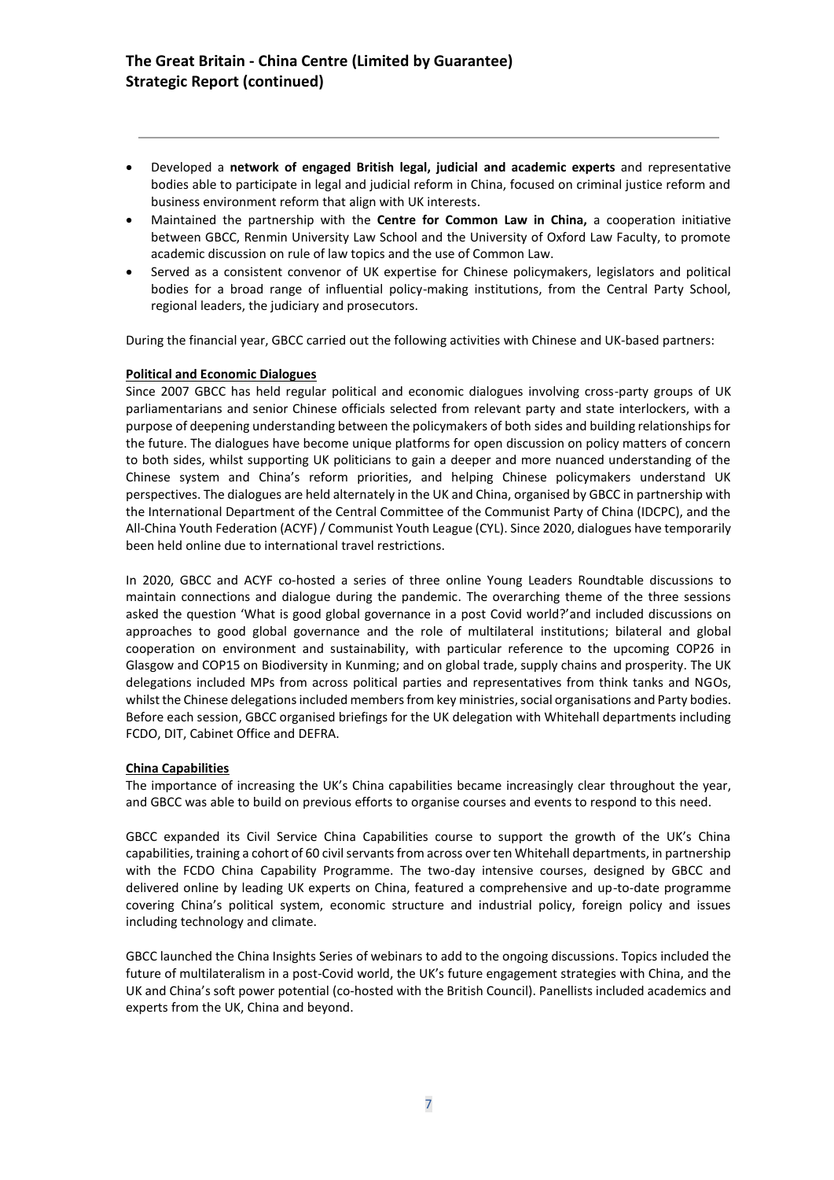- Developed a **network of engaged British legal, judicial and academic experts** and representative bodies able to participate in legal and judicial reform in China, focused on criminal justice reform and business environment reform that align with UK interests.
- Maintained the partnership with the **Centre for Common Law in China,** a cooperation initiative between GBCC, Renmin University Law School and the University of Oxford Law Faculty, to promote academic discussion on rule of law topics and the use of Common Law.
- Served as a consistent convenor of UK expertise for Chinese policymakers, legislators and political bodies for a broad range of influential policy-making institutions, from the Central Party School, regional leaders, the judiciary and prosecutors.

During the financial year, GBCC carried out the following activities with Chinese and UK-based partners:

**Political and Economic Dialogues**

Since 2007 GBCC has held regular political and economic dialogues involving cross-party groups of UK parliamentarians and senior Chinese officials selected from relevant party and state interlockers, with a purpose of deepening understanding between the policymakers of both sides and building relationships for the future. The dialogues have become unique platforms for open discussion on policy matters of concern to both sides, whilst supporting UK politicians to gain a deeper and more nuanced understanding of the Chinese system and China's reform priorities, and helping Chinese policymakers understand UK perspectives. The dialogues are held alternately in the UK and China, organised by GBCC in partnership with the International Department of the Central Committee of the Communist Party of China (IDCPC), and the All-China Youth Federation (ACYF) / Communist Youth League (CYL). Since 2020, dialogues have temporarily been held online due to international travel restrictions.

In 2020, GBCC and ACYF co-hosted a series of three online Young Leaders Roundtable discussions to maintain connections and dialogue during the pandemic. The overarching theme of the three sessions asked the question 'What is good global governance in a post Covid world?'and included discussions on approaches to good global governance and the role of multilateral institutions; bilateral and global cooperation on environment and sustainability, with particular reference to the upcoming COP26 in Glasgow and COP15 on Biodiversity in Kunming; and on global trade, supply chains and prosperity. The UK delegations included MPs from across political parties and representatives from think tanks and NGOs, whilst the Chinese delegations included members from key ministries, social organisations and Party bodies. Before each session, GBCC organised briefings for the UK delegation with Whitehall departments including FCDO, DIT, Cabinet Office and DEFRA.

**China Capabilities**

The importance of increasing the UK's China capabilities became increasingly clear throughout the year, and GBCC was able to build on previous efforts to organise courses and events to respond to this need.

GBCC expanded its Civil Service China Capabilities course to support the growth of the UK's China capabilities, training a cohort of 60 civil servants from across over ten Whitehall departments, in partnership with the FCDO China Capability Programme. The two-day intensive courses, designed by GBCC and delivered online by leading UK experts on China, featured a comprehensive and up-to-date programme covering China's political system, economic structure and industrial policy, foreign policy and issues including technology and climate.

GBCC launched the China Insights Series of webinars to add to the ongoing discussions. Topics included the future of multilateralism in a post-Covid world, the UK's future engagement strategies with China, and the UK and China's soft power potential (co-hosted with the British Council). Panellists included academics and experts from the UK, China and beyond.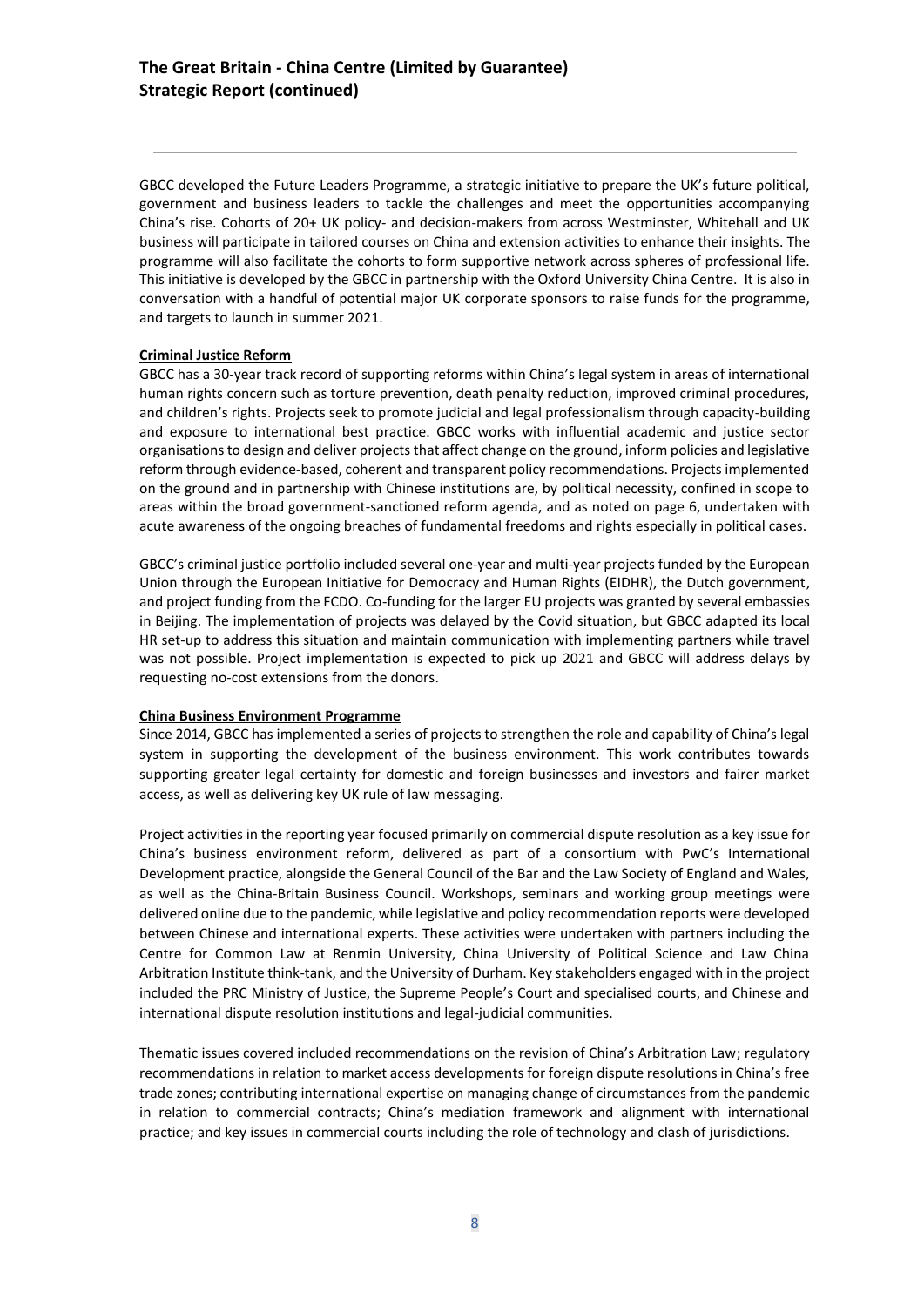GBCC developed the Future Leaders Programme, a strategic initiative to prepare the UK's future political, government and business leaders to tackle the challenges and meet the opportunities accompanying China's rise. Cohorts of 20+ UK policy- and decision-makers from across Westminster, Whitehall and UK business will participate in tailored courses on China and extension activities to enhance their insights. The programme will also facilitate the cohorts to form supportive network across spheres of professional life. This initiative is developed by the GBCC in partnership with the Oxford University China Centre. It is also in conversation with a handful of potential major UK corporate sponsors to raise funds for the programme, and targets to launch in summer 2021.

**Criminal Justice Reform**

GBCC has a 30-year track record of supporting reforms within China's legal system in areas of international human rights concern such as torture prevention, death penalty reduction, improved criminal procedures, and children's rights. Projects seek to promote judicial and legal professionalism through capacity-building and exposure to international best practice. GBCC works with influential academic and justice sector organisations to design and deliver projects that affect change on the ground, inform policies and legislative reform through evidence-based, coherent and transparent policy recommendations. Projects implemented on the ground and in partnership with Chinese institutions are, by political necessity, confined in scope to areas within the broad government-sanctioned reform agenda, and as noted on page 6, undertaken with acute awareness of the ongoing breaches of fundamental freedoms and rights especially in political cases.

GBCC's criminal justice portfolio included several one-year and multi-year projects funded by the European Union through the European Initiative for Democracy and Human Rights (EIDHR), the Dutch government, and project funding from the FCDO. Co-funding for the larger EU projects was granted by several embassies in Beijing. The implementation of projects was delayed by the Covid situation, but GBCC adapted its local HR set-up to address this situation and maintain communication with implementing partners while travel was not possible. Project implementation is expected to pick up 2021 and GBCC will address delays by requesting no-cost extensions from the donors.

**China Business Environment Programme**

Since 2014, GBCC has implemented a series of projects to strengthen the role and capability of China's legal system in supporting the development of the business environment. This work contributes towards supporting greater legal certainty for domestic and foreign businesses and investors and fairer market access, as well as delivering key UK rule of law messaging.

Project activities in the reporting year focused primarily on commercial dispute resolution as a key issue for China's business environment reform, delivered as part of a consortium with PwC's International Development practice, alongside the General Council of the Bar and the Law Society of England and Wales, as well as the China-Britain Business Council. Workshops, seminars and working group meetings were delivered online due to the pandemic, while legislative and policy recommendation reports were developed between Chinese and international experts. These activities were undertaken with partners including the Centre for Common Law at Renmin University, China University of Political Science and Law China Arbitration Institute think-tank, and the University of Durham. Key stakeholders engaged with in the project included the PRC Ministry of Justice, the Supreme People's Court and specialised courts, and Chinese and international dispute resolution institutions and legal-judicial communities.

Thematic issues covered included recommendations on the revision of China's Arbitration Law; regulatory recommendations in relation to market access developments for foreign dispute resolutions in China's free trade zones; contributing international expertise on managing change of circumstances from the pandemic in relation to commercial contracts; China's mediation framework and alignment with international practice; and key issues in commercial courts including the role of technology and clash of jurisdictions.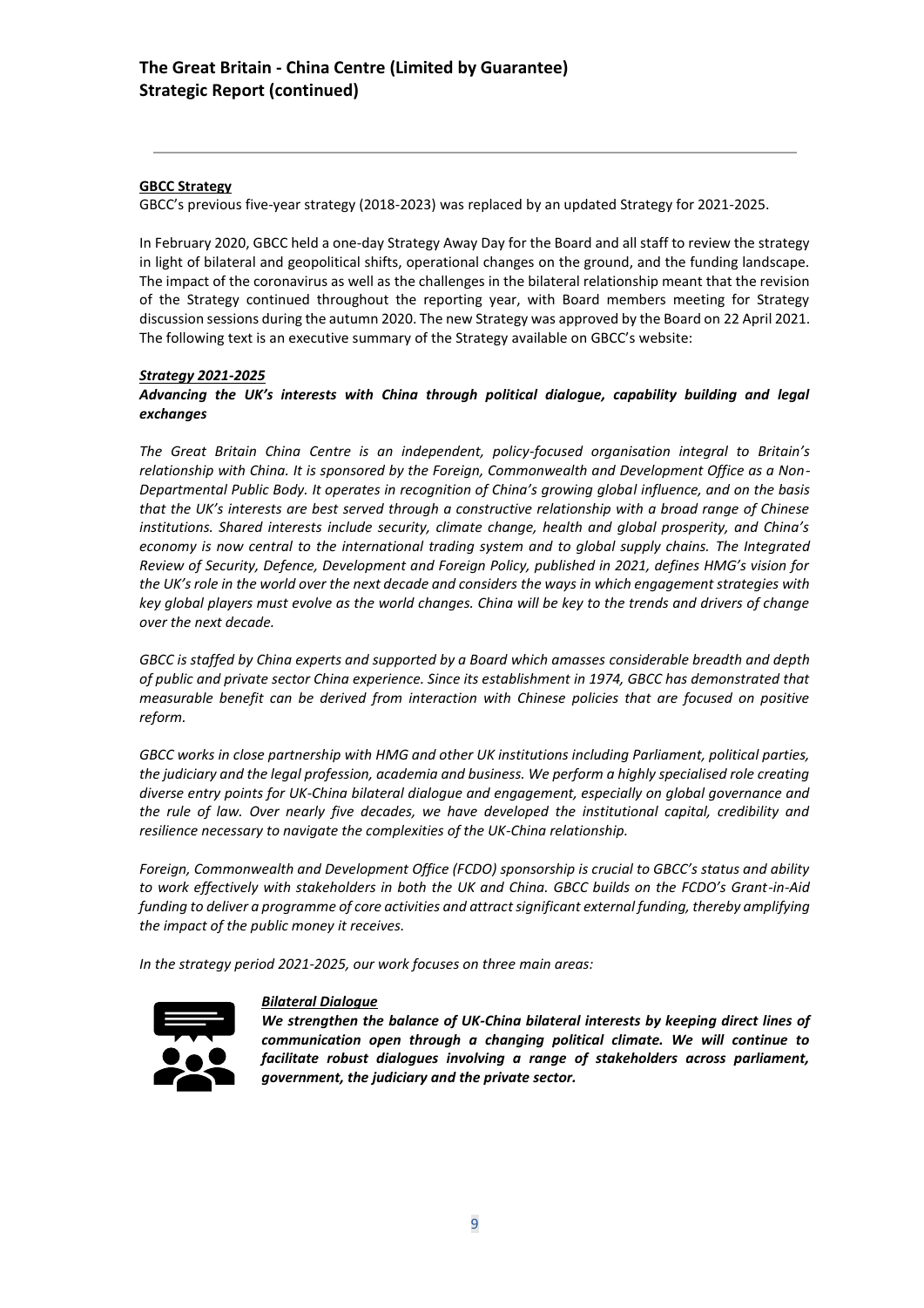**GBCC Strategy**

GBCC's previous five-year strategy (2018-2023) was replaced by an updated Strategy for 2021-2025.

In February 2020, GBCC held a one-day Strategy Away Day for the Board and all staff to review the strategy in light of bilateral and geopolitical shifts, operational changes on the ground, and the funding landscape. The impact of the coronavirus as well as the challenges in the bilateral relationship meant that the revision of the Strategy continued throughout the reporting year, with Board members meeting for Strategy discussion sessions during the autumn 2020. The new Strategy was approved by the Board on 22 April 2021. The following text is an executive summary of the Strategy available on GBCC's website:

***Strategy 2021-2025***

***Advancing the UK's interests with China through political dialogue, capability building and legal exchanges***

*The Great Britain China Centre is an independent, policy-focused organisation integral to Britain's relationship with China. It is sponsored by the Foreign, Commonwealth and Development Office as a Non-Departmental Public Body. It operates in recognition of China's growing global influence, and on the basis that the UK's interests are best served through a constructive relationship with a broad range of Chinese institutions. Shared interests include security, climate change, health and global prosperity, and China's economy is now central to the international trading system and to global supply chains. The Integrated Review of Security, Defence, Development and Foreign Policy, published in 2021, defines HMG's vision for the UK's role in the world over the next decade and considers the ways in which engagement strategies with key global players must evolve as the world changes. China will be key to the trends and drivers of change over the next decade.*

*GBCC is staffed by China experts and supported by a Board which amasses considerable breadth and depth of public and private sector China experience. Since its establishment in 1974, GBCC has demonstrated that measurable benefit can be derived from interaction with Chinese policies that are focused on positive reform.*

*GBCC works in close partnership with HMG and other UK institutions including Parliament, political parties, the judiciary and the legal profession, academia and business. We perform a highly specialised role creating diverse entry points for UK-China bilateral dialogue and engagement, especially on global governance and the rule of law. Over nearly five decades, we have developed the institutional capital, credibility and resilience necessary to navigate the complexities of the UK-China relationship.*

*Foreign, Commonwealth and Development Office (FCDO) sponsorship is crucial to GBCC's status and ability to work effectively with stakeholders in both the UK and China. GBCC builds on the FCDO's Grant-in-Aid funding to deliver a programme of core activities and attract significant external funding, thereby amplifying the impact of the public money it receives.*

*In the strategy period 2021-2025, our work focuses on three main areas:*

***Bilateral Dialogue***

***We strengthen the balance of UK-China bilateral interests by keeping direct lines of communication open through a changing political climate. We will continue to facilitate robust dialogues involving a range of stakeholders across parliament, government, the judiciary and the private sector.***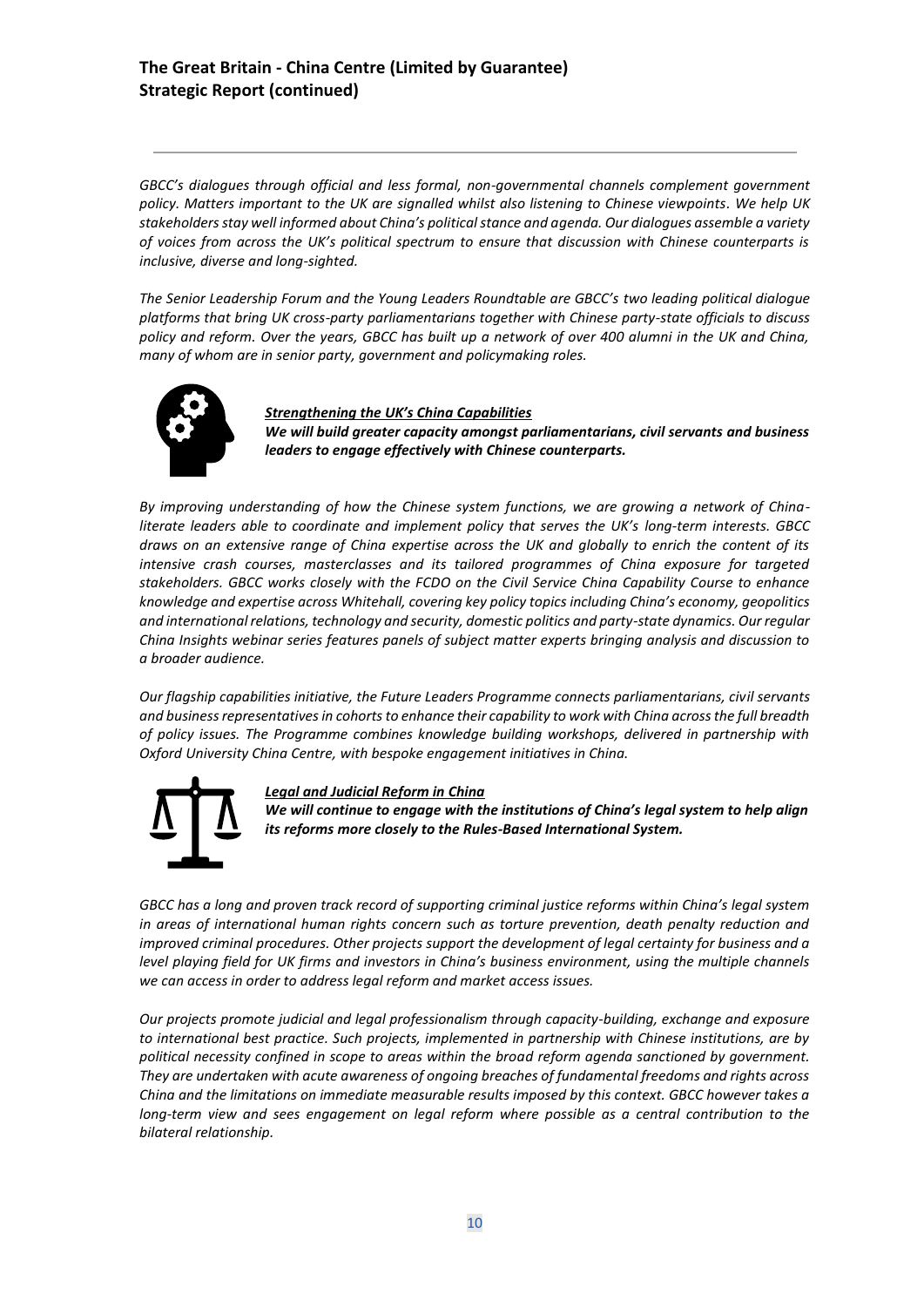*GBCC's dialogues through official and less formal, non-governmental channels complement government policy. Matters important to the UK are signalled whilst also listening to Chinese viewpoints. We help UK stakeholders stay well informed about China's political stance and agenda. Our dialogues assemble a variety of voices from across the UK's political spectrum to ensure that discussion with Chinese counterparts is inclusive, diverse and long-sighted.*

*The Senior Leadership Forum and the Young Leaders Roundtable are GBCC's two leading political dialogue platforms that bring UK cross-party parliamentarians together with Chinese party-state officials to discuss policy and reform. Over the years, GBCC has built up a network of over 400 alumni in the UK and China, many of whom are in senior party, government and policymaking roles.*

***Strengthening the UK's China Capabilities***

***We will build greater capacity amongst parliamentarians, civil servants and business leaders to engage effectively with Chinese counterparts.***

*By improving understanding of how the Chinese system functions, we are growing a network of China-literate leaders able to coordinate and implement policy that serves the UK's long-term interests. GBCC draws on an extensive range of China expertise across the UK and globally to enrich the content of its intensive crash courses, masterclasses and its tailored programmes of China exposure for targeted stakeholders. GBCC works closely with the FCDO on the Civil Service China Capability Course to enhance knowledge and expertise across Whitehall, covering key policy topics including China's economy, geopolitics and international relations, technology and security, domestic politics and party-state dynamics. Our regular China Insights webinar series features panels of subject matter experts bringing analysis and discussion to a broader audience.*

*Our flagship capabilities initiative, the Future Leaders Programme connects parliamentarians, civil servants and business representatives in cohorts to enhance their capability to work with China across the full breadth of policy issues. The Programme combines knowledge building workshops, delivered in partnership with Oxford University China Centre, with bespoke engagement initiatives in China.*

***Legal and Judicial Reform in China***

***We will continue to engage with the institutions of China's legal system to help align its reforms more closely to the Rules-Based International System.***

*GBCC has a long and proven track record of supporting criminal justice reforms within China's legal system in areas of international human rights concern such as torture prevention, death penalty reduction and improved criminal procedures. Other projects support the development of legal certainty for business and a level playing field for UK firms and investors in China's business environment, using the multiple channels we can access in order to address legal reform and market access issues.*

*Our projects promote judicial and legal professionalism through capacity-building, exchange and exposure to international best practice. Such projects, implemented in partnership with Chinese institutions, are by political necessity confined in scope to areas within the broad reform agenda sanctioned by government. They are undertaken with acute awareness of ongoing breaches of fundamental freedoms and rights across China and the limitations on immediate measurable results imposed by this context. GBCC however takes a long-term view and sees engagement on legal reform where possible as a central contribution to the bilateral relationship.*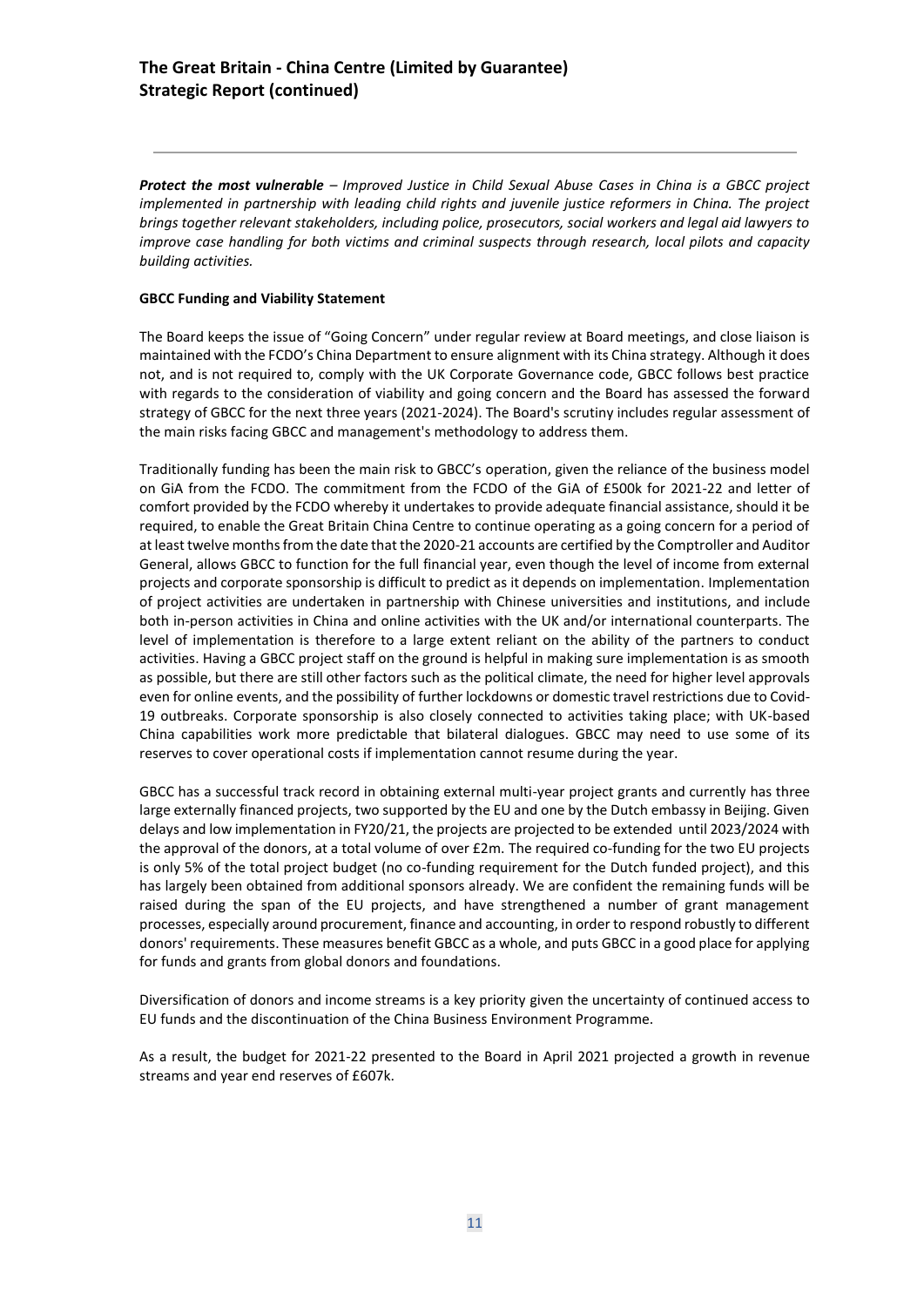***Protect the most vulnerable** – Improved Justice in Child Sexual Abuse Cases in China is a GBCC project implemented in partnership with leading child rights and juvenile justice reformers in China. The project brings together relevant stakeholders, including police, prosecutors, social workers and legal aid lawyers to improve case handling for both victims and criminal suspects through research, local pilots and capacity building activities.*

**GBCC Funding and Viability Statement**

The Board keeps the issue of "Going Concern" under regular review at Board meetings, and close liaison is maintained with the FCDO's China Department to ensure alignment with its China strategy. Although it does not, and is not required to, comply with the UK Corporate Governance code, GBCC follows best practice with regards to the consideration of viability and going concern and the Board has assessed the forward strategy of GBCC for the next three years (2021-2024). The Board's scrutiny includes regular assessment of the main risks facing GBCC and management's methodology to address them.

Traditionally funding has been the main risk to GBCC's operation, given the reliance of the business model on GiA from the FCDO. The commitment from the FCDO of the GiA of £500k for 2021-22 and letter of comfort provided by the FCDO whereby it undertakes to provide adequate financial assistance, should it be required, to enable the Great Britain China Centre to continue operating as a going concern for a period of at least twelve months from the date that the 2020-21 accounts are certified by the Comptroller and Auditor General, allows GBCC to function for the full financial year, even though the level of income from external projects and corporate sponsorship is difficult to predict as it depends on implementation. Implementation of project activities are undertaken in partnership with Chinese universities and institutions, and include both in-person activities in China and online activities with the UK and/or international counterparts. The level of implementation is therefore to a large extent reliant on the ability of the partners to conduct activities. Having a GBCC project staff on the ground is helpful in making sure implementation is as smooth as possible, but there are still other factors such as the political climate, the need for higher level approvals even for online events, and the possibility of further lockdowns or domestic travel restrictions due to Covid-19 outbreaks. Corporate sponsorship is also closely connected to activities taking place; with UK-based China capabilities work more predictable that bilateral dialogues. GBCC may need to use some of its reserves to cover operational costs if implementation cannot resume during the year.

GBCC has a successful track record in obtaining external multi-year project grants and currently has three large externally financed projects, two supported by the EU and one by the Dutch embassy in Beijing. Given delays and low implementation in FY20/21, the projects are projected to be extended until 2023/2024 with the approval of the donors, at a total volume of over £2m. The required co-funding for the two EU projects is only 5% of the total project budget (no co-funding requirement for the Dutch funded project), and this has largely been obtained from additional sponsors already. We are confident the remaining funds will be raised during the span of the EU projects, and have strengthened a number of grant management processes, especially around procurement, finance and accounting, in order to respond robustly to different donors' requirements. These measures benefit GBCC as a whole, and puts GBCC in a good place for applying for funds and grants from global donors and foundations.

Diversification of donors and income streams is a key priority given the uncertainty of continued access to EU funds and the discontinuation of the China Business Environment Programme.

As a result, the budget for 2021-22 presented to the Board in April 2021 projected a growth in revenue streams and year end reserves of £607k.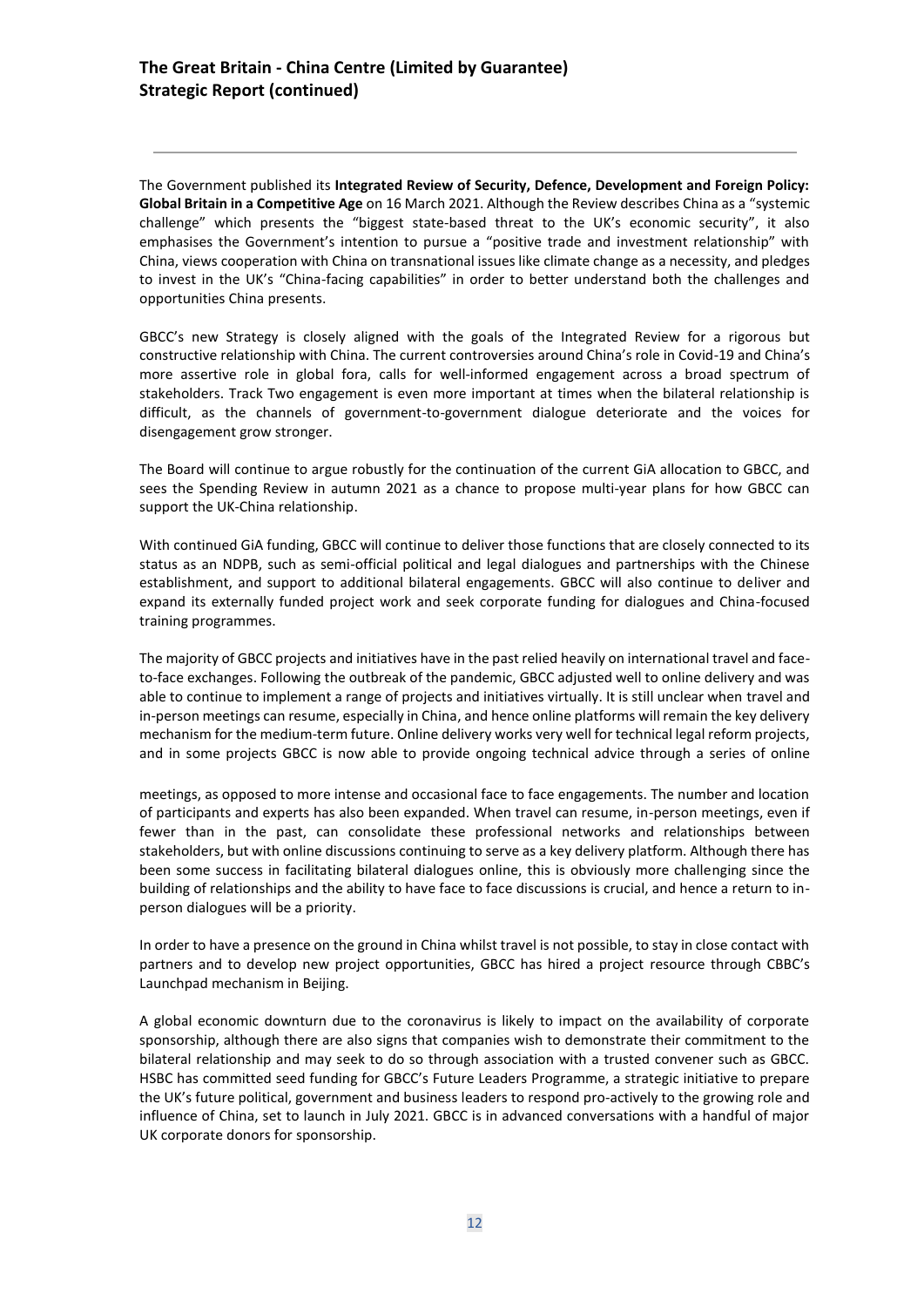The Government published its **Integrated Review of Security, Defence, Development and Foreign Policy: Global Britain in a Competitive Age** on 16 March 2021. Although the Review describes China as a "systemic challenge" which presents the "biggest state-based threat to the UK's economic security", it also emphasises the Government's intention to pursue a "positive trade and investment relationship" with China, views cooperation with China on transnational issues like climate change as a necessity, and pledges to invest in the UK's "China-facing capabilities" in order to better understand both the challenges and opportunities China presents.

GBCC's new Strategy is closely aligned with the goals of the Integrated Review for a rigorous but constructive relationship with China. The current controversies around China's role in Covid-19 and China's more assertive role in global fora, calls for well-informed engagement across a broad spectrum of stakeholders. Track Two engagement is even more important at times when the bilateral relationship is difficult, as the channels of government-to-government dialogue deteriorate and the voices for disengagement grow stronger.

The Board will continue to argue robustly for the continuation of the current GiA allocation to GBCC, and sees the Spending Review in autumn 2021 as a chance to propose multi-year plans for how GBCC can support the UK-China relationship.

With continued GiA funding, GBCC will continue to deliver those functions that are closely connected to its status as an NDPB, such as semi-official political and legal dialogues and partnerships with the Chinese establishment, and support to additional bilateral engagements. GBCC will also continue to deliver and expand its externally funded project work and seek corporate funding for dialogues and China-focused training programmes.

The majority of GBCC projects and initiatives have in the past relied heavily on international travel and face-to-face exchanges. Following the outbreak of the pandemic, GBCC adjusted well to online delivery and was able to continue to implement a range of projects and initiatives virtually. It is still unclear when travel and in-person meetings can resume, especially in China, and hence online platforms will remain the key delivery mechanism for the medium-term future. Online delivery works very well for technical legal reform projects, and in some projects GBCC is now able to provide ongoing technical advice through a series of online meetings, as opposed to more intense and occasional face to face engagements. The number and location of participants and experts has also been expanded. When travel can resume, in-person meetings, even if fewer than in the past, can consolidate these professional networks and relationships between stakeholders, but with online discussions continuing to serve as a key delivery platform. Although there has been some success in facilitating bilateral dialogues online, this is obviously more challenging since the building of relationships and the ability to have face to face discussions is crucial, and hence a return to in-person dialogues will be a priority.

In order to have a presence on the ground in China whilst travel is not possible, to stay in close contact with partners and to develop new project opportunities, GBCC has hired a project resource through CBBC's Launchpad mechanism in Beijing.

A global economic downturn due to the coronavirus is likely to impact on the availability of corporate sponsorship, although there are also signs that companies wish to demonstrate their commitment to the bilateral relationship and may seek to do so through association with a trusted convener such as GBCC. HSBC has committed seed funding for GBCC's Future Leaders Programme, a strategic initiative to prepare the UK's future political, government and business leaders to respond pro-actively to the growing role and influence of China, set to launch in July 2021. GBCC is in advanced conversations with a handful of major UK corporate donors for sponsorship.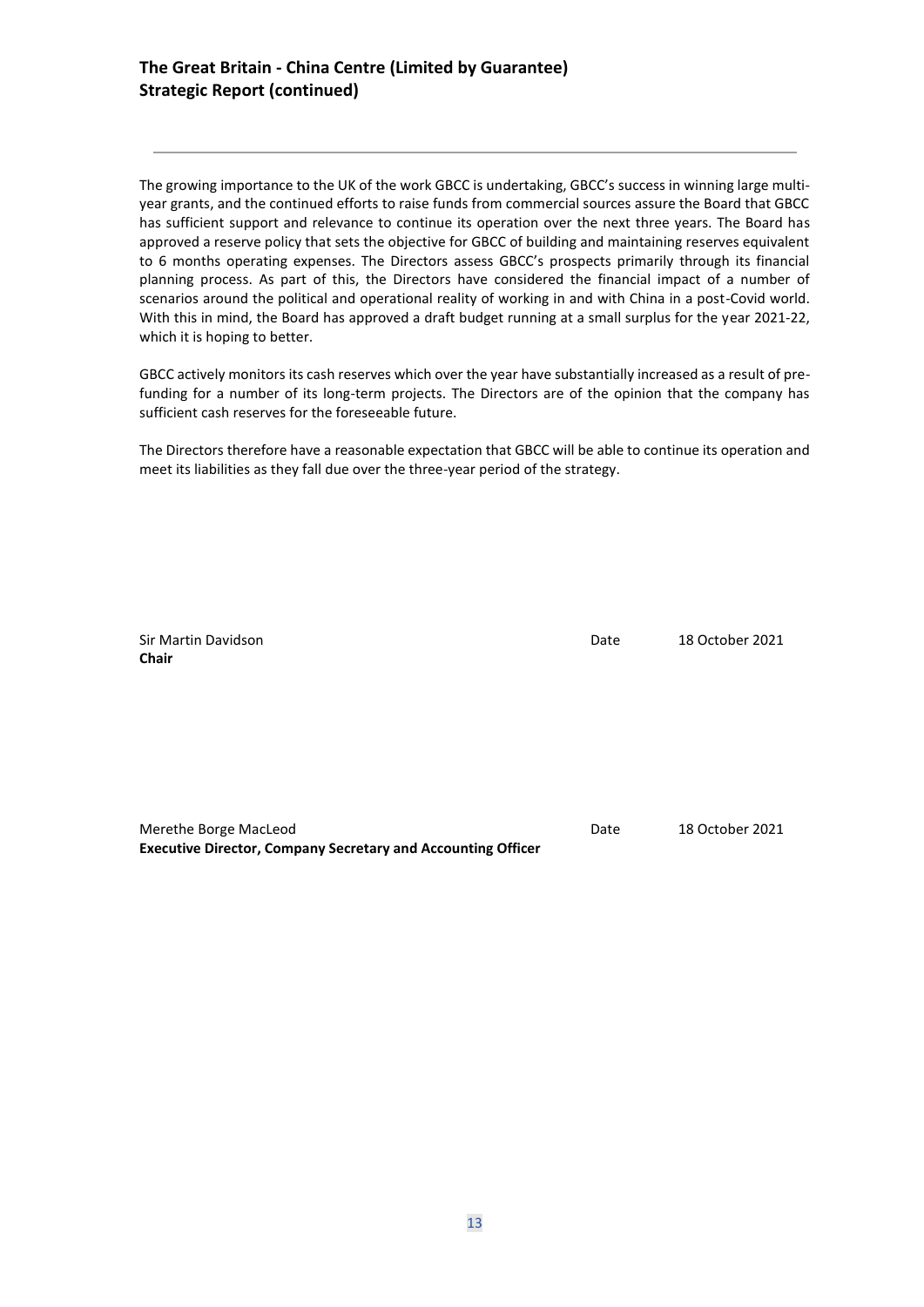The growing importance to the UK of the work GBCC is undertaking, GBCC's success in winning large multi-year grants, and the continued efforts to raise funds from commercial sources assure the Board that GBCC has sufficient support and relevance to continue its operation over the next three years. The Board has approved a reserve policy that sets the objective for GBCC of building and maintaining reserves equivalent to 6 months operating expenses. The Directors assess GBCC's prospects primarily through its financial planning process. As part of this, the Directors have considered the financial impact of a number of scenarios around the political and operational reality of working in and with China in a post-Covid world. With this in mind, the Board has approved a draft budget running at a small surplus for the year 2021-22, which it is hoping to better.

GBCC actively monitors its cash reserves which over the year have substantially increased as a result of pre-funding for a number of its long-term projects. The Directors are of the opinion that the company has sufficient cash reserves for the foreseeable future.

The Directors therefore have a reasonable expectation that GBCC will be able to continue its operation and meet its liabilities as they fall due over the three-year period of the strategy.

Sir Martin Davidson
**Chair**

Date 18 October 2021

Merethe Borge MacLeod
**Executive Director, Company Secretary and Accounting Officer**

Date 18 October 2021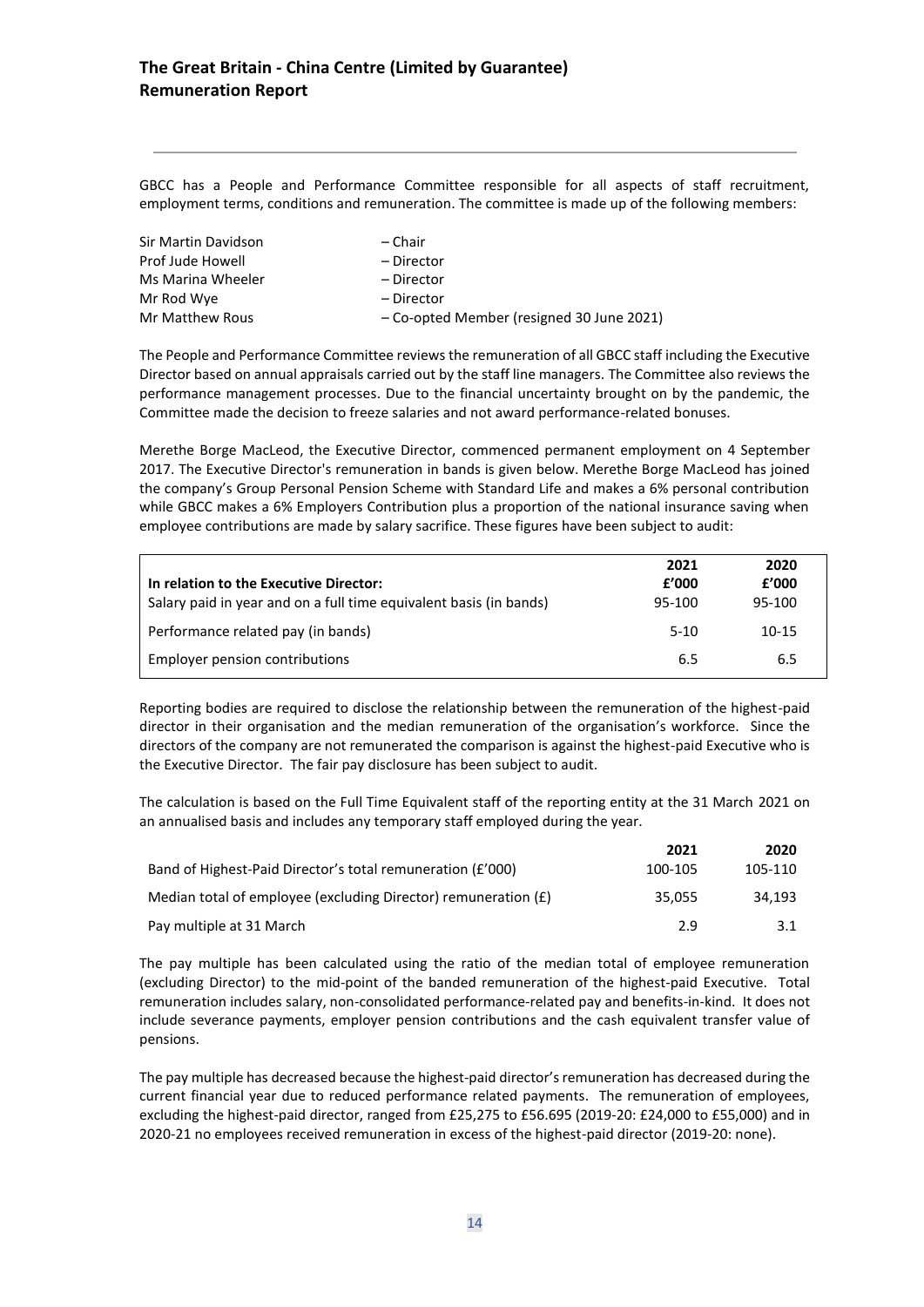# The Great Britain - China Centre (Limited by Guarantee)
## Remuneration Report

GBCC has a People and Performance Committee responsible for all aspects of staff recruitment, employment terms, conditions and remuneration. The committee is made up of the following members:

| | |
|---|---|
| Sir Martin Davidson | – Chair |
| Prof Jude Howell | – Director |
| Ms Marina Wheeler | – Director |
| Mr Rod Wye | – Director |
| Mr Matthew Rous | – Co-opted Member (resigned 30 June 2021) |

The People and Performance Committee reviews the remuneration of all GBCC staff including the Executive Director based on annual appraisals carried out by the staff line managers. The Committee also reviews the performance management processes. Due to the financial uncertainty brought on by the pandemic, the Committee made the decision to freeze salaries and not award performance-related bonuses.

Merethe Borge MacLeod, the Executive Director, commenced permanent employment on 4 September 2017. The Executive Director's remuneration in bands is given below. Merethe Borge MacLeod has joined the company's Group Personal Pension Scheme with Standard Life and makes a 6% personal contribution while GBCC makes a 6% Employers Contribution plus a proportion of the national insurance saving when employee contributions are made by salary sacrifice. These figures have been subject to audit:

| In relation to the Executive Director: | 2021 £'000 | 2020 £'000 |
|---|---|---|
| Salary paid in year and on a full time equivalent basis (in bands) | 95-100 | 95-100 |
| Performance related pay (in bands) | 5-10 | 10-15 |
| Employer pension contributions | 6.5 | 6.5 |

Reporting bodies are required to disclose the relationship between the remuneration of the highest-paid director in their organisation and the median remuneration of the organisation's workforce. Since the directors of the company are not remunerated the comparison is against the highest-paid Executive who is the Executive Director. The fair pay disclosure has been subject to audit.

The calculation is based on the Full Time Equivalent staff of the reporting entity at the 31 March 2021 on an annualised basis and includes any temporary staff employed during the year.

| | 2021 | 2020 |
|---|---|---|
| Band of Highest-Paid Director's total remuneration (£'000) | 100-105 | 105-110 |
| Median total of employee (excluding Director) remuneration (£) | 35,055 | 34,193 |
| Pay multiple at 31 March | 2.9 | 3.1 |

The pay multiple has been calculated using the ratio of the median total of employee remuneration (excluding Director) to the mid-point of the banded remuneration of the highest-paid Executive. Total remuneration includes salary, non-consolidated performance-related pay and benefits-in-kind. It does not include severance payments, employer pension contributions and the cash equivalent transfer value of pensions.

The pay multiple has decreased because the highest-paid director's remuneration has decreased during the current financial year due to reduced performance related payments. The remuneration of employees, excluding the highest-paid director, ranged from £25,275 to £56.695 (2019-20: £24,000 to £55,000) and in 2020-21 no employees received remuneration in excess of the highest-paid director (2019-20: none).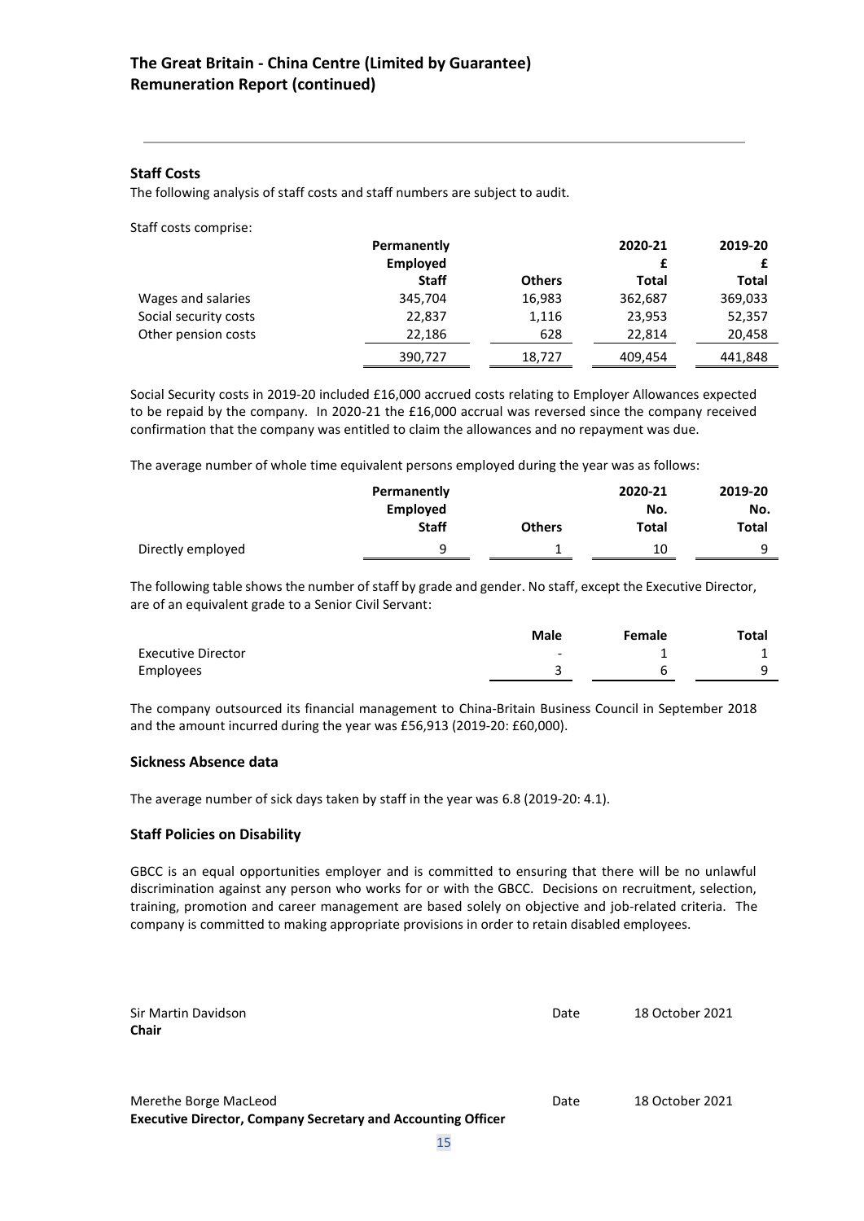# The Great Britain - China Centre (Limited by Guarantee)
# Remuneration Report (continued)

## Staff Costs

The following analysis of staff costs and staff numbers are subject to audit.

Staff costs comprise:

| | Permanently Employed Staff | Others | 2020-21 £ Total | 2019-20 £ Total |
|---|---|---|---|---|
| Wages and salaries | 345,704 | 16,983 | 362,687 | 369,033 |
| Social security costs | 22,837 | 1,116 | 23,953 | 52,357 |
| Other pension costs | 22,186 | 628 | 22,814 | 20,458 |
| | 390,727 | 18,727 | 409,454 | 441,848 |

Social Security costs in 2019-20 included £16,000 accrued costs relating to Employer Allowances expected to be repaid by the company. In 2020-21 the £16,000 accrual was reversed since the company received confirmation that the company was entitled to claim the allowances and no repayment was due.

The average number of whole time equivalent persons employed during the year was as follows:

| | Permanently Employed Staff | Others | 2020-21 No. Total | 2019-20 No. Total |
|---|---|---|---|---|
| Directly employed | 9 | 1 | 10 | 9 |

The following table shows the number of staff by grade and gender. No staff, except the Executive Director, are of an equivalent grade to a Senior Civil Servant:

| | Male | Female | Total |
|---|---|---|---|
| Executive Director | - | 1 | 1 |
| Employees | 3 | 6 | 9 |

The company outsourced its financial management to China-Britain Business Council in September 2018 and the amount incurred during the year was £56,913 (2019-20: £60,000).

## Sickness Absence data

The average number of sick days taken by staff in the year was 6.8 (2019-20: 4.1).

## Staff Policies on Disability

GBCC is an equal opportunities employer and is committed to ensuring that there will be no unlawful discrimination against any person who works for or with the GBCC. Decisions on recruitment, selection, training, promotion and career management are based solely on objective and job-related criteria. The company is committed to making appropriate provisions in order to retain disabled employees.

Sir Martin Davidson
**Chair**

Date 18 October 2021

Merethe Borge MacLeod
**Executive Director, Company Secretary and Accounting Officer**

Date 18 October 2021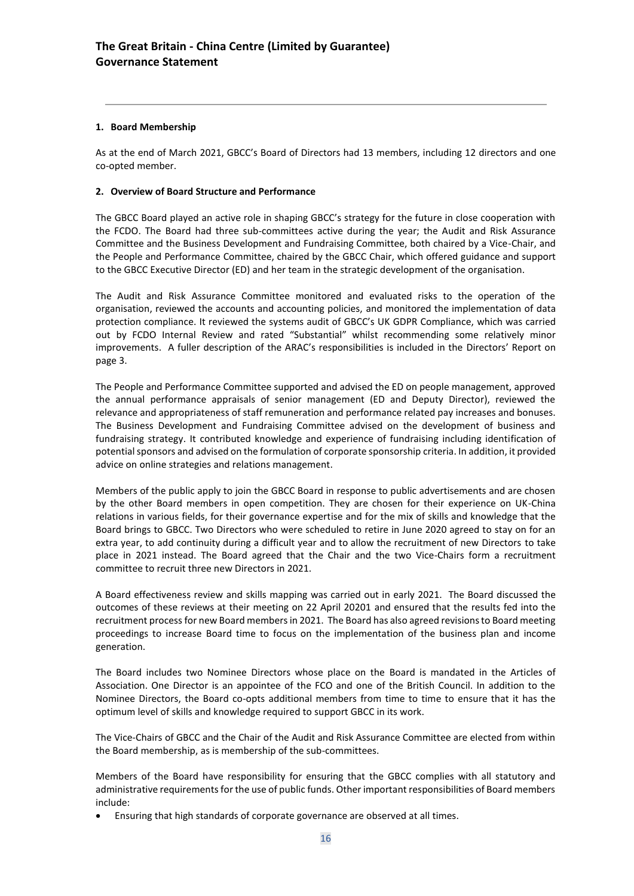# The Great Britain - China Centre (Limited by Guarantee)
# Governance Statement

## 1. Board Membership

As at the end of March 2021, GBCC's Board of Directors had 13 members, including 12 directors and one co-opted member.

## 2. Overview of Board Structure and Performance

The GBCC Board played an active role in shaping GBCC's strategy for the future in close cooperation with the FCDO. The Board had three sub-committees active during the year; the Audit and Risk Assurance Committee and the Business Development and Fundraising Committee, both chaired by a Vice-Chair, and the People and Performance Committee, chaired by the GBCC Chair, which offered guidance and support to the GBCC Executive Director (ED) and her team in the strategic development of the organisation.

The Audit and Risk Assurance Committee monitored and evaluated risks to the operation of the organisation, reviewed the accounts and accounting policies, and monitored the implementation of data protection compliance. It reviewed the systems audit of GBCC's UK GDPR Compliance, which was carried out by FCDO Internal Review and rated "Substantial" whilst recommending some relatively minor improvements. A fuller description of the ARAC's responsibilities is included in the Directors' Report on page 3.

The People and Performance Committee supported and advised the ED on people management, approved the annual performance appraisals of senior management (ED and Deputy Director), reviewed the relevance and appropriateness of staff remuneration and performance related pay increases and bonuses. The Business Development and Fundraising Committee advised on the development of business and fundraising strategy. It contributed knowledge and experience of fundraising including identification of potential sponsors and advised on the formulation of corporate sponsorship criteria. In addition, it provided advice on online strategies and relations management.

Members of the public apply to join the GBCC Board in response to public advertisements and are chosen by the other Board members in open competition. They are chosen for their experience on UK-China relations in various fields, for their governance expertise and for the mix of skills and knowledge that the Board brings to GBCC. Two Directors who were scheduled to retire in June 2020 agreed to stay on for an extra year, to add continuity during a difficult year and to allow the recruitment of new Directors to take place in 2021 instead. The Board agreed that the Chair and the two Vice-Chairs form a recruitment committee to recruit three new Directors in 2021.

A Board effectiveness review and skills mapping was carried out in early 2021. The Board discussed the outcomes of these reviews at their meeting on 22 April 20201 and ensured that the results fed into the recruitment process for new Board members in 2021. The Board has also agreed revisions to Board meeting proceedings to increase Board time to focus on the implementation of the business plan and income generation.

The Board includes two Nominee Directors whose place on the Board is mandated in the Articles of Association. One Director is an appointee of the FCO and one of the British Council. In addition to the Nominee Directors, the Board co-opts additional members from time to time to ensure that it has the optimum level of skills and knowledge required to support GBCC in its work.

The Vice-Chairs of GBCC and the Chair of the Audit and Risk Assurance Committee are elected from within the Board membership, as is membership of the sub-committees.

Members of the Board have responsibility for ensuring that the GBCC complies with all statutory and administrative requirements for the use of public funds. Other important responsibilities of Board members include:

- Ensuring that high standards of corporate governance are observed at all times.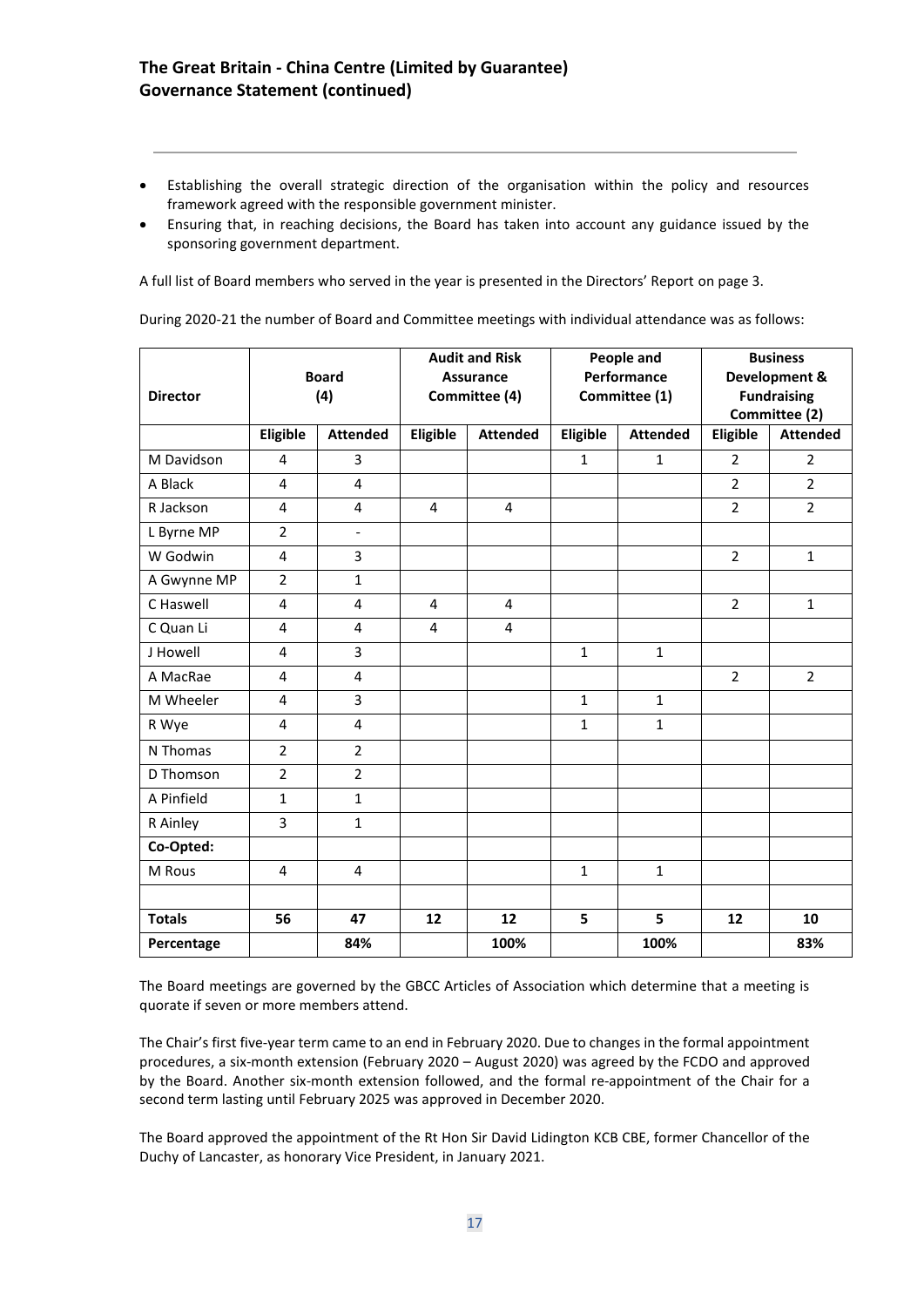- Establishing the overall strategic direction of the organisation within the policy and resources framework agreed with the responsible government minister.
- Ensuring that, in reaching decisions, the Board has taken into account any guidance issued by the sponsoring government department.

A full list of Board members who served in the year is presented in the Directors' Report on page 3.

During 2020-21 the number of Board and Committee meetings with individual attendance was as follows:

| Director | Board (4) | | Audit and Risk Assurance Committee (4) | | People and Performance Committee (1) | | Business Development & Fundraising Committee (2) | |
|---|---|---|---|---|---|---|---|---|
| | **Eligible** | **Attended** | **Eligible** | **Attended** | **Eligible** | **Attended** | **Eligible** | **Attended** |
| M Davidson | 4 | 3 | | | 1 | 1 | 2 | 2 |
| A Black | 4 | 4 | | | | | 2 | 2 |
| R Jackson | 4 | 4 | 4 | 4 | | | 2 | 2 |
| L Byrne MP | 2 | - | | | | | | |
| W Godwin | 4 | 3 | | | | | 2 | 1 |
| A Gwynne MP | 2 | 1 | | | | | | |
| C Haswell | 4 | 4 | 4 | 4 | | | 2 | 1 |
| C Quan Li | 4 | 4 | 4 | 4 | | | | |
| J Howell | 4 | 3 | | | 1 | 1 | | |
| A MacRae | 4 | 4 | | | | | 2 | 2 |
| M Wheeler | 4 | 3 | | | 1 | 1 | | |
| R Wye | 4 | 4 | | | 1 | 1 | | |
| N Thomas | 2 | 2 | | | | | | |
| D Thomson | 2 | 2 | | | | | | |
| A Pinfield | 1 | 1 | | | | | | |
| R Ainley | 3 | 1 | | | | | | |
| **Co-Opted:** | | | | | | | | |
| M Rous | 4 | 4 | | | 1 | 1 | | |
| | | | | | | | | |
| **Totals** | **56** | **47** | **12** | **12** | **5** | **5** | **12** | **10** |
| **Percentage** | | **84%** | | **100%** | | **100%** | | **83%** |

The Board meetings are governed by the GBCC Articles of Association which determine that a meeting is quorate if seven or more members attend.

The Chair's first five-year term came to an end in February 2020. Due to changes in the formal appointment procedures, a six-month extension (February 2020 – August 2020) was agreed by the FCDO and approved by the Board. Another six-month extension followed, and the formal re-appointment of the Chair for a second term lasting until February 2025 was approved in December 2020.

The Board approved the appointment of the Rt Hon Sir David Lidington KCB CBE, former Chancellor of the Duchy of Lancaster, as honorary Vice President, in January 2021.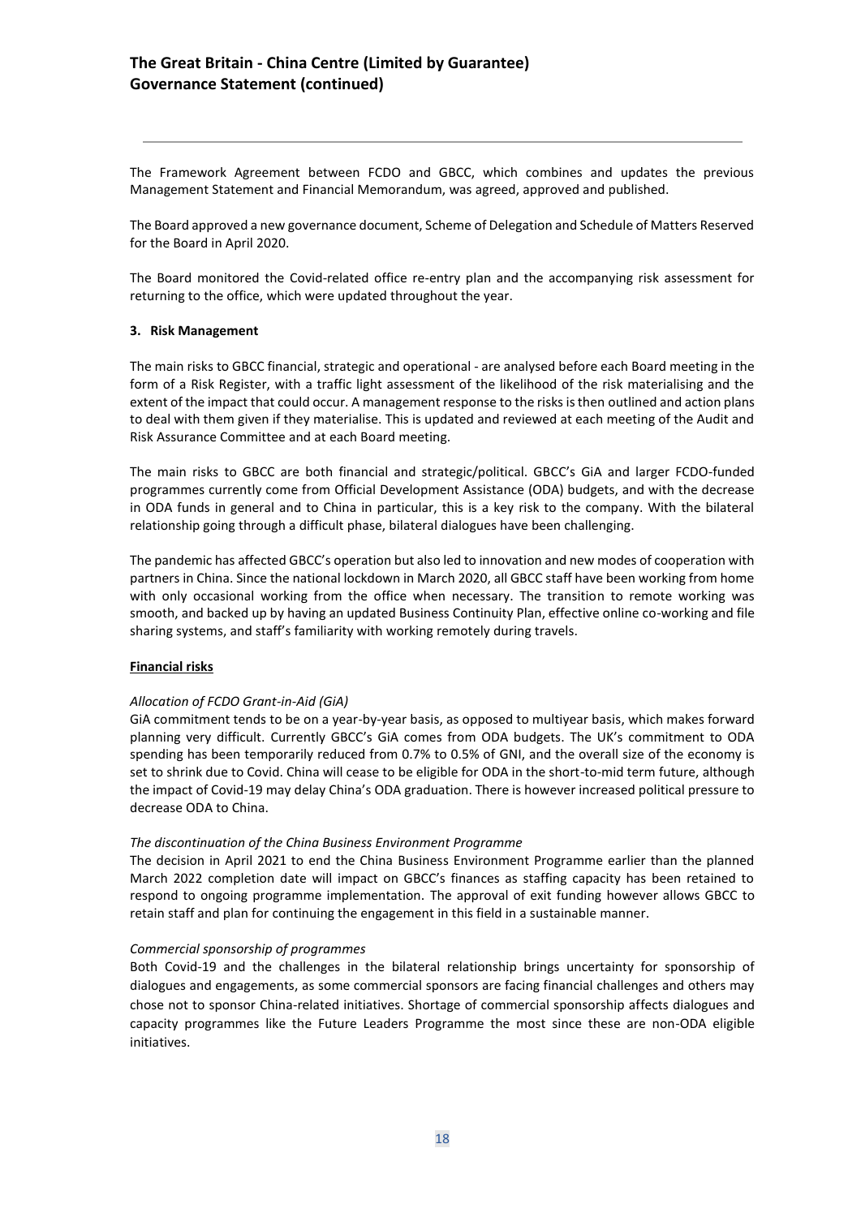The Framework Agreement between FCDO and GBCC, which combines and updates the previous Management Statement and Financial Memorandum, was agreed, approved and published.

The Board approved a new governance document, Scheme of Delegation and Schedule of Matters Reserved for the Board in April 2020.

The Board monitored the Covid-related office re-entry plan and the accompanying risk assessment for returning to the office, which were updated throughout the year.

### 3. Risk Management

The main risks to GBCC financial, strategic and operational - are analysed before each Board meeting in the form of a Risk Register, with a traffic light assessment of the likelihood of the risk materialising and the extent of the impact that could occur. A management response to the risks is then outlined and action plans to deal with them given if they materialise. This is updated and reviewed at each meeting of the Audit and Risk Assurance Committee and at each Board meeting.

The main risks to GBCC are both financial and strategic/political. GBCC's GiA and larger FCDO-funded programmes currently come from Official Development Assistance (ODA) budgets, and with the decrease in ODA funds in general and to China in particular, this is a key risk to the company. With the bilateral relationship going through a difficult phase, bilateral dialogues have been challenging.

The pandemic has affected GBCC's operation but also led to innovation and new modes of cooperation with partners in China. Since the national lockdown in March 2020, all GBCC staff have been working from home with only occasional working from the office when necessary. The transition to remote working was smooth, and backed up by having an updated Business Continuity Plan, effective online co-working and file sharing systems, and staff's familiarity with working remotely during travels.

**Financial risks**

*Allocation of FCDO Grant-in-Aid (GiA)*

GiA commitment tends to be on a year-by-year basis, as opposed to multiyear basis, which makes forward planning very difficult. Currently GBCC's GiA comes from ODA budgets. The UK's commitment to ODA spending has been temporarily reduced from 0.7% to 0.5% of GNI, and the overall size of the economy is set to shrink due to Covid. China will cease to be eligible for ODA in the short-to-mid term future, although the impact of Covid-19 may delay China's ODA graduation. There is however increased political pressure to decrease ODA to China.

*The discontinuation of the China Business Environment Programme*

The decision in April 2021 to end the China Business Environment Programme earlier than the planned March 2022 completion date will impact on GBCC's finances as staffing capacity has been retained to respond to ongoing programme implementation. The approval of exit funding however allows GBCC to retain staff and plan for continuing the engagement in this field in a sustainable manner.

*Commercial sponsorship of programmes*

Both Covid-19 and the challenges in the bilateral relationship brings uncertainty for sponsorship of dialogues and engagements, as some commercial sponsors are facing financial challenges and others may chose not to sponsor China-related initiatives. Shortage of commercial sponsorship affects dialogues and capacity programmes like the Future Leaders Programme the most since these are non-ODA eligible initiatives.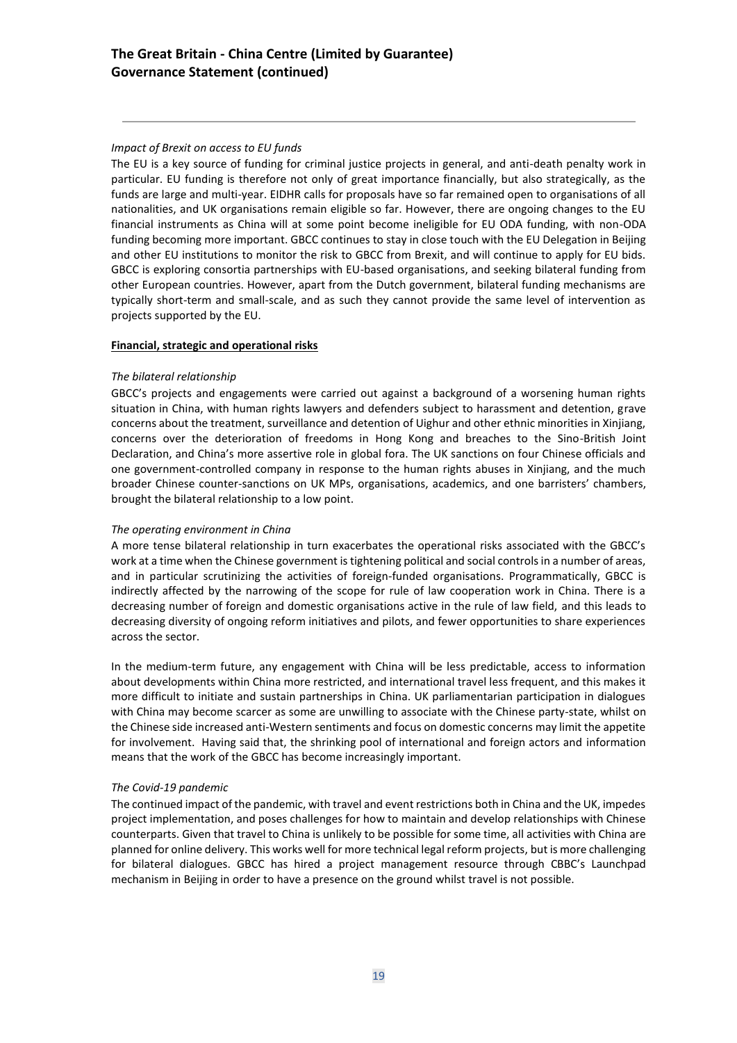*Impact of Brexit on access to EU funds*

The EU is a key source of funding for criminal justice projects in general, and anti-death penalty work in particular. EU funding is therefore not only of great importance financially, but also strategically, as the funds are large and multi-year. EIDHR calls for proposals have so far remained open to organisations of all nationalities, and UK organisations remain eligible so far. However, there are ongoing changes to the EU financial instruments as China will at some point become ineligible for EU ODA funding, with non-ODA funding becoming more important. GBCC continues to stay in close touch with the EU Delegation in Beijing and other EU institutions to monitor the risk to GBCC from Brexit, and will continue to apply for EU bids. GBCC is exploring consortia partnerships with EU-based organisations, and seeking bilateral funding from other European countries. However, apart from the Dutch government, bilateral funding mechanisms are typically short-term and small-scale, and as such they cannot provide the same level of intervention as projects supported by the EU.

**Financial, strategic and operational risks**

*The bilateral relationship*

GBCC's projects and engagements were carried out against a background of a worsening human rights situation in China, with human rights lawyers and defenders subject to harassment and detention, grave concerns about the treatment, surveillance and detention of Uighur and other ethnic minorities in Xinjiang, concerns over the deterioration of freedoms in Hong Kong and breaches to the Sino-British Joint Declaration, and China's more assertive role in global fora. The UK sanctions on four Chinese officials and one government-controlled company in response to the human rights abuses in Xinjiang, and the much broader Chinese counter-sanctions on UK MPs, organisations, academics, and one barristers' chambers, brought the bilateral relationship to a low point.

*The operating environment in China*

A more tense bilateral relationship in turn exacerbates the operational risks associated with the GBCC's work at a time when the Chinese government is tightening political and social controls in a number of areas, and in particular scrutinizing the activities of foreign-funded organisations. Programmatically, GBCC is indirectly affected by the narrowing of the scope for rule of law cooperation work in China. There is a decreasing number of foreign and domestic organisations active in the rule of law field, and this leads to decreasing diversity of ongoing reform initiatives and pilots, and fewer opportunities to share experiences across the sector.

In the medium-term future, any engagement with China will be less predictable, access to information about developments within China more restricted, and international travel less frequent, and this makes it more difficult to initiate and sustain partnerships in China. UK parliamentarian participation in dialogues with China may become scarcer as some are unwilling to associate with the Chinese party-state, whilst on the Chinese side increased anti-Western sentiments and focus on domestic concerns may limit the appetite for involvement. Having said that, the shrinking pool of international and foreign actors and information means that the work of the GBCC has become increasingly important.

*The Covid-19 pandemic*

The continued impact of the pandemic, with travel and event restrictions both in China and the UK, impedes project implementation, and poses challenges for how to maintain and develop relationships with Chinese counterparts. Given that travel to China is unlikely to be possible for some time, all activities with China are planned for online delivery. This works well for more technical legal reform projects, but is more challenging for bilateral dialogues. GBCC has hired a project management resource through CBBC's Launchpad mechanism in Beijing in order to have a presence on the ground whilst travel is not possible.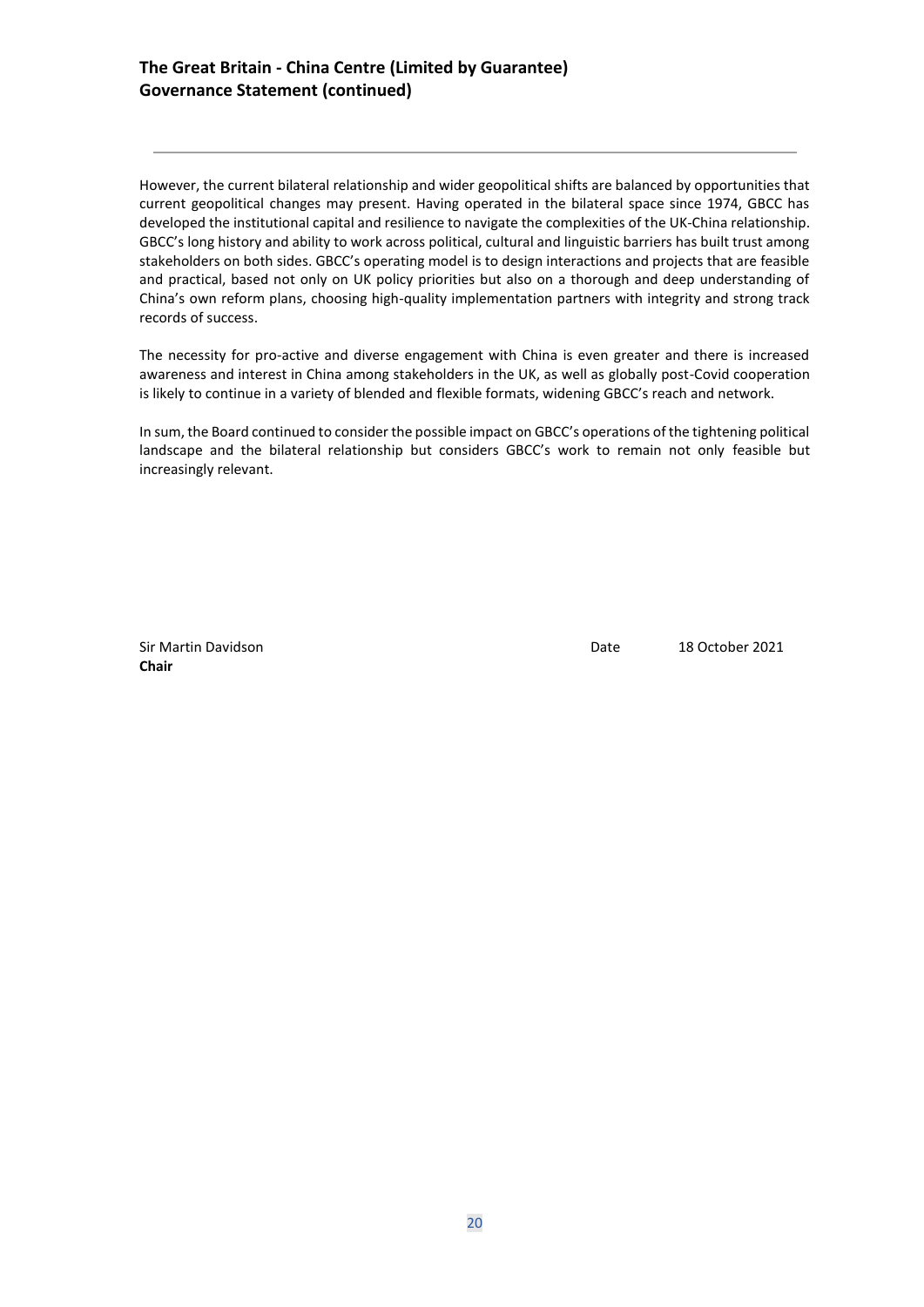However, the current bilateral relationship and wider geopolitical shifts are balanced by opportunities that current geopolitical changes may present. Having operated in the bilateral space since 1974, GBCC has developed the institutional capital and resilience to navigate the complexities of the UK-China relationship. GBCC's long history and ability to work across political, cultural and linguistic barriers has built trust among stakeholders on both sides. GBCC's operating model is to design interactions and projects that are feasible and practical, based not only on UK policy priorities but also on a thorough and deep understanding of China's own reform plans, choosing high-quality implementation partners with integrity and strong track records of success.

The necessity for pro-active and diverse engagement with China is even greater and there is increased awareness and interest in China among stakeholders in the UK, as well as globally post-Covid cooperation is likely to continue in a variety of blended and flexible formats, widening GBCC's reach and network.

In sum, the Board continued to consider the possible impact on GBCC's operations of the tightening political landscape and the bilateral relationship but considers GBCC's work to remain not only feasible but increasingly relevant.

Sir Martin Davidson
**Chair**

Date 18 October 2021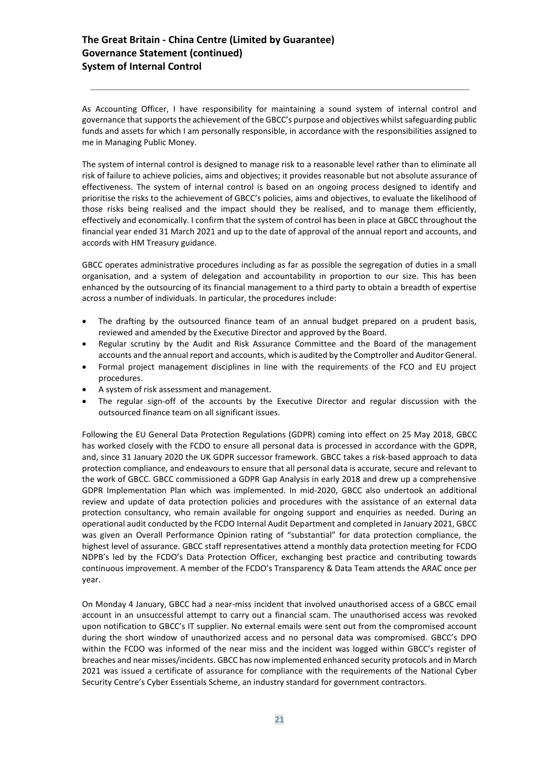# The Great Britain - China Centre (Limited by Guarantee)
## Governance Statement (continued)
## System of Internal Control

As Accounting Officer, I have responsibility for maintaining a sound system of internal control and governance that supports the achievement of the GBCC's purpose and objectives whilst safeguarding public funds and assets for which I am personally responsible, in accordance with the responsibilities assigned to me in Managing Public Money.

The system of internal control is designed to manage risk to a reasonable level rather than to eliminate all risk of failure to achieve policies, aims and objectives; it provides reasonable but not absolute assurance of effectiveness. The system of internal control is based on an ongoing process designed to identify and prioritise the risks to the achievement of GBCC's policies, aims and objectives, to evaluate the likelihood of those risks being realised and the impact should they be realised, and to manage them efficiently, effectively and economically. I confirm that the system of control has been in place at GBCC throughout the financial year ended 31 March 2021 and up to the date of approval of the annual report and accounts, and accords with HM Treasury guidance.

GBCC operates administrative procedures including as far as possible the segregation of duties in a small organisation, and a system of delegation and accountability in proportion to our size. This has been enhanced by the outsourcing of its financial management to a third party to obtain a breadth of expertise across a number of individuals. In particular, the procedures include:

- The drafting by the outsourced finance team of an annual budget prepared on a prudent basis, reviewed and amended by the Executive Director and approved by the Board.
- Regular scrutiny by the Audit and Risk Assurance Committee and the Board of the management accounts and the annual report and accounts, which is audited by the Comptroller and Auditor General.
- Formal project management disciplines in line with the requirements of the FCO and EU project procedures.
- A system of risk assessment and management.
- The regular sign-off of the accounts by the Executive Director and regular discussion with the outsourced finance team on all significant issues.

Following the EU General Data Protection Regulations (GDPR) coming into effect on 25 May 2018, GBCC has worked closely with the FCDO to ensure all personal data is processed in accordance with the GDPR, and, since 31 January 2020 the UK GDPR successor framework. GBCC takes a risk-based approach to data protection compliance, and endeavours to ensure that all personal data is accurate, secure and relevant to the work of GBCC. GBCC commissioned a GDPR Gap Analysis in early 2018 and drew up a comprehensive GDPR Implementation Plan which was implemented. In mid-2020, GBCC also undertook an additional review and update of data protection policies and procedures with the assistance of an external data protection consultancy, who remain available for ongoing support and enquiries as needed. During an operational audit conducted by the FCDO Internal Audit Department and completed in January 2021, GBCC was given an Overall Performance Opinion rating of "substantial" for data protection compliance, the highest level of assurance. GBCC staff representatives attend a monthly data protection meeting for FCDO NDPB's led by the FCDO's Data Protection Officer, exchanging best practice and contributing towards continuous improvement. A member of the FCDO's Transparency & Data Team attends the ARAC once per year.

On Monday 4 January, GBCC had a near-miss incident that involved unauthorised access of a GBCC email account in an unsuccessful attempt to carry out a financial scam. The unauthorised access was revoked upon notification to GBCC's IT supplier. No external emails were sent out from the compromised account during the short window of unauthorized access and no personal data was compromised. GBCC's DPO within the FCDO was informed of the near miss and the incident was logged within GBCC's register of breaches and near misses/incidents. GBCC has now implemented enhanced security protocols and in March 2021 was issued a certificate of assurance for compliance with the requirements of the National Cyber Security Centre's Cyber Essentials Scheme, an industry standard for government contractors.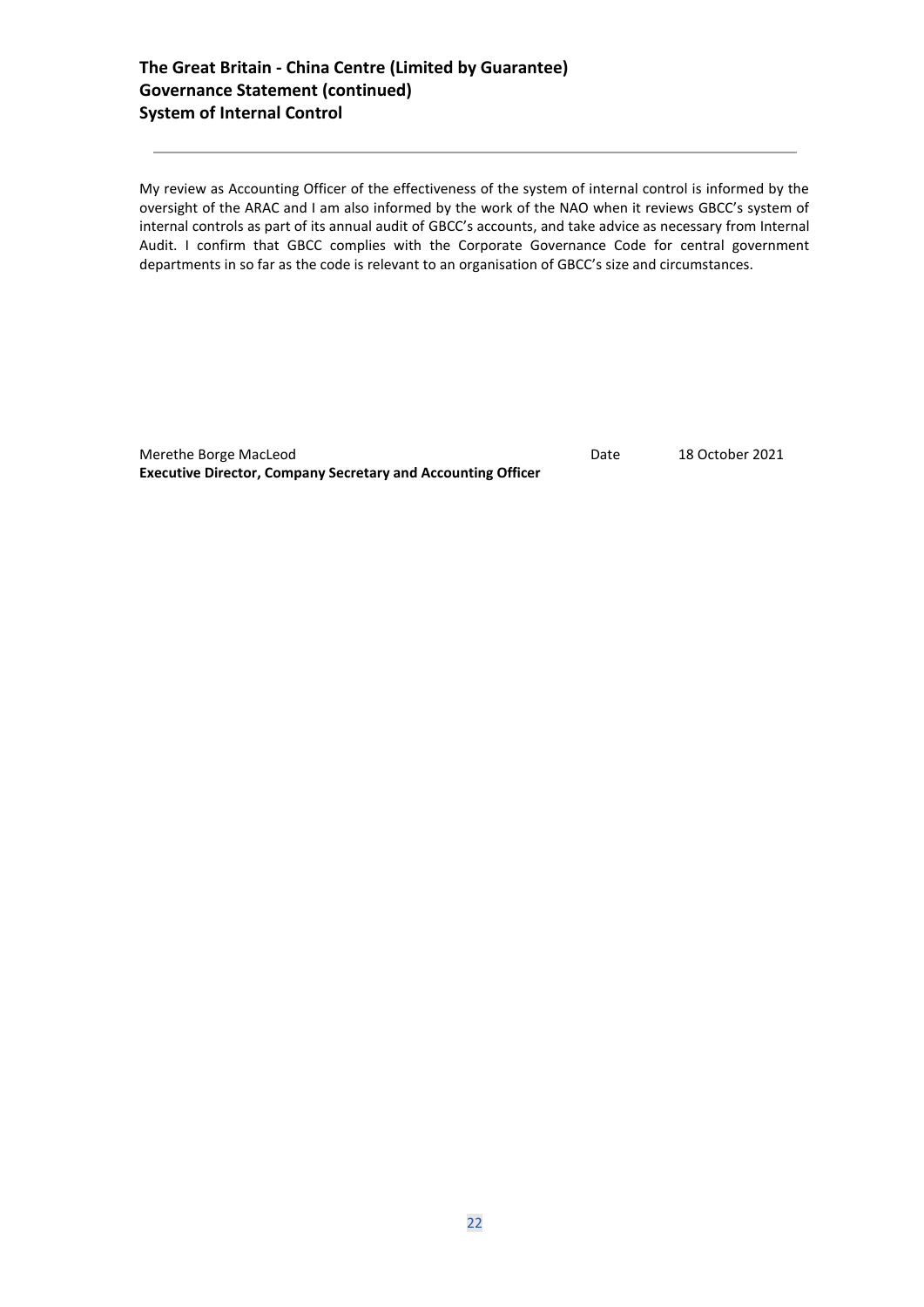## The Great Britain - China Centre (Limited by Guarantee)
## Governance Statement (continued)
## System of Internal Control

My review as Accounting Officer of the effectiveness of the system of internal control is informed by the oversight of the ARAC and I am also informed by the work of the NAO when it reviews GBCC's system of internal controls as part of its annual audit of GBCC's accounts, and take advice as necessary from Internal Audit. I confirm that GBCC complies with the Corporate Governance Code for central government departments in so far as the code is relevant to an organisation of GBCC's size and circumstances.

Merethe Borge MacLeod Date 18 October 2021

**Executive Director, Company Secretary and Accounting Officer**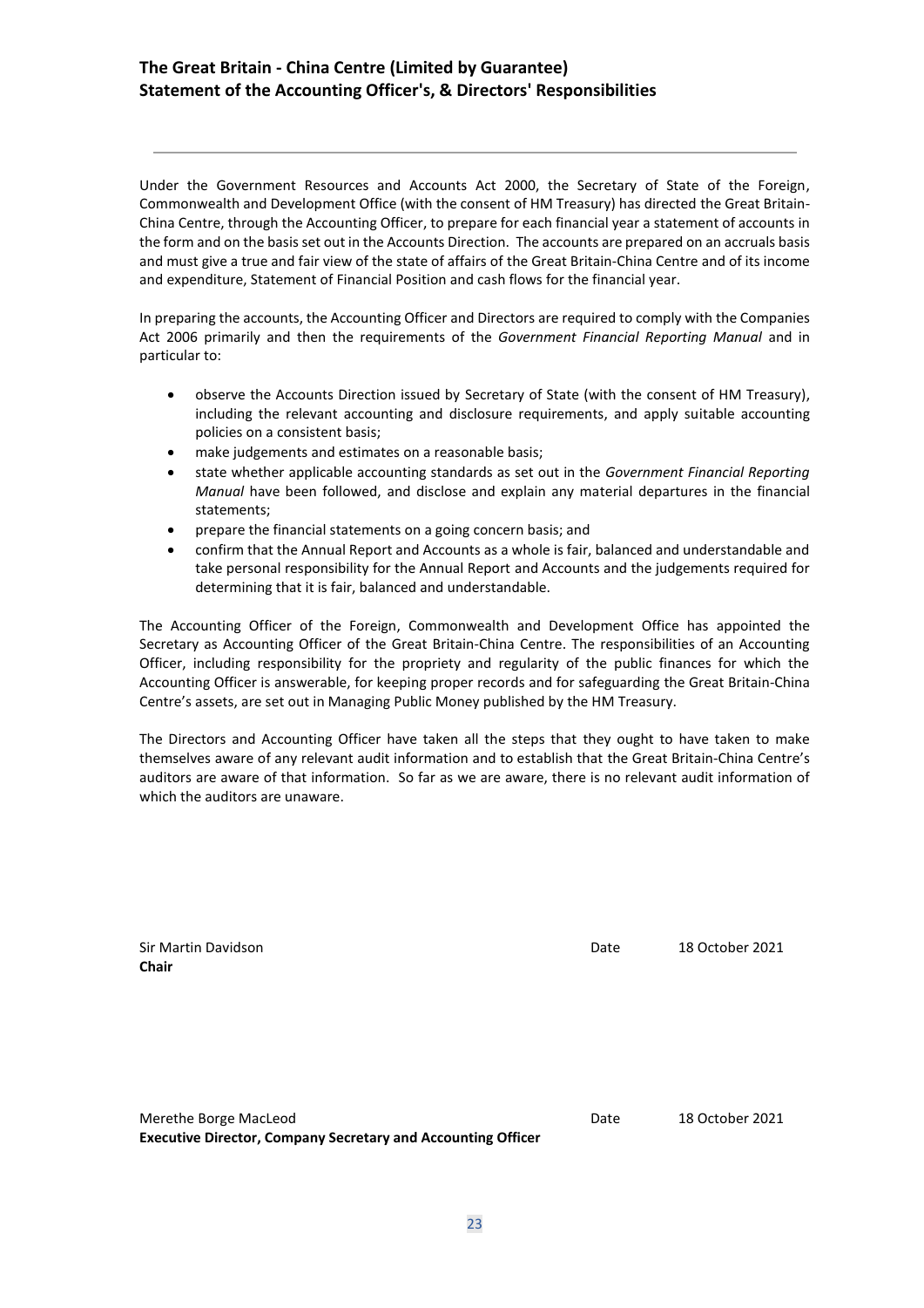# The Great Britain - China Centre (Limited by Guarantee)
## Statement of the Accounting Officer's, & Directors' Responsibilities

Under the Government Resources and Accounts Act 2000, the Secretary of State of the Foreign, Commonwealth and Development Office (with the consent of HM Treasury) has directed the Great Britain-China Centre, through the Accounting Officer, to prepare for each financial year a statement of accounts in the form and on the basis set out in the Accounts Direction. The accounts are prepared on an accruals basis and must give a true and fair view of the state of affairs of the Great Britain-China Centre and of its income and expenditure, Statement of Financial Position and cash flows for the financial year.

In preparing the accounts, the Accounting Officer and Directors are required to comply with the Companies Act 2006 primarily and then the requirements of the *Government Financial Reporting Manual* and in particular to:

- observe the Accounts Direction issued by Secretary of State (with the consent of HM Treasury), including the relevant accounting and disclosure requirements, and apply suitable accounting policies on a consistent basis;
- make judgements and estimates on a reasonable basis;
- state whether applicable accounting standards as set out in the *Government Financial Reporting Manual* have been followed, and disclose and explain any material departures in the financial statements;
- prepare the financial statements on a going concern basis; and
- confirm that the Annual Report and Accounts as a whole is fair, balanced and understandable and take personal responsibility for the Annual Report and Accounts and the judgements required for determining that it is fair, balanced and understandable.

The Accounting Officer of the Foreign, Commonwealth and Development Office has appointed the Secretary as Accounting Officer of the Great Britain-China Centre. The responsibilities of an Accounting Officer, including responsibility for the propriety and regularity of the public finances for which the Accounting Officer is answerable, for keeping proper records and for safeguarding the Great Britain-China Centre's assets, are set out in Managing Public Money published by the HM Treasury.

The Directors and Accounting Officer have taken all the steps that they ought to have taken to make themselves aware of any relevant audit information and to establish that the Great Britain-China Centre's auditors are aware of that information. So far as we are aware, there is no relevant audit information of which the auditors are unaware.

Sir Martin Davidson
**Chair**

Date 18 October 2021

Merethe Borge MacLeod
**Executive Director, Company Secretary and Accounting Officer**

Date 18 October 2021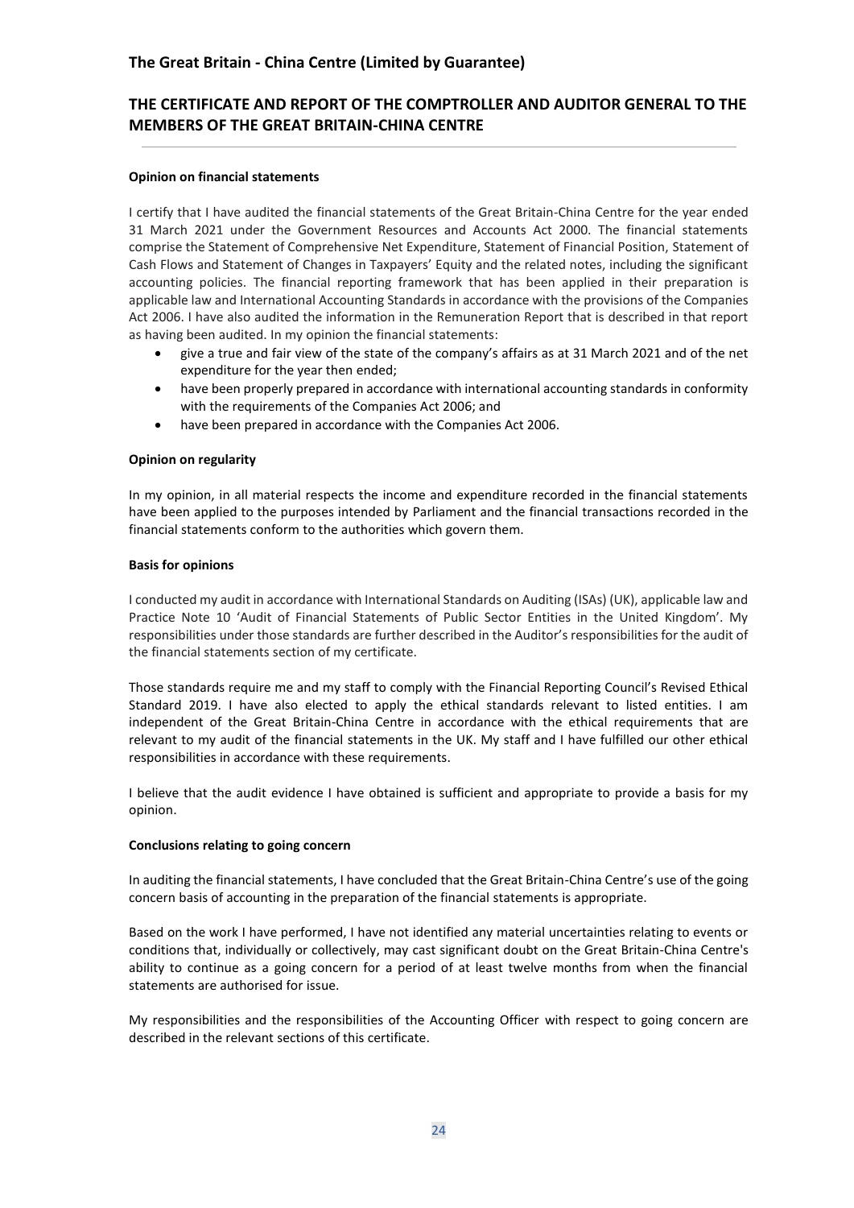# THE CERTIFICATE AND REPORT OF THE COMPTROLLER AND AUDITOR GENERAL TO THE MEMBERS OF THE GREAT BRITAIN-CHINA CENTRE

**Opinion on financial statements**

I certify that I have audited the financial statements of the Great Britain-China Centre for the year ended 31 March 2021 under the Government Resources and Accounts Act 2000. The financial statements comprise the Statement of Comprehensive Net Expenditure, Statement of Financial Position, Statement of Cash Flows and Statement of Changes in Taxpayers' Equity and the related notes, including the significant accounting policies. The financial reporting framework that has been applied in their preparation is applicable law and International Accounting Standards in accordance with the provisions of the Companies Act 2006. I have also audited the information in the Remuneration Report that is described in that report as having been audited. In my opinion the financial statements:

- give a true and fair view of the state of the company's affairs as at 31 March 2021 and of the net expenditure for the year then ended;
- have been properly prepared in accordance with international accounting standards in conformity with the requirements of the Companies Act 2006; and
- have been prepared in accordance with the Companies Act 2006.

**Opinion on regularity**

In my opinion, in all material respects the income and expenditure recorded in the financial statements have been applied to the purposes intended by Parliament and the financial transactions recorded in the financial statements conform to the authorities which govern them.

**Basis for opinions**

I conducted my audit in accordance with International Standards on Auditing (ISAs) (UK), applicable law and Practice Note 10 'Audit of Financial Statements of Public Sector Entities in the United Kingdom'. My responsibilities under those standards are further described in the Auditor's responsibilities for the audit of the financial statements section of my certificate.

Those standards require me and my staff to comply with the Financial Reporting Council's Revised Ethical Standard 2019. I have also elected to apply the ethical standards relevant to listed entities. I am independent of the Great Britain-China Centre in accordance with the ethical requirements that are relevant to my audit of the financial statements in the UK. My staff and I have fulfilled our other ethical responsibilities in accordance with these requirements.

I believe that the audit evidence I have obtained is sufficient and appropriate to provide a basis for my opinion.

**Conclusions relating to going concern**

In auditing the financial statements, I have concluded that the Great Britain-China Centre's use of the going concern basis of accounting in the preparation of the financial statements is appropriate.

Based on the work I have performed, I have not identified any material uncertainties relating to events or conditions that, individually or collectively, may cast significant doubt on the Great Britain-China Centre's ability to continue as a going concern for a period of at least twelve months from when the financial statements are authorised for issue.

My responsibilities and the responsibilities of the Accounting Officer with respect to going concern are described in the relevant sections of this certificate.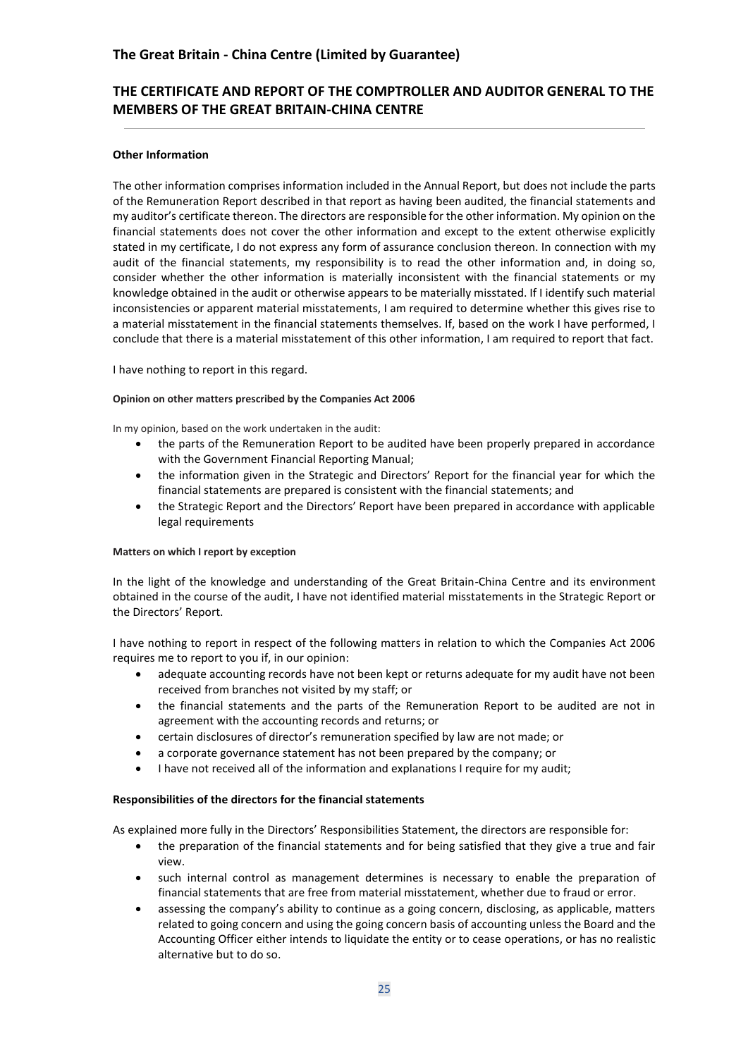## THE CERTIFICATE AND REPORT OF THE COMPTROLLER AND AUDITOR GENERAL TO THE MEMBERS OF THE GREAT BRITAIN-CHINA CENTRE

### Other Information

The other information comprises information included in the Annual Report, but does not include the parts of the Remuneration Report described in that report as having been audited, the financial statements and my auditor's certificate thereon. The directors are responsible for the other information. My opinion on the financial statements does not cover the other information and except to the extent otherwise explicitly stated in my certificate, I do not express any form of assurance conclusion thereon. In connection with my audit of the financial statements, my responsibility is to read the other information and, in doing so, consider whether the other information is materially inconsistent with the financial statements or my knowledge obtained in the audit or otherwise appears to be materially misstated. If I identify such material inconsistencies or apparent material misstatements, I am required to determine whether this gives rise to a material misstatement in the financial statements themselves. If, based on the work I have performed, I conclude that there is a material misstatement of this other information, I am required to report that fact.

I have nothing to report in this regard.

#### Opinion on other matters prescribed by the Companies Act 2006

In my opinion, based on the work undertaken in the audit:

- the parts of the Remuneration Report to be audited have been properly prepared in accordance with the Government Financial Reporting Manual;
- the information given in the Strategic and Directors' Report for the financial year for which the financial statements are prepared is consistent with the financial statements; and
- the Strategic Report and the Directors' Report have been prepared in accordance with applicable legal requirements

#### Matters on which I report by exception

In the light of the knowledge and understanding of the Great Britain-China Centre and its environment obtained in the course of the audit, I have not identified material misstatements in the Strategic Report or the Directors' Report.

I have nothing to report in respect of the following matters in relation to which the Companies Act 2006 requires me to report to you if, in our opinion:

- adequate accounting records have not been kept or returns adequate for my audit have not been received from branches not visited by my staff; or
- the financial statements and the parts of the Remuneration Report to be audited are not in agreement with the accounting records and returns; or
- certain disclosures of director's remuneration specified by law are not made; or
- a corporate governance statement has not been prepared by the company; or
- I have not received all of the information and explanations I require for my audit;

### Responsibilities of the directors for the financial statements

As explained more fully in the Directors' Responsibilities Statement, the directors are responsible for:

- the preparation of the financial statements and for being satisfied that they give a true and fair view.
- such internal control as management determines is necessary to enable the preparation of financial statements that are free from material misstatement, whether due to fraud or error.
- assessing the company's ability to continue as a going concern, disclosing, as applicable, matters related to going concern and using the going concern basis of accounting unless the Board and the Accounting Officer either intends to liquidate the entity or to cease operations, or has no realistic alternative but to do so.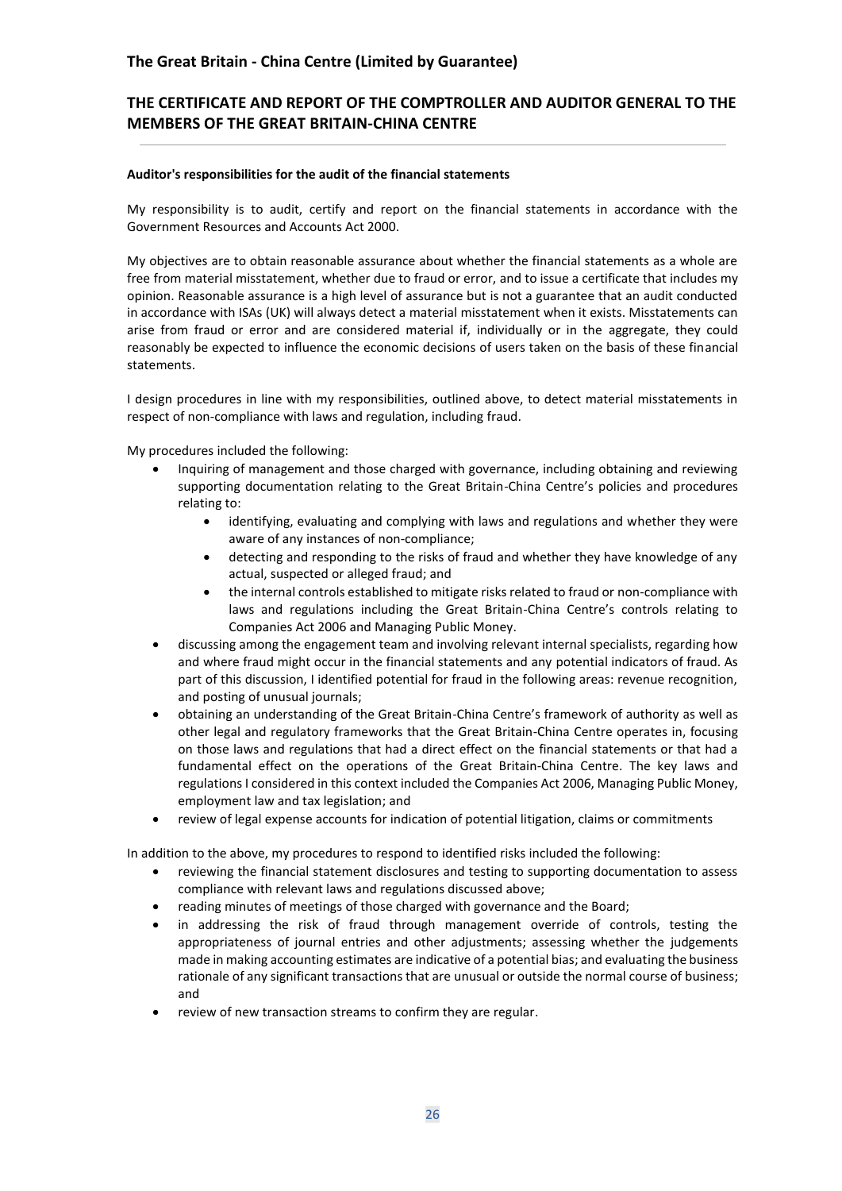## THE CERTIFICATE AND REPORT OF THE COMPTROLLER AND AUDITOR GENERAL TO THE MEMBERS OF THE GREAT BRITAIN-CHINA CENTRE

**Auditor's responsibilities for the audit of the financial statements**

My responsibility is to audit, certify and report on the financial statements in accordance with the Government Resources and Accounts Act 2000.

My objectives are to obtain reasonable assurance about whether the financial statements as a whole are free from material misstatement, whether due to fraud or error, and to issue a certificate that includes my opinion. Reasonable assurance is a high level of assurance but is not a guarantee that an audit conducted in accordance with ISAs (UK) will always detect a material misstatement when it exists. Misstatements can arise from fraud or error and are considered material if, individually or in the aggregate, they could reasonably be expected to influence the economic decisions of users taken on the basis of these financial statements.

I design procedures in line with my responsibilities, outlined above, to detect material misstatements in respect of non-compliance with laws and regulation, including fraud.

My procedures included the following:

- Inquiring of management and those charged with governance, including obtaining and reviewing supporting documentation relating to the Great Britain-China Centre's policies and procedures relating to:
    - identifying, evaluating and complying with laws and regulations and whether they were aware of any instances of non-compliance;
    - detecting and responding to the risks of fraud and whether they have knowledge of any actual, suspected or alleged fraud; and
    - the internal controls established to mitigate risks related to fraud or non-compliance with laws and regulations including the Great Britain-China Centre's controls relating to Companies Act 2006 and Managing Public Money.
- discussing among the engagement team and involving relevant internal specialists, regarding how and where fraud might occur in the financial statements and any potential indicators of fraud. As part of this discussion, I identified potential for fraud in the following areas: revenue recognition, and posting of unusual journals;
- obtaining an understanding of the Great Britain-China Centre's framework of authority as well as other legal and regulatory frameworks that the Great Britain-China Centre operates in, focusing on those laws and regulations that had a direct effect on the financial statements or that had a fundamental effect on the operations of the Great Britain-China Centre. The key laws and regulations I considered in this context included the Companies Act 2006, Managing Public Money, employment law and tax legislation; and
- review of legal expense accounts for indication of potential litigation, claims or commitments

In addition to the above, my procedures to respond to identified risks included the following:

- reviewing the financial statement disclosures and testing to supporting documentation to assess compliance with relevant laws and regulations discussed above;
- reading minutes of meetings of those charged with governance and the Board;
- in addressing the risk of fraud through management override of controls, testing the appropriateness of journal entries and other adjustments; assessing whether the judgements made in making accounting estimates are indicative of a potential bias; and evaluating the business rationale of any significant transactions that are unusual or outside the normal course of business; and
- review of new transaction streams to confirm they are regular.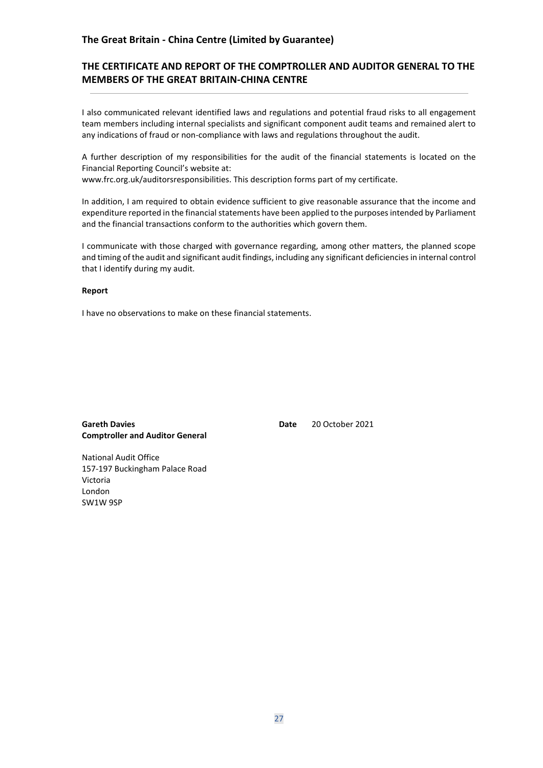I also communicated relevant identified laws and regulations and potential fraud risks to all engagement team members including internal specialists and significant component audit teams and remained alert to any indications of fraud or non-compliance with laws and regulations throughout the audit.

A further description of my responsibilities for the audit of the financial statements is located on the Financial Reporting Council's website at:
www.frc.org.uk/auditorsresponsibilities. This description forms part of my certificate.

In addition, I am required to obtain evidence sufficient to give reasonable assurance that the income and expenditure reported in the financial statements have been applied to the purposes intended by Parliament and the financial transactions conform to the authorities which govern them.

I communicate with those charged with governance regarding, among other matters, the planned scope and timing of the audit and significant audit findings, including any significant deficiencies in internal control that I identify during my audit.

**Report**

I have no observations to make on these financial statements.

**Gareth Davies**
**Comptroller and Auditor General**

**Date** 20 October 2021

National Audit Office
157-197 Buckingham Palace Road
Victoria
London
SW1W 9SP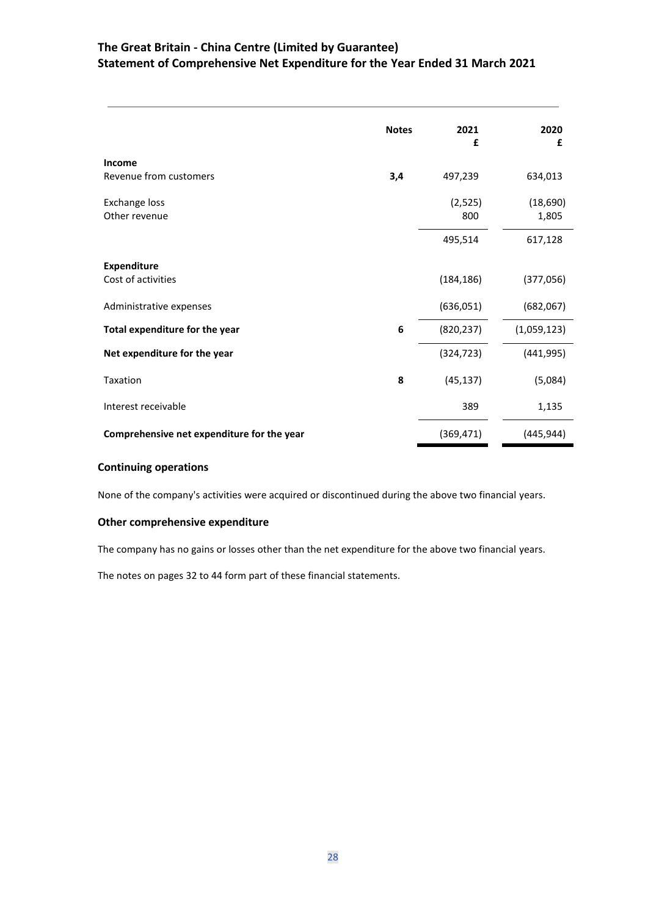# The Great Britain - China Centre (Limited by Guarantee)
# Statement of Comprehensive Net Expenditure for the Year Ended 31 March 2021

| | Notes | 2021 £ | 2020 £ |
|---|---|---|---|
| **Income** | | | |
| Revenue from customers | **3,4** | 497,239 | 634,013 |
| Exchange loss | | (2,525) | (18,690) |
| Other revenue | | 800 | 1,805 |
| | | 495,514 | 617,128 |
| **Expenditure** | | | |
| Cost of activities | | (184,186) | (377,056) |
| Administrative expenses | | (636,051) | (682,067) |
| **Total expenditure for the year** | **6** | (820,237) | (1,059,123) |
| **Net expenditure for the year** | | (324,723) | (441,995) |
| Taxation | **8** | (45,137) | (5,084) |
| Interest receivable | | 389 | 1,135 |
| **Comprehensive net expenditure for the year** | | (369,471) | (445,944) |

### Continuing operations

None of the company's activities were acquired or discontinued during the above two financial years.

### Other comprehensive expenditure

The company has no gains or losses other than the net expenditure for the above two financial years.

The notes on pages 32 to 44 form part of these financial statements.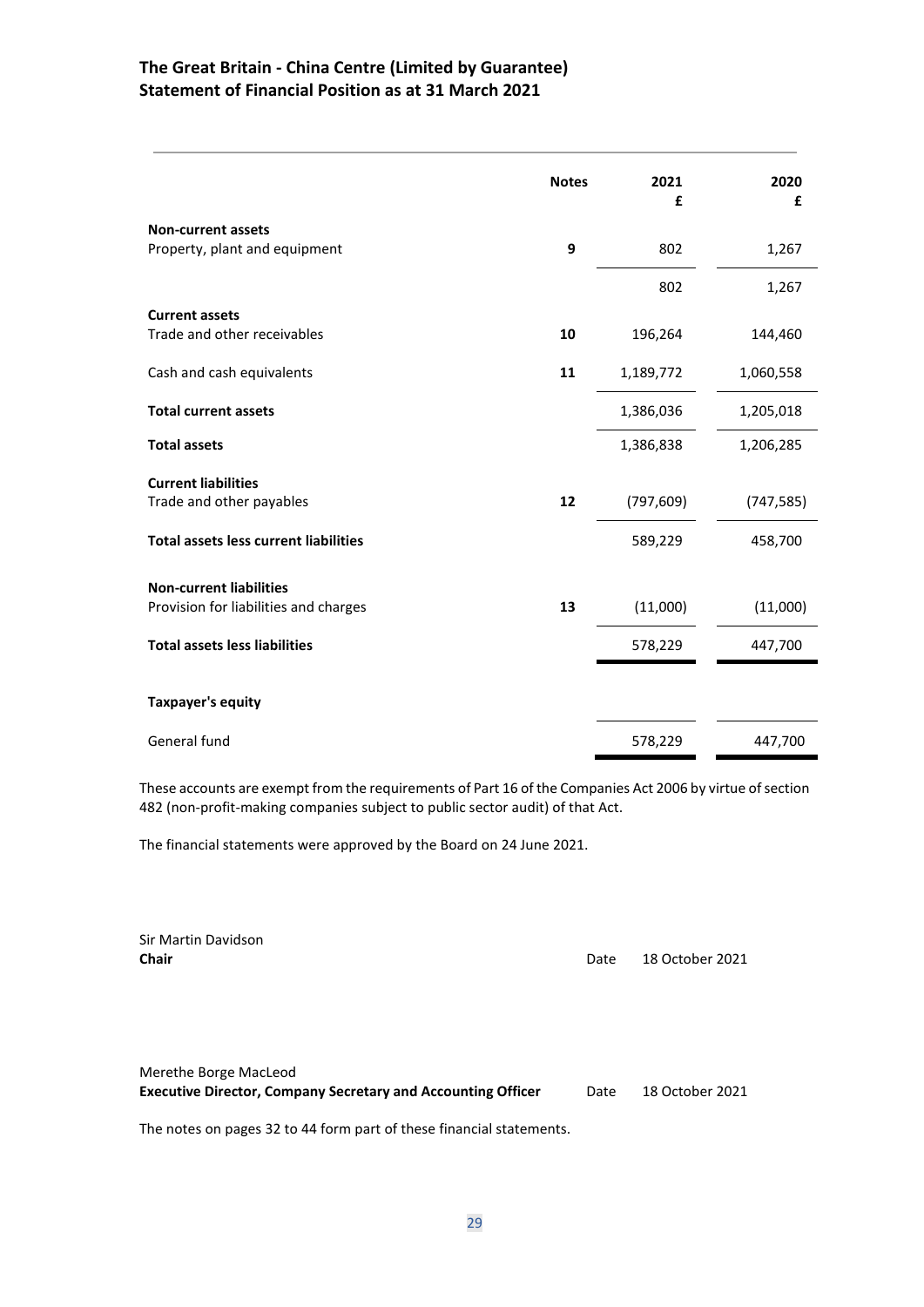# The Great Britain - China Centre (Limited by Guarantee)
## Statement of Financial Position as at 31 March 2021

| | Notes | 2021 £ | 2020 £ |
|---|---|---|---|
| **Non-current assets** | | | |
| Property, plant and equipment | **9** | 802 | 1,267 |
| | | 802 | 1,267 |
| **Current assets** | | | |
| Trade and other receivables | **10** | 196,264 | 144,460 |
| Cash and cash equivalents | **11** | 1,189,772 | 1,060,558 |
| **Total current assets** | | 1,386,036 | 1,205,018 |
| **Total assets** | | 1,386,838 | 1,206,285 |
| **Current liabilities** | | | |
| Trade and other payables | **12** | (797,609) | (747,585) |
| **Total assets less current liabilities** | | 589,229 | 458,700 |
| **Non-current liabilities** | | | |
| Provision for liabilities and charges | **13** | (11,000) | (11,000) |
| **Total assets less liabilities** | | 578,229 | 447,700 |
| **Taxpayer's equity** | | | |
| General fund | | 578,229 | 447,700 |

These accounts are exempt from the requirements of Part 16 of the Companies Act 2006 by virtue of section 482 (non-profit-making companies subject to public sector audit) of that Act.

The financial statements were approved by the Board on 24 June 2021.

Sir Martin Davidson
**Chair** Date 18 October 2021

Merethe Borge MacLeod
**Executive Director, Company Secretary and Accounting Officer** Date 18 October 2021

The notes on pages 32 to 44 form part of these financial statements.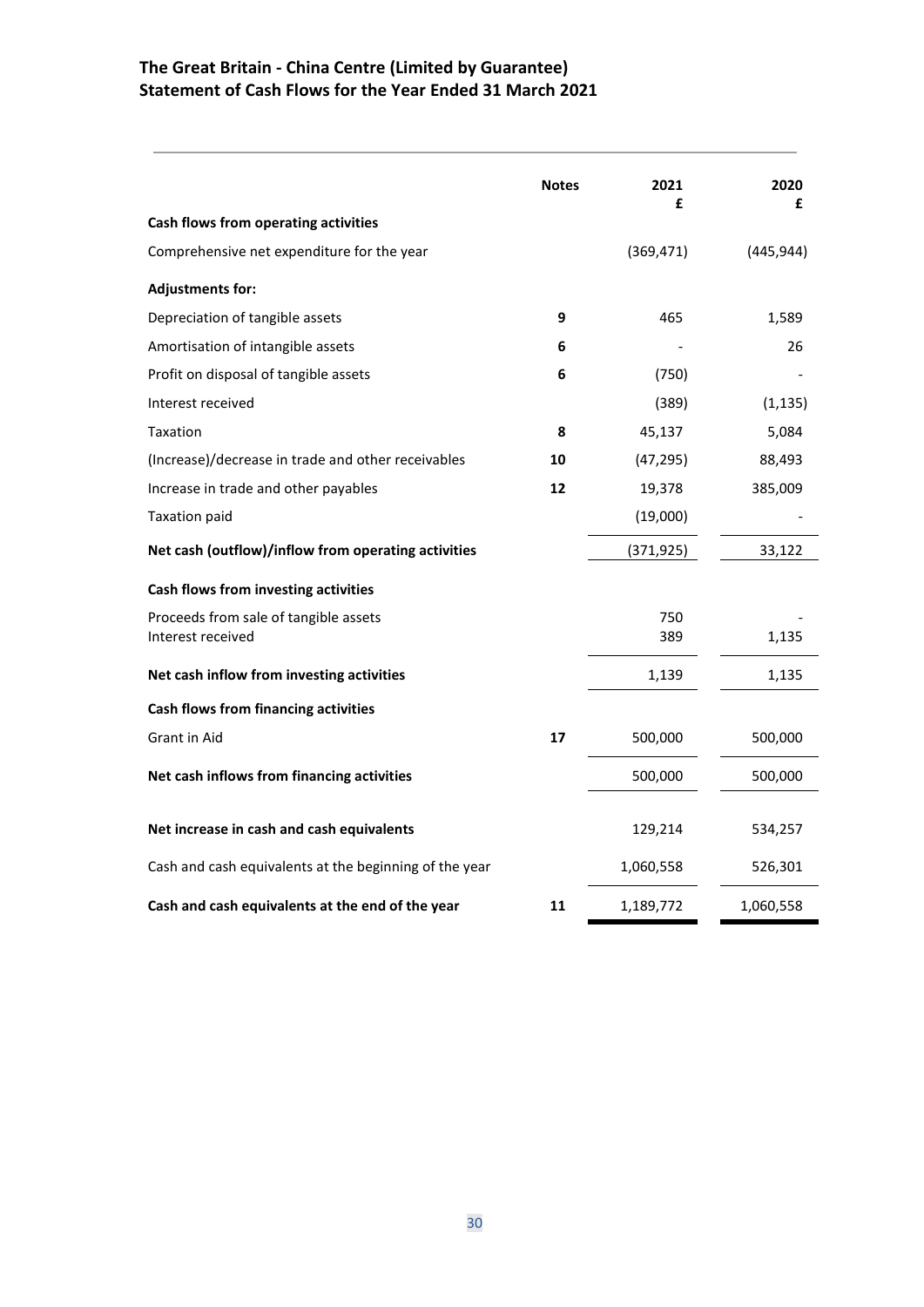# The Great Britain - China Centre (Limited by Guarantee)
## Statement of Cash Flows for the Year Ended 31 March 2021

| | Notes | 2021<br>£ | 2020<br>£ |
|---|---|---|---|
| **Cash flows from operating activities** | | | |
| Comprehensive net expenditure for the year | | (369,471) | (445,944) |
| **Adjustments for:** | | | |
| Depreciation of tangible assets | **9** | 465 | 1,589 |
| Amortisation of intangible assets | **6** | - | 26 |
| Profit on disposal of tangible assets | **6** | (750) | - |
| Interest received | | (389) | (1,135) |
| Taxation | **8** | 45,137 | 5,084 |
| (Increase)/decrease in trade and other receivables | **10** | (47,295) | 88,493 |
| Increase in trade and other payables | **12** | 19,378 | 385,009 |
| Taxation paid | | (19,000) | - |
| **Net cash (outflow)/inflow from operating activities** | | (371,925) | 33,122 |
| **Cash flows from investing activities** | | | |
| Proceeds from sale of tangible assets | | 750 | - |
| Interest received | | 389 | 1,135 |
| **Net cash inflow from investing activities** | | 1,139 | 1,135 |
| **Cash flows from financing activities** | | | |
| Grant in Aid | **17** | 500,000 | 500,000 |
| **Net cash inflows from financing activities** | | 500,000 | 500,000 |
| **Net increase in cash and cash equivalents** | | 129,214 | 534,257 |
| Cash and cash equivalents at the beginning of the year | | 1,060,558 | 526,301 |
| **Cash and cash equivalents at the end of the year** | **11** | 1,189,772 | 1,060,558 |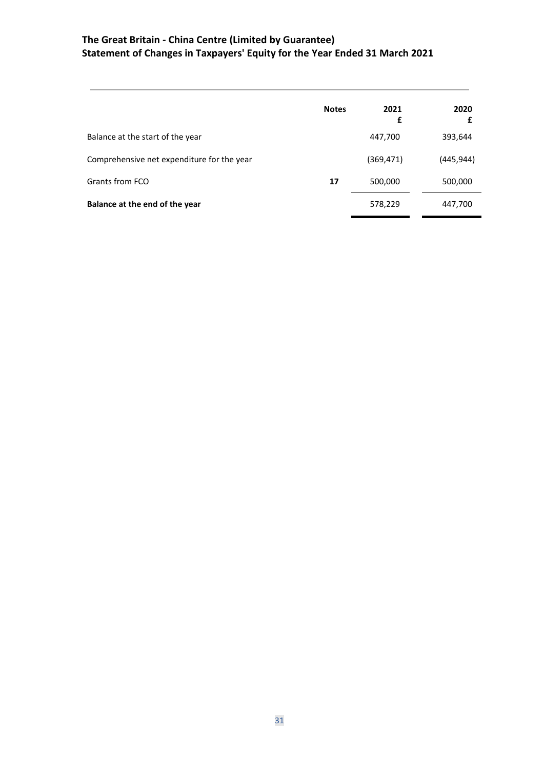# The Great Britain - China Centre (Limited by Guarantee)
## Statement of Changes in Taxpayers' Equity for the Year Ended 31 March 2021

| | Notes | 2021 £ | 2020 £ |
|---|---|---|---|
| Balance at the start of the year | | 447,700 | 393,644 |
| Comprehensive net expenditure for the year | | (369,471) | (445,944) |
| Grants from FCO | **17** | 500,000 | 500,000 |
| **Balance at the end of the year** | | 578,229 | 447,700 |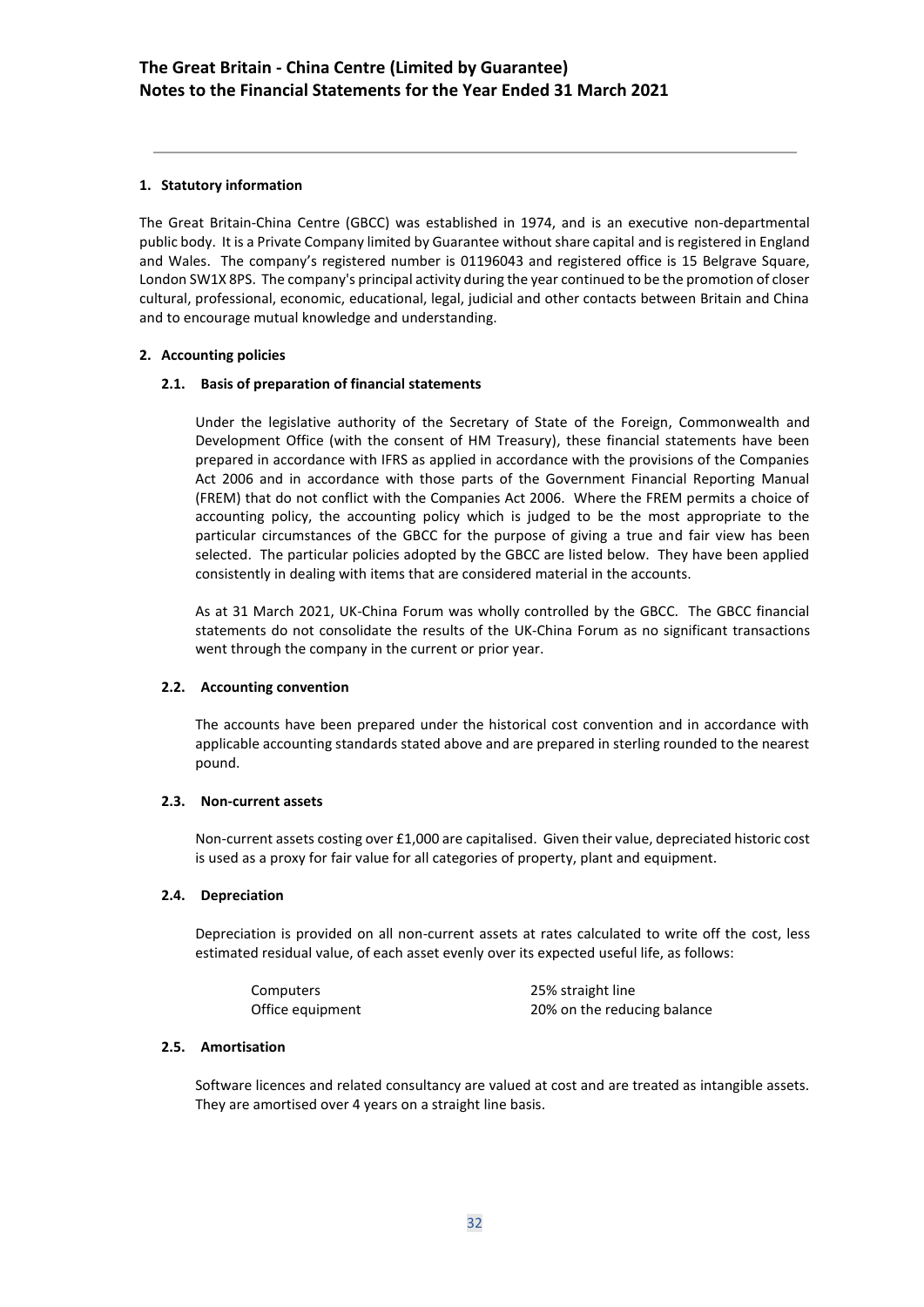# The Great Britain - China Centre (Limited by Guarantee)
# Notes to the Financial Statements for the Year Ended 31 March 2021

## 1. Statutory information

The Great Britain-China Centre (GBCC) was established in 1974, and is an executive non-departmental public body. It is a Private Company limited by Guarantee without share capital and is registered in England and Wales. The company's registered number is 01196043 and registered office is 15 Belgrave Square, London SW1X 8PS. The company's principal activity during the year continued to be the promotion of closer cultural, professional, economic, educational, legal, judicial and other contacts between Britain and China and to encourage mutual knowledge and understanding.

## 2. Accounting policies

### 2.1. Basis of preparation of financial statements

Under the legislative authority of the Secretary of State of the Foreign, Commonwealth and Development Office (with the consent of HM Treasury), these financial statements have been prepared in accordance with IFRS as applied in accordance with the provisions of the Companies Act 2006 and in accordance with those parts of the Government Financial Reporting Manual (FREM) that do not conflict with the Companies Act 2006. Where the FREM permits a choice of accounting policy, the accounting policy which is judged to be the most appropriate to the particular circumstances of the GBCC for the purpose of giving a true and fair view has been selected. The particular policies adopted by the GBCC are listed below. They have been applied consistently in dealing with items that are considered material in the accounts.

As at 31 March 2021, UK-China Forum was wholly controlled by the GBCC. The GBCC financial statements do not consolidate the results of the UK-China Forum as no significant transactions went through the company in the current or prior year.

### 2.2. Accounting convention

The accounts have been prepared under the historical cost convention and in accordance with applicable accounting standards stated above and are prepared in sterling rounded to the nearest pound.

### 2.3. Non-current assets

Non-current assets costing over £1,000 are capitalised. Given their value, depreciated historic cost is used as a proxy for fair value for all categories of property, plant and equipment.

### 2.4. Depreciation

Depreciation is provided on all non-current assets at rates calculated to write off the cost, less estimated residual value, of each asset evenly over its expected useful life, as follows:

| | |
|---|---|
| Computers | 25% straight line |
| Office equipment | 20% on the reducing balance |

### 2.5. Amortisation

Software licences and related consultancy are valued at cost and are treated as intangible assets. They are amortised over 4 years on a straight line basis.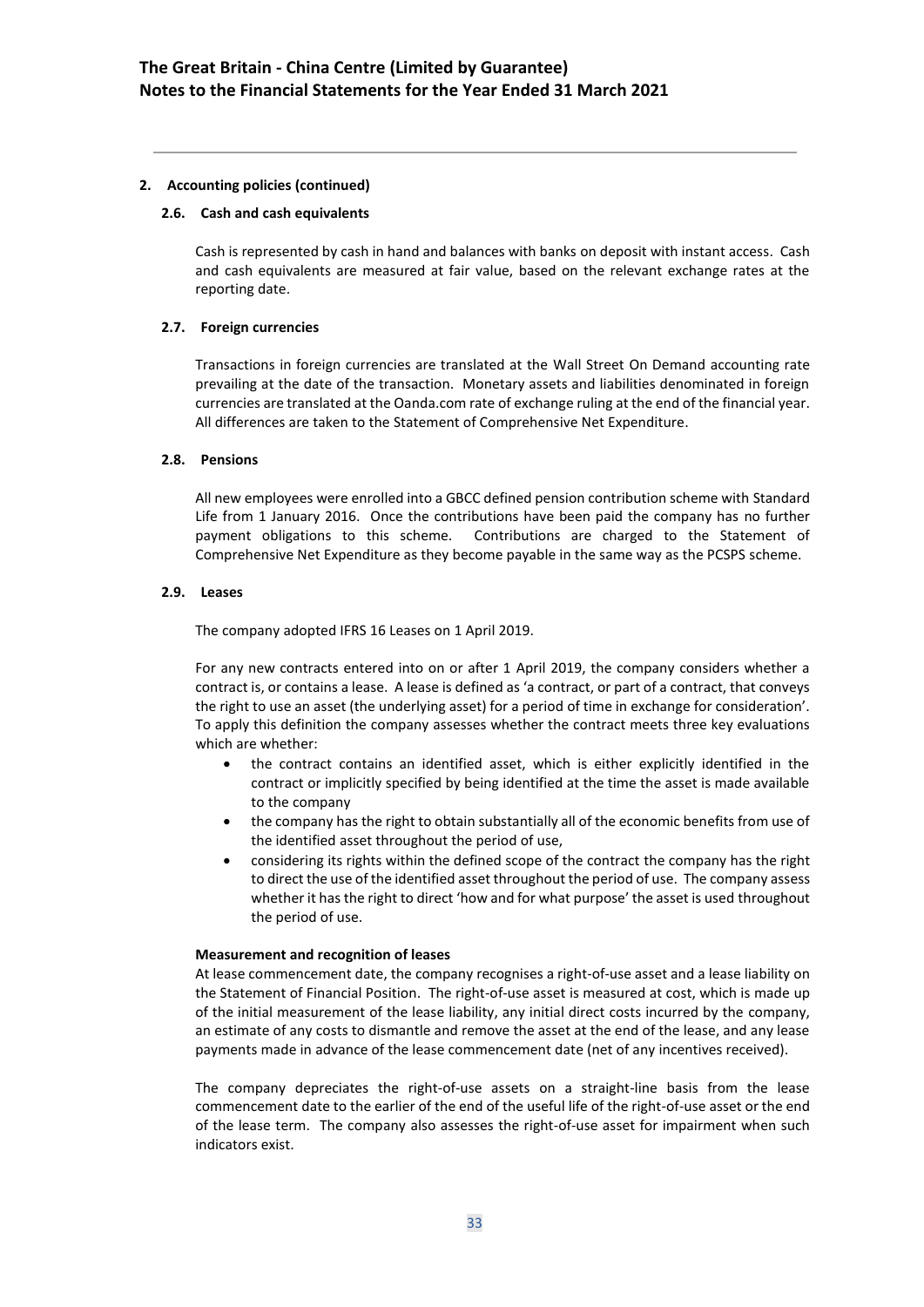## 2. Accounting policies (continued)

### 2.6. Cash and cash equivalents

Cash is represented by cash in hand and balances with banks on deposit with instant access. Cash and cash equivalents are measured at fair value, based on the relevant exchange rates at the reporting date.

### 2.7. Foreign currencies

Transactions in foreign currencies are translated at the Wall Street On Demand accounting rate prevailing at the date of the transaction. Monetary assets and liabilities denominated in foreign currencies are translated at the Oanda.com rate of exchange ruling at the end of the financial year. All differences are taken to the Statement of Comprehensive Net Expenditure.

### 2.8. Pensions

All new employees were enrolled into a GBCC defined pension contribution scheme with Standard Life from 1 January 2016. Once the contributions have been paid the company has no further payment obligations to this scheme. Contributions are charged to the Statement of Comprehensive Net Expenditure as they become payable in the same way as the PCSPS scheme.

### 2.9. Leases

The company adopted IFRS 16 Leases on 1 April 2019.

For any new contracts entered into on or after 1 April 2019, the company considers whether a contract is, or contains a lease. A lease is defined as 'a contract, or part of a contract, that conveys the right to use an asset (the underlying asset) for a period of time in exchange for consideration'. To apply this definition the company assesses whether the contract meets three key evaluations which are whether:

- the contract contains an identified asset, which is either explicitly identified in the contract or implicitly specified by being identified at the time the asset is made available to the company
- the company has the right to obtain substantially all of the economic benefits from use of the identified asset throughout the period of use,
- considering its rights within the defined scope of the contract the company has the right to direct the use of the identified asset throughout the period of use. The company assess whether it has the right to direct 'how and for what purpose' the asset is used throughout the period of use.

**Measurement and recognition of leases**

At lease commencement date, the company recognises a right-of-use asset and a lease liability on the Statement of Financial Position. The right-of-use asset is measured at cost, which is made up of the initial measurement of the lease liability, any initial direct costs incurred by the company, an estimate of any costs to dismantle and remove the asset at the end of the lease, and any lease payments made in advance of the lease commencement date (net of any incentives received).

The company depreciates the right-of-use assets on a straight-line basis from the lease commencement date to the earlier of the end of the useful life of the right-of-use asset or the end of the lease term. The company also assesses the right-of-use asset for impairment when such indicators exist.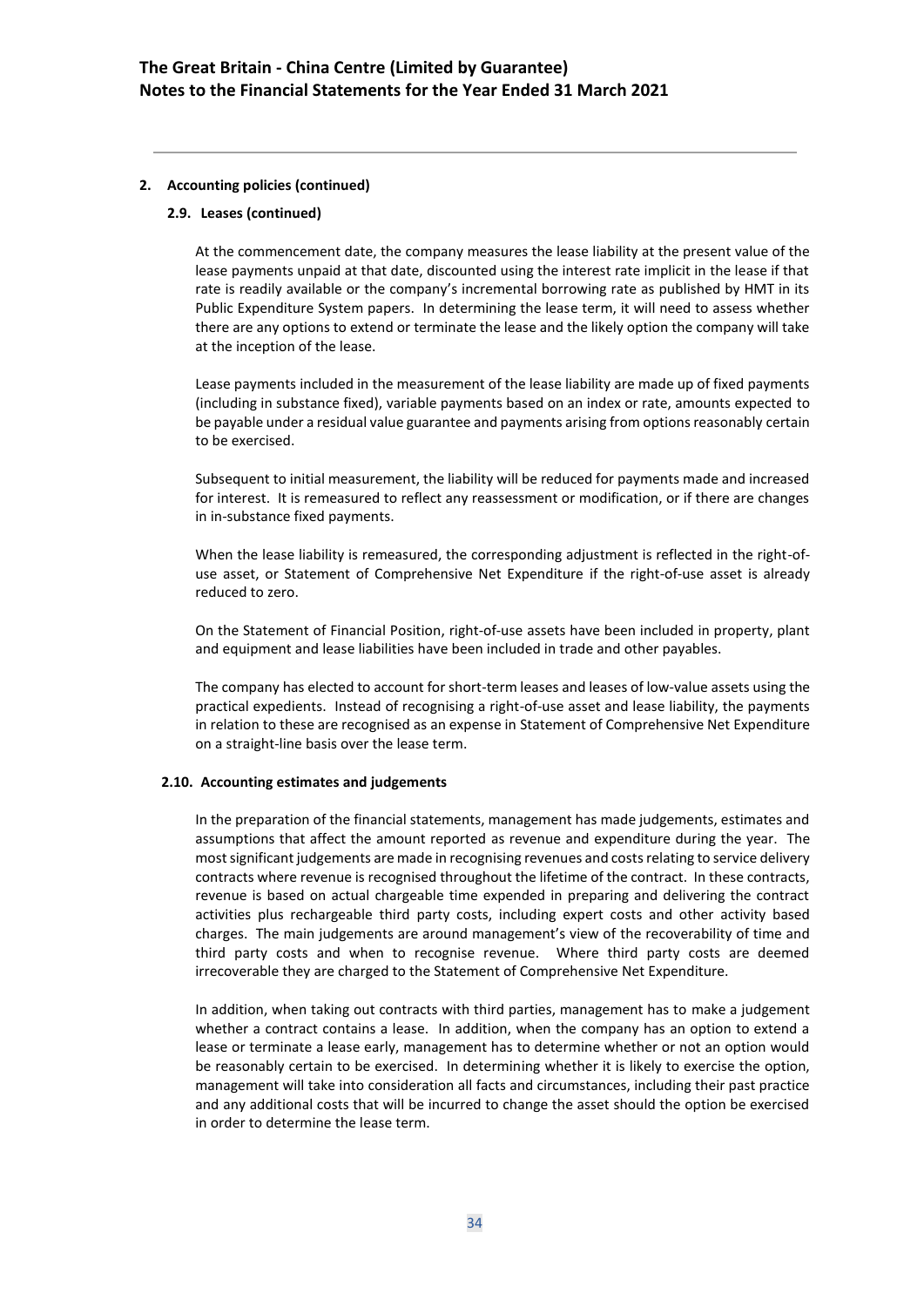## 2. Accounting policies (continued)

### 2.9. Leases (continued)

At the commencement date, the company measures the lease liability at the present value of the lease payments unpaid at that date, discounted using the interest rate implicit in the lease if that rate is readily available or the company's incremental borrowing rate as published by HMT in its Public Expenditure System papers. In determining the lease term, it will need to assess whether there are any options to extend or terminate the lease and the likely option the company will take at the inception of the lease.

Lease payments included in the measurement of the lease liability are made up of fixed payments (including in substance fixed), variable payments based on an index or rate, amounts expected to be payable under a residual value guarantee and payments arising from options reasonably certain to be exercised.

Subsequent to initial measurement, the liability will be reduced for payments made and increased for interest. It is remeasured to reflect any reassessment or modification, or if there are changes in in-substance fixed payments.

When the lease liability is remeasured, the corresponding adjustment is reflected in the right-of-use asset, or Statement of Comprehensive Net Expenditure if the right-of-use asset is already reduced to zero.

On the Statement of Financial Position, right-of-use assets have been included in property, plant and equipment and lease liabilities have been included in trade and other payables.

The company has elected to account for short-term leases and leases of low-value assets using the practical expedients. Instead of recognising a right-of-use asset and lease liability, the payments in relation to these are recognised as an expense in Statement of Comprehensive Net Expenditure on a straight-line basis over the lease term.

### 2.10. Accounting estimates and judgements

In the preparation of the financial statements, management has made judgements, estimates and assumptions that affect the amount reported as revenue and expenditure during the year. The most significant judgements are made in recognising revenues and costs relating to service delivery contracts where revenue is recognised throughout the lifetime of the contract. In these contracts, revenue is based on actual chargeable time expended in preparing and delivering the contract activities plus rechargeable third party costs, including expert costs and other activity based charges. The main judgements are around management's view of the recoverability of time and third party costs and when to recognise revenue. Where third party costs are deemed irrecoverable they are charged to the Statement of Comprehensive Net Expenditure.

In addition, when taking out contracts with third parties, management has to make a judgement whether a contract contains a lease. In addition, when the company has an option to extend a lease or terminate a lease early, management has to determine whether or not an option would be reasonably certain to be exercised. In determining whether it is likely to exercise the option, management will take into consideration all facts and circumstances, including their past practice and any additional costs that will be incurred to change the asset should the option be exercised in order to determine the lease term.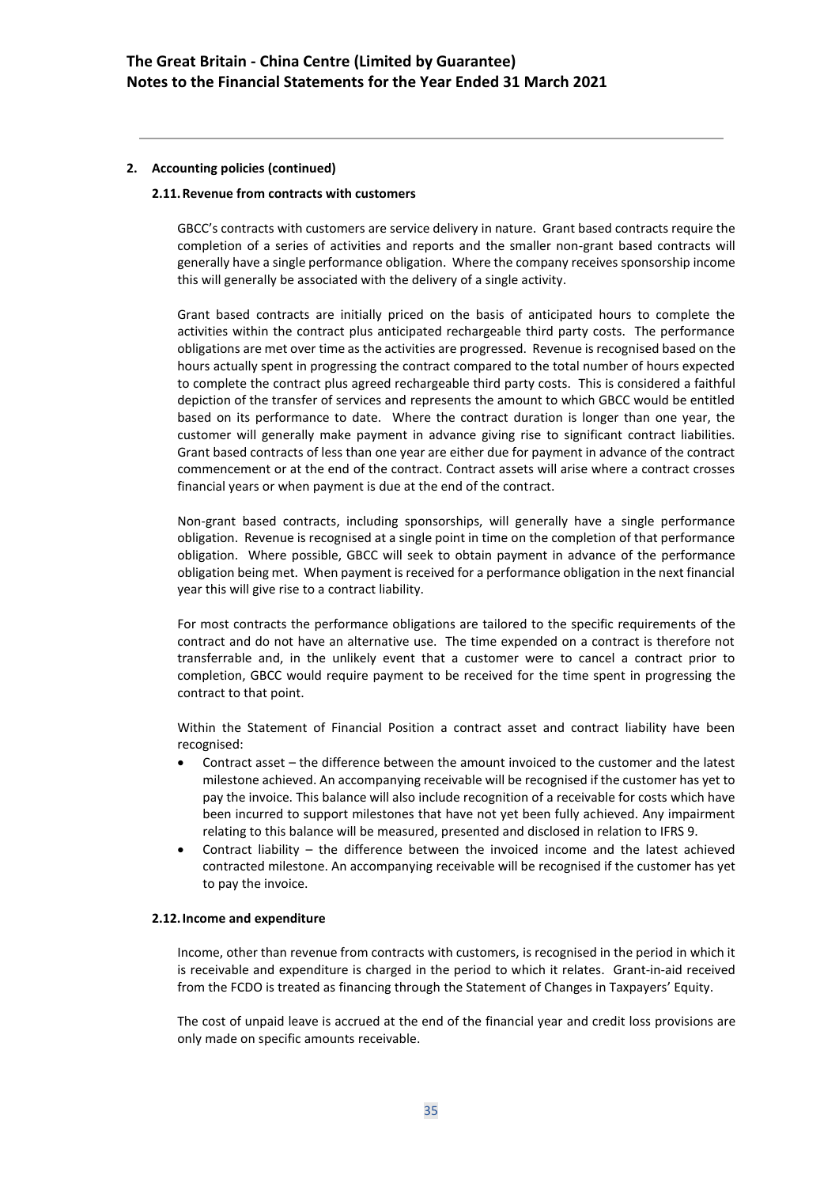## 2. Accounting policies (continued)

### 2.11. Revenue from contracts with customers

GBCC's contracts with customers are service delivery in nature. Grant based contracts require the completion of a series of activities and reports and the smaller non-grant based contracts will generally have a single performance obligation. Where the company receives sponsorship income this will generally be associated with the delivery of a single activity.

Grant based contracts are initially priced on the basis of anticipated hours to complete the activities within the contract plus anticipated rechargeable third party costs. The performance obligations are met over time as the activities are progressed. Revenue is recognised based on the hours actually spent in progressing the contract compared to the total number of hours expected to complete the contract plus agreed rechargeable third party costs. This is considered a faithful depiction of the transfer of services and represents the amount to which GBCC would be entitled based on its performance to date. Where the contract duration is longer than one year, the customer will generally make payment in advance giving rise to significant contract liabilities. Grant based contracts of less than one year are either due for payment in advance of the contract commencement or at the end of the contract. Contract assets will arise where a contract crosses financial years or when payment is due at the end of the contract.

Non-grant based contracts, including sponsorships, will generally have a single performance obligation. Revenue is recognised at a single point in time on the completion of that performance obligation. Where possible, GBCC will seek to obtain payment in advance of the performance obligation being met. When payment is received for a performance obligation in the next financial year this will give rise to a contract liability.

For most contracts the performance obligations are tailored to the specific requirements of the contract and do not have an alternative use. The time expended on a contract is therefore not transferrable and, in the unlikely event that a customer were to cancel a contract prior to completion, GBCC would require payment to be received for the time spent in progressing the contract to that point.

Within the Statement of Financial Position a contract asset and contract liability have been recognised:

- Contract asset – the difference between the amount invoiced to the customer and the latest milestone achieved. An accompanying receivable will be recognised if the customer has yet to pay the invoice. This balance will also include recognition of a receivable for costs which have been incurred to support milestones that have not yet been fully achieved. Any impairment relating to this balance will be measured, presented and disclosed in relation to IFRS 9.
- Contract liability – the difference between the invoiced income and the latest achieved contracted milestone. An accompanying receivable will be recognised if the customer has yet to pay the invoice.

### 2.12. Income and expenditure

Income, other than revenue from contracts with customers, is recognised in the period in which it is receivable and expenditure is charged in the period to which it relates. Grant-in-aid received from the FCDO is treated as financing through the Statement of Changes in Taxpayers' Equity.

The cost of unpaid leave is accrued at the end of the financial year and credit loss provisions are only made on specific amounts receivable.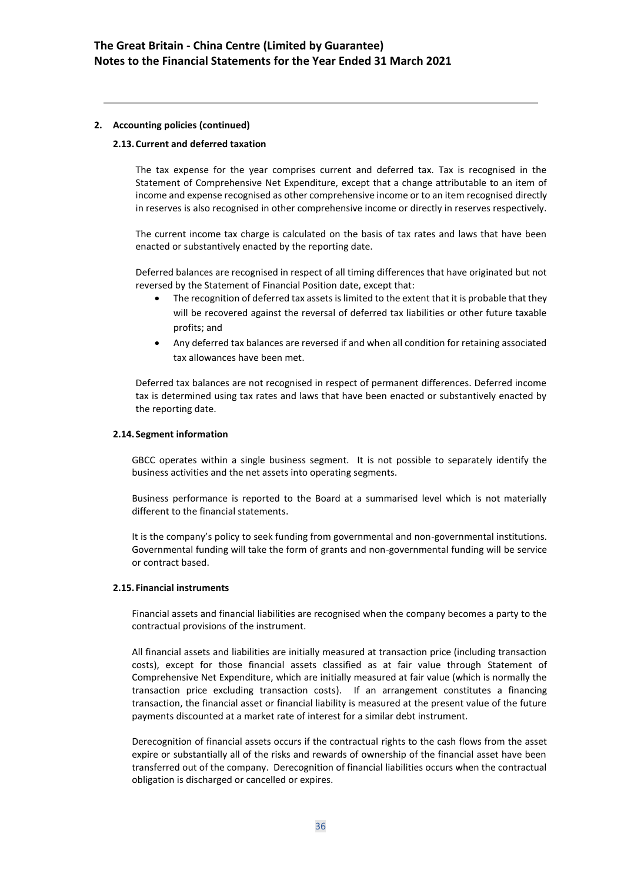## 2. Accounting policies (continued)

### 2.13. Current and deferred taxation

The tax expense for the year comprises current and deferred tax. Tax is recognised in the Statement of Comprehensive Net Expenditure, except that a change attributable to an item of income and expense recognised as other comprehensive income or to an item recognised directly in reserves is also recognised in other comprehensive income or directly in reserves respectively.

The current income tax charge is calculated on the basis of tax rates and laws that have been enacted or substantively enacted by the reporting date.

Deferred balances are recognised in respect of all timing differences that have originated but not reversed by the Statement of Financial Position date, except that:

- The recognition of deferred tax assets is limited to the extent that it is probable that they will be recovered against the reversal of deferred tax liabilities or other future taxable profits; and
- Any deferred tax balances are reversed if and when all condition for retaining associated tax allowances have been met.

Deferred tax balances are not recognised in respect of permanent differences. Deferred income tax is determined using tax rates and laws that have been enacted or substantively enacted by the reporting date.

### 2.14. Segment information

GBCC operates within a single business segment. It is not possible to separately identify the business activities and the net assets into operating segments.

Business performance is reported to the Board at a summarised level which is not materially different to the financial statements.

It is the company's policy to seek funding from governmental and non-governmental institutions. Governmental funding will take the form of grants and non-governmental funding will be service or contract based.

### 2.15. Financial instruments

Financial assets and financial liabilities are recognised when the company becomes a party to the contractual provisions of the instrument.

All financial assets and liabilities are initially measured at transaction price (including transaction costs), except for those financial assets classified as at fair value through Statement of Comprehensive Net Expenditure, which are initially measured at fair value (which is normally the transaction price excluding transaction costs). If an arrangement constitutes a financing transaction, the financial asset or financial liability is measured at the present value of the future payments discounted at a market rate of interest for a similar debt instrument.

Derecognition of financial assets occurs if the contractual rights to the cash flows from the asset expire or substantially all of the risks and rewards of ownership of the financial asset have been transferred out of the company. Derecognition of financial liabilities occurs when the contractual obligation is discharged or cancelled or expires.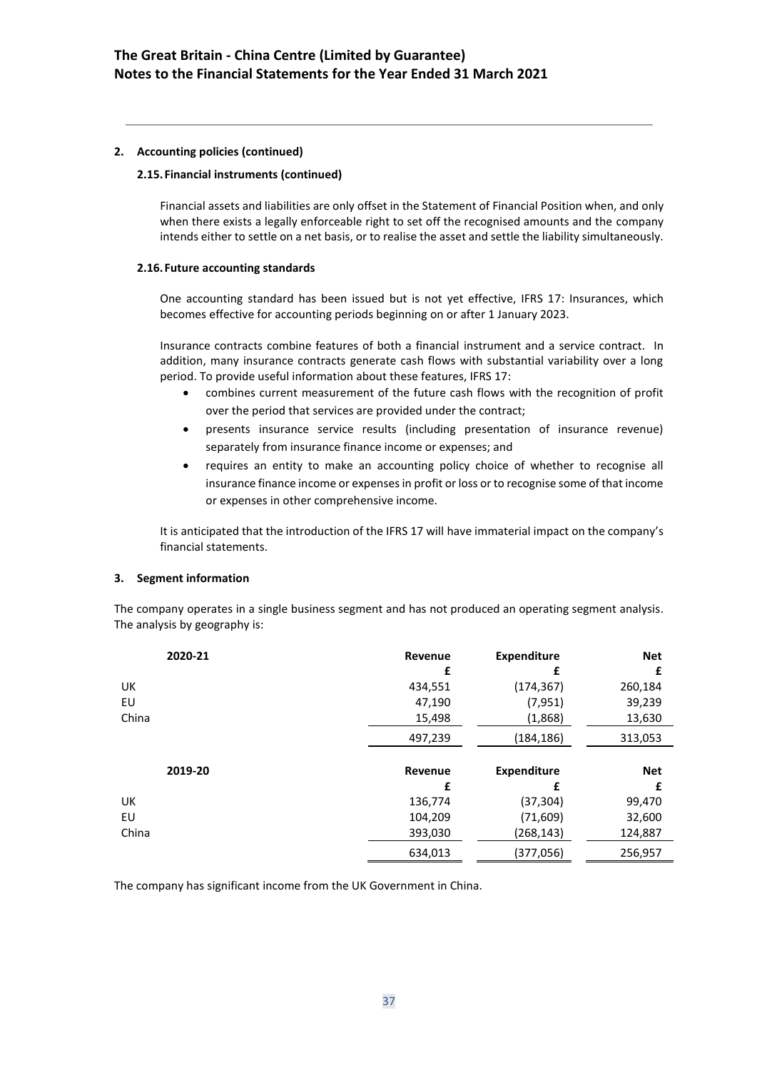**2. Accounting policies (continued)**

**2.15. Financial instruments (continued)**

Financial assets and liabilities are only offset in the Statement of Financial Position when, and only when there exists a legally enforceable right to set off the recognised amounts and the company intends either to settle on a net basis, or to realise the asset and settle the liability simultaneously.

**2.16. Future accounting standards**

One accounting standard has been issued but is not yet effective, IFRS 17: Insurances, which becomes effective for accounting periods beginning on or after 1 January 2023.

Insurance contracts combine features of both a financial instrument and a service contract. In addition, many insurance contracts generate cash flows with substantial variability over a long period. To provide useful information about these features, IFRS 17:

- combines current measurement of the future cash flows with the recognition of profit over the period that services are provided under the contract;
- presents insurance service results (including presentation of insurance revenue) separately from insurance finance income or expenses; and
- requires an entity to make an accounting policy choice of whether to recognise all insurance finance income or expenses in profit or loss or to recognise some of that income or expenses in other comprehensive income.

It is anticipated that the introduction of the IFRS 17 will have immaterial impact on the company's financial statements.

**3. Segment information**

The company operates in a single business segment and has not produced an operating segment analysis. The analysis by geography is:

| 2020-21 | Revenue | Expenditure | Net |
|---|---|---|---|
| | £ | £ | £ |
| UK | 434,551 | (174,367) | 260,184 |
| EU | 47,190 | (7,951) | 39,239 |
| China | 15,498 | (1,868) | 13,630 |
| | 497,239 | (184,186) | 313,053 |

| 2019-20 | Revenue | Expenditure | Net |
|---|---|---|---|
| | £ | £ | £ |
| UK | 136,774 | (37,304) | 99,470 |
| EU | 104,209 | (71,609) | 32,600 |
| China | 393,030 | (268,143) | 124,887 |
| | 634,013 | (377,056) | 256,957 |

The company has significant income from the UK Government in China.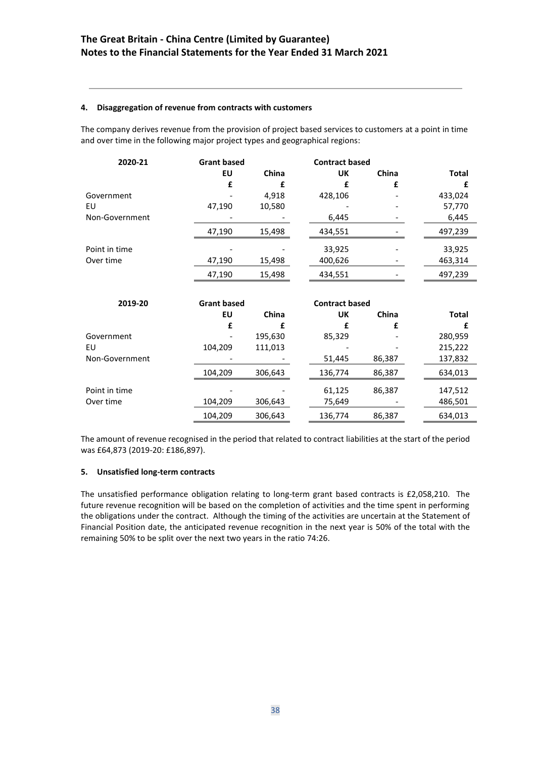#### 4. Disaggregation of revenue from contracts with customers

The company derives revenue from the provision of project based services to customers at a point in time and over time in the following major project types and geographical regions:

| 2020-21 | Grant based | | Contract based | | |
|---|---|---|---|---|---|
| | EU | China | UK | China | Total |
| | £ | £ | £ | £ | £ |
| Government | - | 4,918 | 428,106 | - | 433,024 |
| EU | 47,190 | 10,580 | - | - | 57,770 |
| Non-Government | - | - | 6,445 | - | 6,445 |
| | 47,190 | 15,498 | 434,551 | - | 497,239 |
| Point in time | - | - | 33,925 | - | 33,925 |
| Over time | 47,190 | 15,498 | 400,626 | - | 463,314 |
| | 47,190 | 15,498 | 434,551 | - | 497,239 |

| 2019-20 | Grant based | | Contract based | | |
|---|---|---|---|---|---|
| | EU | China | UK | China | Total |
| | £ | £ | £ | £ | £ |
| Government | - | 195,630 | 85,329 | - | 280,959 |
| EU | 104,209 | 111,013 | - | - | 215,222 |
| Non-Government | - | - | 51,445 | 86,387 | 137,832 |
| | 104,209 | 306,643 | 136,774 | 86,387 | 634,013 |
| Point in time | - | - | 61,125 | 86,387 | 147,512 |
| Over time | 104,209 | 306,643 | 75,649 | - | 486,501 |
| | 104,209 | 306,643 | 136,774 | 86,387 | 634,013 |

The amount of revenue recognised in the period that related to contract liabilities at the start of the period was £64,873 (2019-20: £186,897).

#### 5. Unsatisfied long-term contracts

The unsatisfied performance obligation relating to long-term grant based contracts is £2,058,210. The future revenue recognition will be based on the completion of activities and the time spent in performing the obligations under the contract. Although the timing of the activities are uncertain at the Statement of Financial Position date, the anticipated revenue recognition in the next year is 50% of the total with the remaining 50% to be split over the next two years in the ratio 74:26.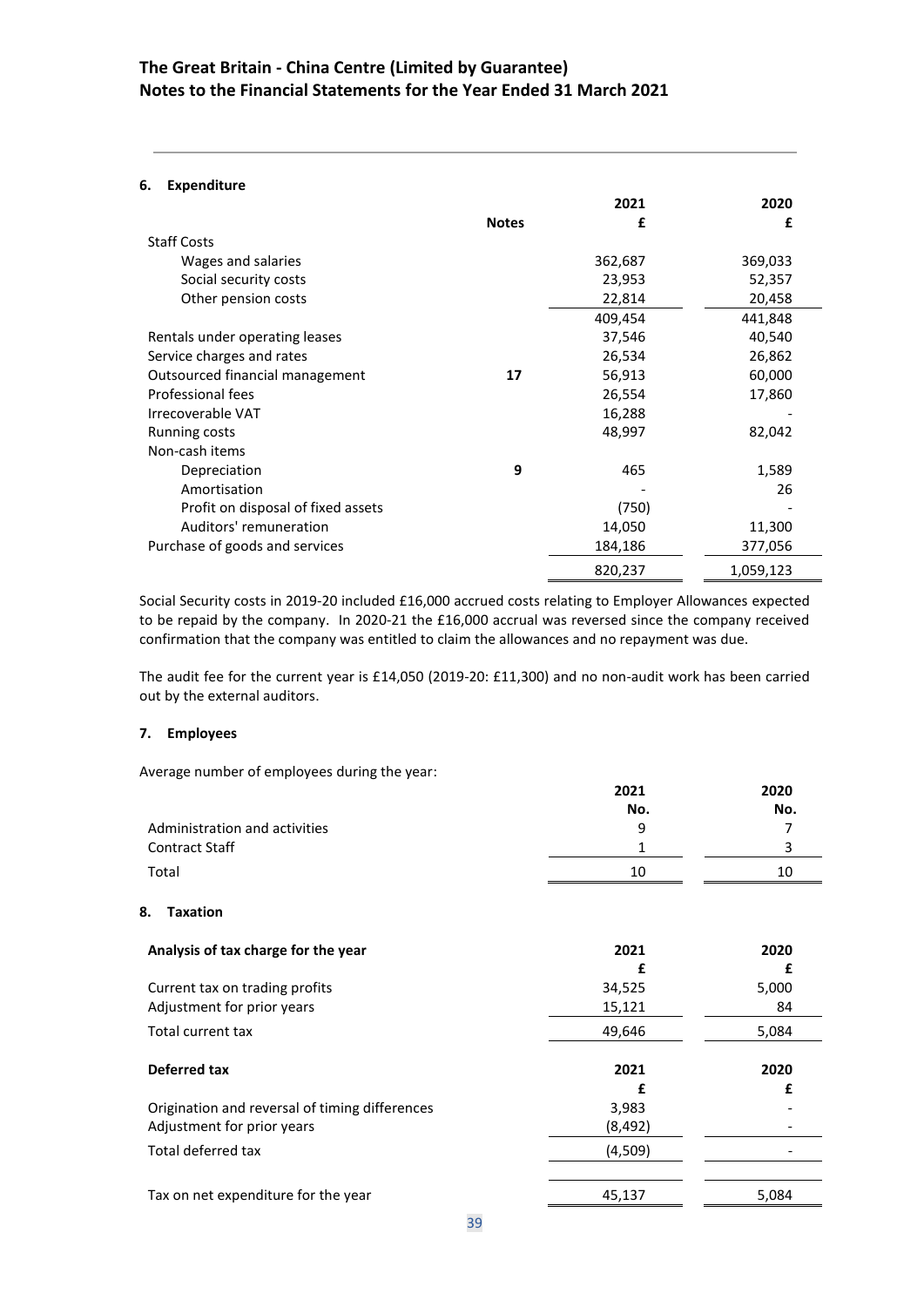## The Great Britain - China Centre (Limited by Guarantee)
## Notes to the Financial Statements for the Year Ended 31 March 2021

### 6. Expenditure

| | Notes | 2021 £ | 2020 £ |
|---|---|---|---|
| Staff Costs | | | |
| Wages and salaries | | 362,687 | 369,033 |
| Social security costs | | 23,953 | 52,357 |
| Other pension costs | | 22,814 | 20,458 |
| | | 409,454 | 441,848 |
| Rentals under operating leases | | 37,546 | 40,540 |
| Service charges and rates | | 26,534 | 26,862 |
| Outsourced financial management | 17 | 56,913 | 60,000 |
| Professional fees | | 26,554 | 17,860 |
| Irrecoverable VAT | | 16,288 | - |
| Running costs | | 48,997 | 82,042 |
| Non-cash items | | | |
| Depreciation | 9 | 465 | 1,589 |
| Amortisation | | - | 26 |
| Profit on disposal of fixed assets | | (750) | - |
| Auditors' remuneration | | 14,050 | 11,300 |
| Purchase of goods and services | | 184,186 | 377,056 |
| | | 820,237 | 1,059,123 |

Social Security costs in 2019-20 included £16,000 accrued costs relating to Employer Allowances expected to be repaid by the company. In 2020-21 the £16,000 accrual was reversed since the company received confirmation that the company was entitled to claim the allowances and no repayment was due.

The audit fee for the current year is £14,050 (2019-20: £11,300) and no non-audit work has been carried out by the external auditors.

### 7. Employees

Average number of employees during the year:

| | 2021 No. | 2020 No. |
|---|---|---|
| Administration and activities | 9 | 7 |
| Contract Staff | 1 | 3 |
| Total | 10 | 10 |

### 8. Taxation

| Analysis of tax charge for the year | 2021 £ | 2020 £ |
|---|---|---|
| Current tax on trading profits | 34,525 | 5,000 |
| Adjustment for prior years | 15,121 | 84 |
| Total current tax | 49,646 | 5,084 |
| **Deferred tax** | **2021 £** | **2020 £** |
| Origination and reversal of timing differences | 3,983 | - |
| Adjustment for prior years | (8,492) | - |
| Total deferred tax | (4,509) | - |
| | | |
| Tax on net expenditure for the year | 45,137 | 5,084 |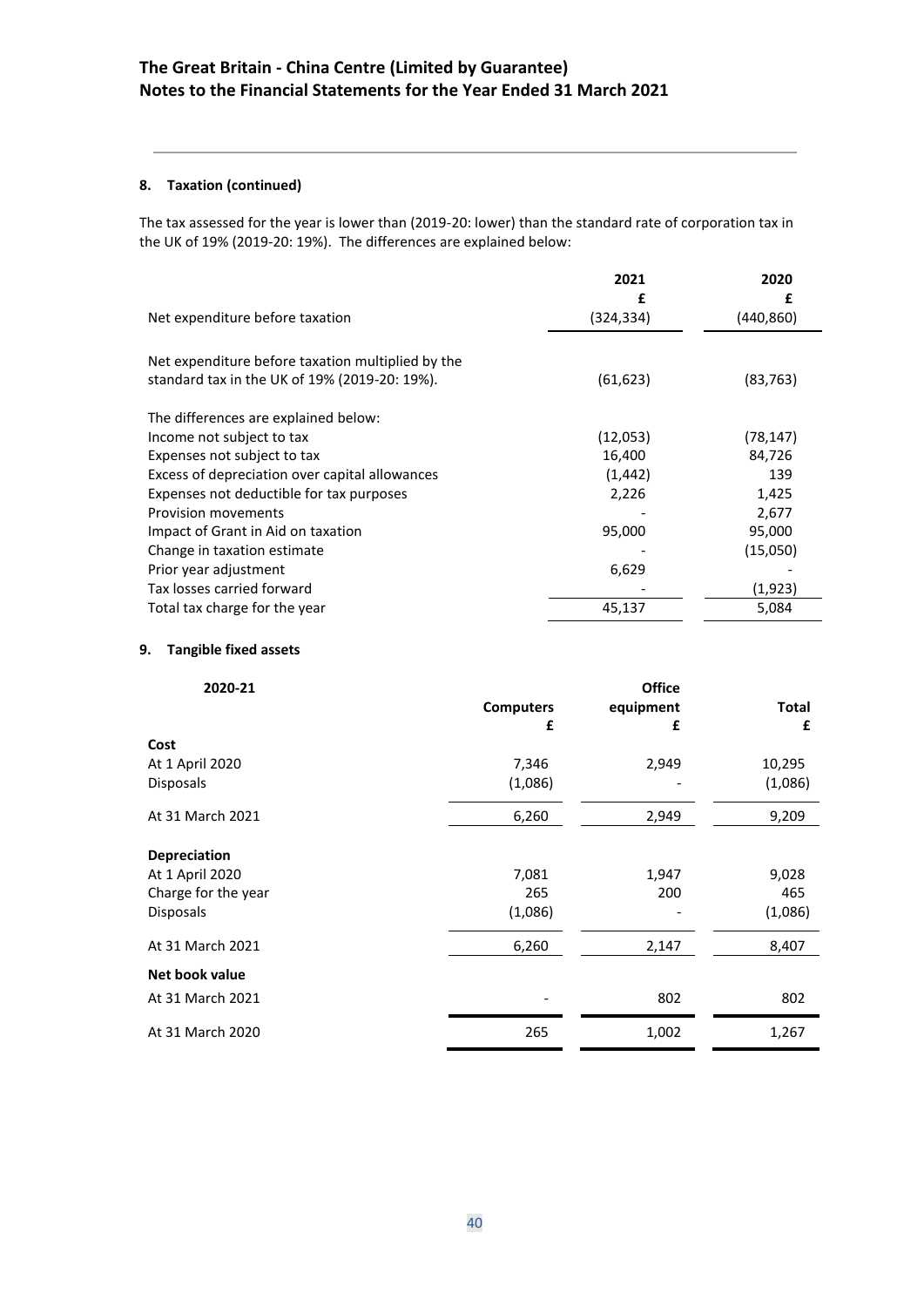#### 8. Taxation (continued)

The tax assessed for the year is lower than (2019-20: lower) than the standard rate of corporation tax in the UK of 19% (2019-20: 19%). The differences are explained below:

| | 2021 £ | 2020 £ |
|---|---|---|
| Net expenditure before taxation | (324,334) | (440,860) |
| Net expenditure before taxation multiplied by the standard tax in the UK of 19% (2019-20: 19%). | (61,623) | (83,763) |
| The differences are explained below: | | |
| Income not subject to tax | (12,053) | (78,147) |
| Expenses not subject to tax | 16,400 | 84,726 |
| Excess of depreciation over capital allowances | (1,442) | 139 |
| Expenses not deductible for tax purposes | 2,226 | 1,425 |
| Provision movements | - | 2,677 |
| Impact of Grant in Aid on taxation | 95,000 | 95,000 |
| Change in taxation estimate | - | (15,050) |
| Prior year adjustment | 6,629 | - |
| Tax losses carried forward | - | (1,923) |
| Total tax charge for the year | 45,137 | 5,084 |

#### 9. Tangible fixed assets

| 2020-21 | Computers £ | Office equipment £ | Total £ |
|---|---|---|---|
| **Cost** | | | |
| At 1 April 2020 | 7,346 | 2,949 | 10,295 |
| Disposals | (1,086) | - | (1,086) |
| At 31 March 2021 | 6,260 | 2,949 | 9,209 |
| **Depreciation** | | | |
| At 1 April 2020 | 7,081 | 1,947 | 9,028 |
| Charge for the year | 265 | 200 | 465 |
| Disposals | (1,086) | - | (1,086) |
| At 31 March 2021 | 6,260 | 2,147 | 8,407 |
| **Net book value** | | | |
| At 31 March 2021 | - | 802 | 802 |
| At 31 March 2020 | 265 | 1,002 | 1,267 |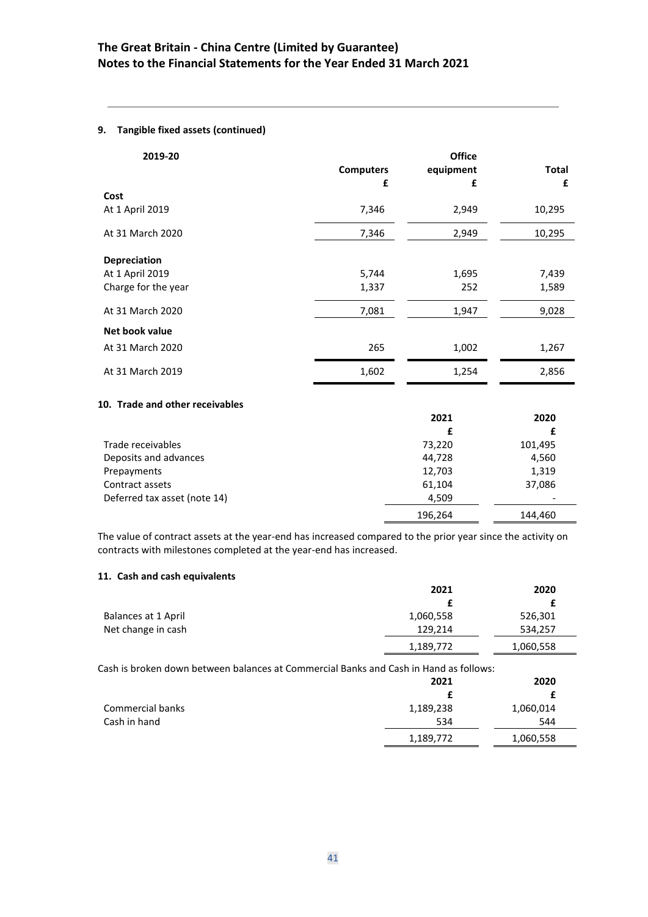## 9. Tangible fixed assets (continued)

| 2019-20 | Computers £ | Office equipment £ | Total £ |
|---|---|---|---|
| **Cost** | | | |
| At 1 April 2019 | 7,346 | 2,949 | 10,295 |
| At 31 March 2020 | 7,346 | 2,949 | 10,295 |
| **Depreciation** | | | |
| At 1 April 2019 | 5,744 | 1,695 | 7,439 |
| Charge for the year | 1,337 | 252 | 1,589 |
| At 31 March 2020 | 7,081 | 1,947 | 9,028 |
| **Net book value** | | | |
| At 31 March 2020 | 265 | 1,002 | 1,267 |
| At 31 March 2019 | 1,602 | 1,254 | 2,856 |

## 10. Trade and other receivables

| | 2021 £ | 2020 £ |
|---|---|---|
| Trade receivables | 73,220 | 101,495 |
| Deposits and advances | 44,728 | 4,560 |
| Prepayments | 12,703 | 1,319 |
| Contract assets | 61,104 | 37,086 |
| Deferred tax asset (note 14) | 4,509 | - |
| | 196,264 | 144,460 |

The value of contract assets at the year-end has increased compared to the prior year since the activity on contracts with milestones completed at the year-end has increased.

## 11. Cash and cash equivalents

| | 2021 £ | 2020 £ |
|---|---|---|
| Balances at 1 April | 1,060,558 | 526,301 |
| Net change in cash | 129,214 | 534,257 |
| | 1,189,772 | 1,060,558 |

Cash is broken down between balances at Commercial Banks and Cash in Hand as follows:

| | 2021 £ | 2020 £ |
|---|---|---|
| Commercial banks | 1,189,238 | 1,060,014 |
| Cash in hand | 534 | 544 |
| | 1,189,772 | 1,060,558 |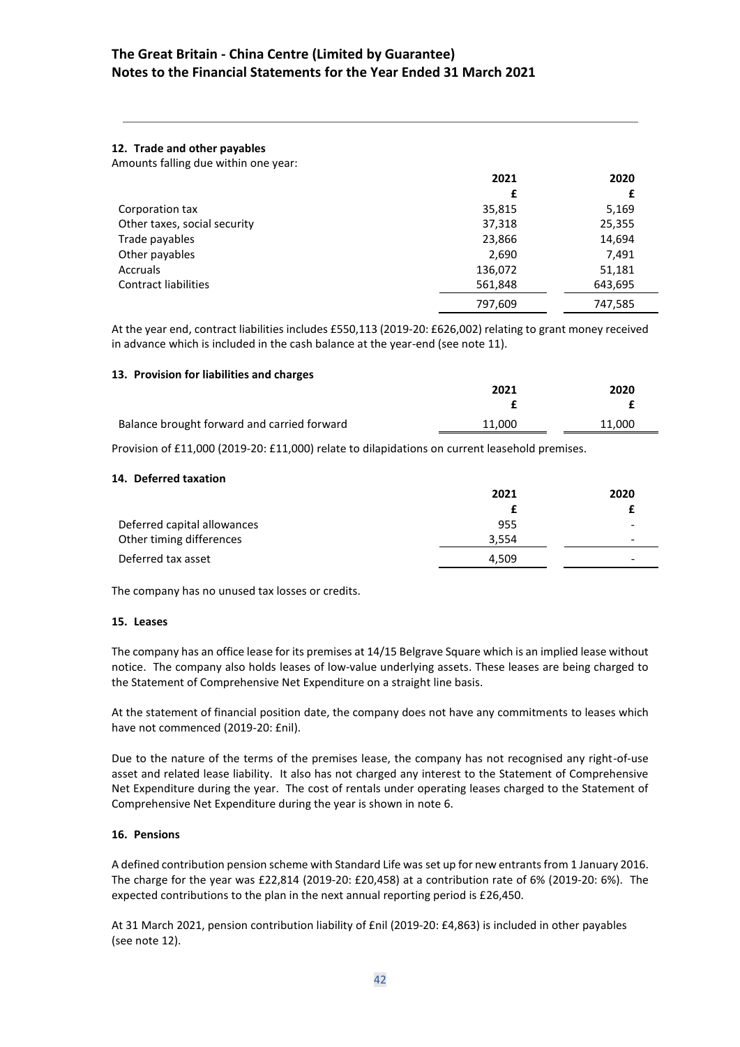#### 12. Trade and other payables

Amounts falling due within one year:

| | 2021 | 2020 |
|---|---|---|
| | £ | £ |
| Corporation tax | 35,815 | 5,169 |
| Other taxes, social security | 37,318 | 25,355 |
| Trade payables | 23,866 | 14,694 |
| Other payables | 2,690 | 7,491 |
| Accruals | 136,072 | 51,181 |
| Contract liabilities | 561,848 | 643,695 |
| | 797,609 | 747,585 |

At the year end, contract liabilities includes £550,113 (2019-20: £626,002) relating to grant money received in advance which is included in the cash balance at the year-end (see note 11).

#### 13. Provision for liabilities and charges

| | 2021 | 2020 |
|---|---|---|
| | £ | £ |
| Balance brought forward and carried forward | 11,000 | 11,000 |

Provision of £11,000 (2019-20: £11,000) relate to dilapidations on current leasehold premises.

#### 14. Deferred taxation

| | 2021 | 2020 |
|---|---|---|
| | £ | £ |
| Deferred capital allowances | 955 | - |
| Other timing differences | 3,554 | - |
| Deferred tax asset | 4,509 | - |

The company has no unused tax losses or credits.

#### 15. Leases

The company has an office lease for its premises at 14/15 Belgrave Square which is an implied lease without notice. The company also holds leases of low-value underlying assets. These leases are being charged to the Statement of Comprehensive Net Expenditure on a straight line basis.

At the statement of financial position date, the company does not have any commitments to leases which have not commenced (2019-20: £nil).

Due to the nature of the terms of the premises lease, the company has not recognised any right-of-use asset and related lease liability. It also has not charged any interest to the Statement of Comprehensive Net Expenditure during the year. The cost of rentals under operating leases charged to the Statement of Comprehensive Net Expenditure during the year is shown in note 6.

#### 16. Pensions

A defined contribution pension scheme with Standard Life was set up for new entrants from 1 January 2016. The charge for the year was £22,814 (2019-20: £20,458) at a contribution rate of 6% (2019-20: 6%). The expected contributions to the plan in the next annual reporting period is £26,450.

At 31 March 2021, pension contribution liability of £nil (2019-20: £4,863) is included in other payables (see note 12).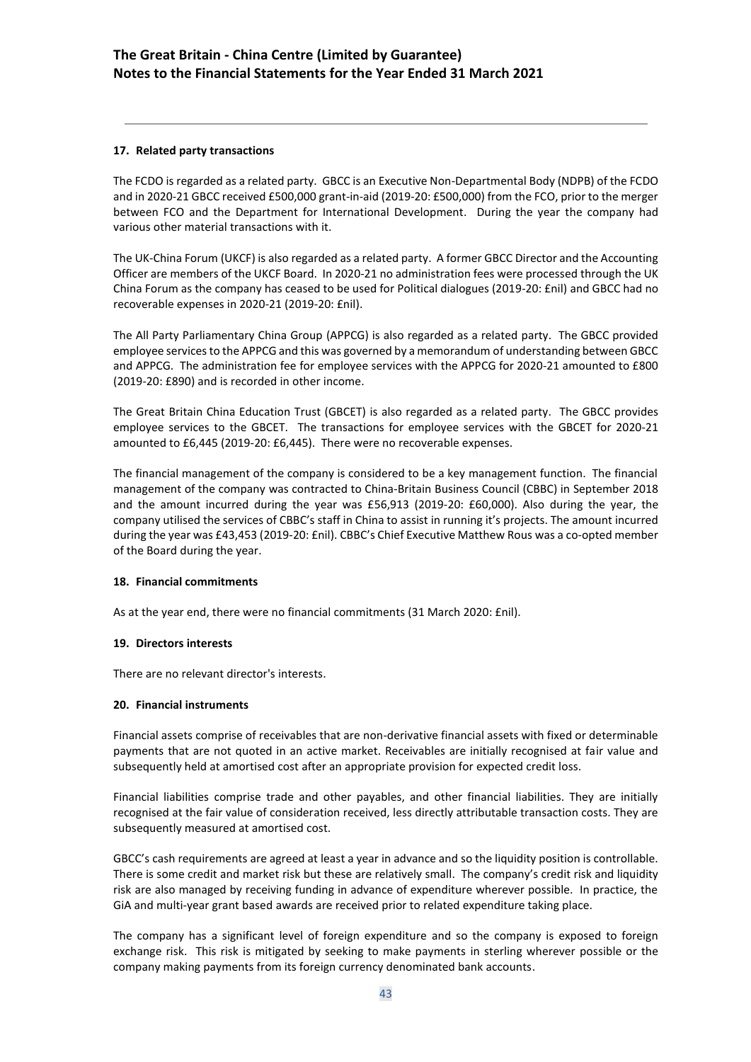### 17. Related party transactions

The FCDO is regarded as a related party. GBCC is an Executive Non-Departmental Body (NDPB) of the FCDO and in 2020-21 GBCC received £500,000 grant-in-aid (2019-20: £500,000) from the FCO, prior to the merger between FCO and the Department for International Development. During the year the company had various other material transactions with it.

The UK-China Forum (UKCF) is also regarded as a related party. A former GBCC Director and the Accounting Officer are members of the UKCF Board. In 2020-21 no administration fees were processed through the UK China Forum as the company has ceased to be used for Political dialogues (2019-20: £nil) and GBCC had no recoverable expenses in 2020-21 (2019-20: £nil).

The All Party Parliamentary China Group (APPCG) is also regarded as a related party. The GBCC provided employee services to the APPCG and this was governed by a memorandum of understanding between GBCC and APPCG. The administration fee for employee services with the APPCG for 2020-21 amounted to £800 (2019-20: £890) and is recorded in other income.

The Great Britain China Education Trust (GBCET) is also regarded as a related party. The GBCC provides employee services to the GBCET. The transactions for employee services with the GBCET for 2020-21 amounted to £6,445 (2019-20: £6,445). There were no recoverable expenses.

The financial management of the company is considered to be a key management function. The financial management of the company was contracted to China-Britain Business Council (CBBC) in September 2018 and the amount incurred during the year was £56,913 (2019-20: £60,000). Also during the year, the company utilised the services of CBBC's staff in China to assist in running it's projects. The amount incurred during the year was £43,453 (2019-20: £nil). CBBC's Chief Executive Matthew Rous was a co-opted member of the Board during the year.

### 18. Financial commitments

As at the year end, there were no financial commitments (31 March 2020: £nil).

### 19. Directors interests

There are no relevant director's interests.

### 20. Financial instruments

Financial assets comprise of receivables that are non-derivative financial assets with fixed or determinable payments that are not quoted in an active market. Receivables are initially recognised at fair value and subsequently held at amortised cost after an appropriate provision for expected credit loss.

Financial liabilities comprise trade and other payables, and other financial liabilities. They are initially recognised at the fair value of consideration received, less directly attributable transaction costs. They are subsequently measured at amortised cost.

GBCC's cash requirements are agreed at least a year in advance and so the liquidity position is controllable. There is some credit and market risk but these are relatively small. The company's credit risk and liquidity risk are also managed by receiving funding in advance of expenditure wherever possible. In practice, the GiA and multi-year grant based awards are received prior to related expenditure taking place.

The company has a significant level of foreign expenditure and so the company is exposed to foreign exchange risk. This risk is mitigated by seeking to make payments in sterling wherever possible or the company making payments from its foreign currency denominated bank accounts.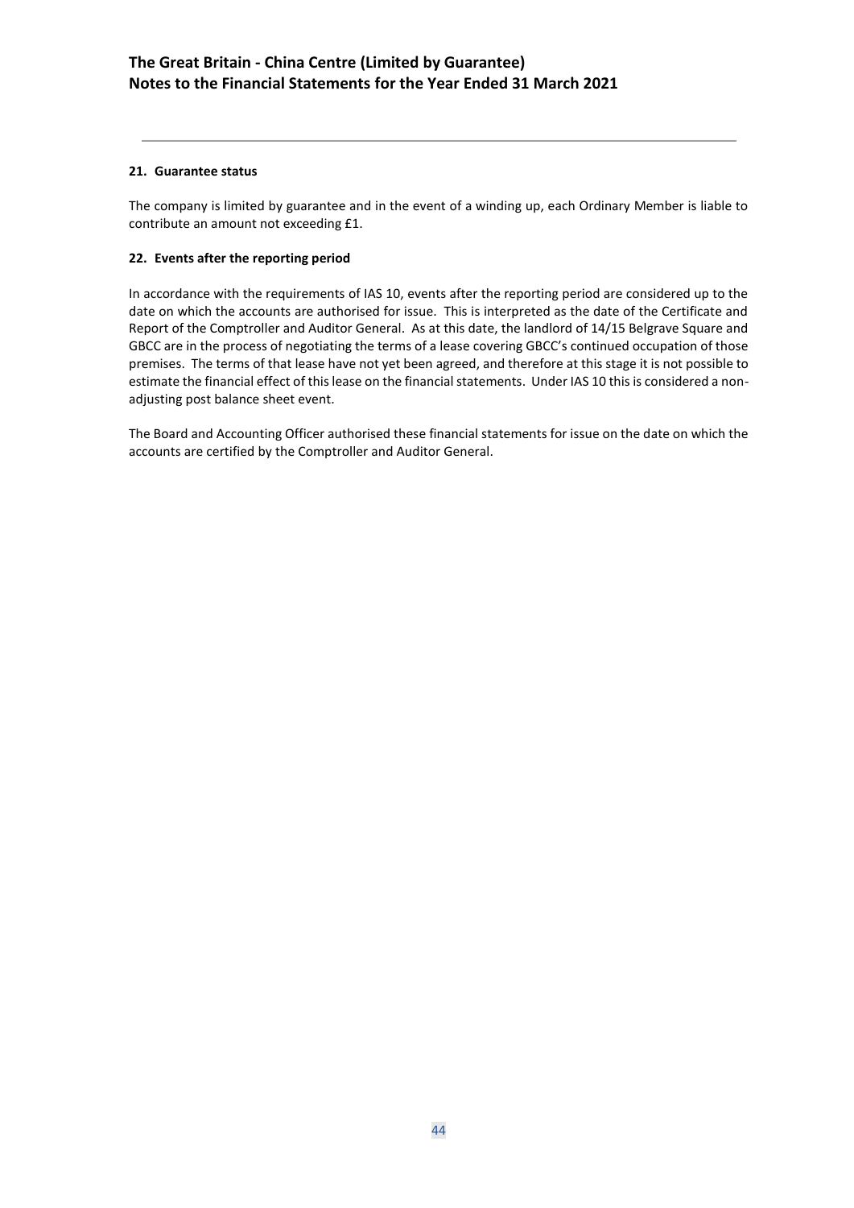#### 21. Guarantee status

The company is limited by guarantee and in the event of a winding up, each Ordinary Member is liable to contribute an amount not exceeding £1.

#### 22. Events after the reporting period

In accordance with the requirements of IAS 10, events after the reporting period are considered up to the date on which the accounts are authorised for issue. This is interpreted as the date of the Certificate and Report of the Comptroller and Auditor General. As at this date, the landlord of 14/15 Belgrave Square and GBCC are in the process of negotiating the terms of a lease covering GBCC's continued occupation of those premises. The terms of that lease have not yet been agreed, and therefore at this stage it is not possible to estimate the financial effect of this lease on the financial statements. Under IAS 10 this is considered a non-adjusting post balance sheet event.

The Board and Accounting Officer authorised these financial statements for issue on the date on which the accounts are certified by the Comptroller and Auditor General.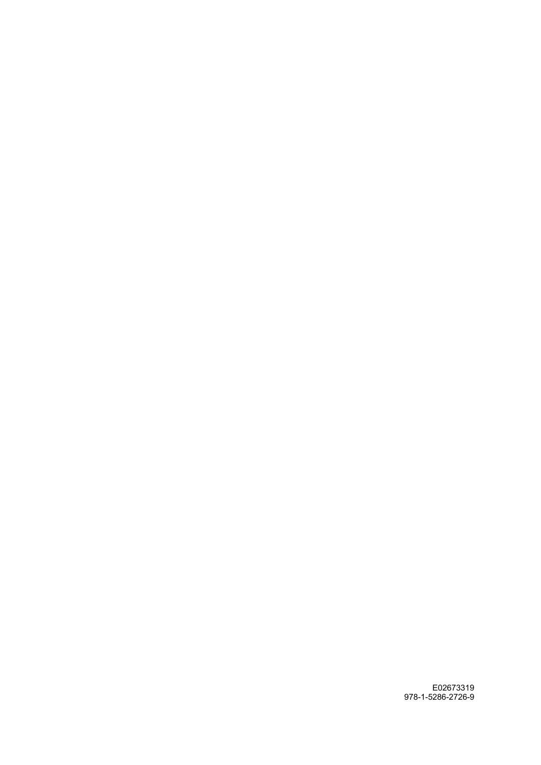E02673319
978-1-5286-2726-9